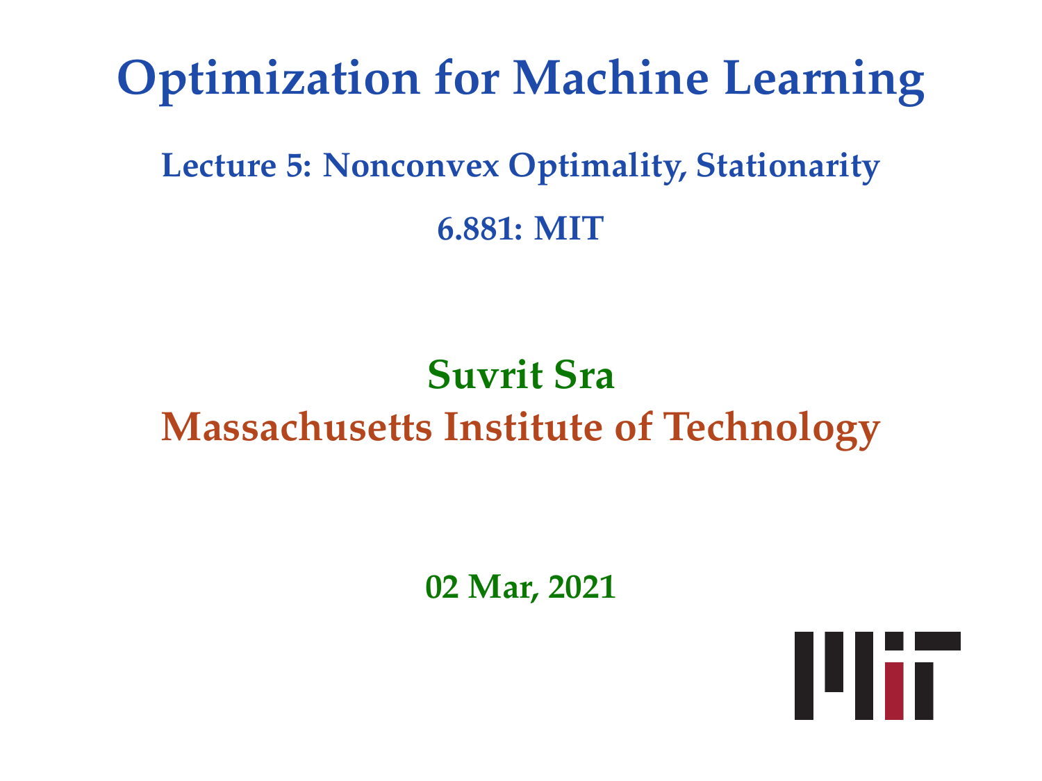# Optimization for Machine Learning

## Lecture 5: Nonconvex Optimality, Stationarity

### 6.881: MIT

**Suvrit Sra**

**Massachusetts Institute of Technology**

**02 Mar, 2021**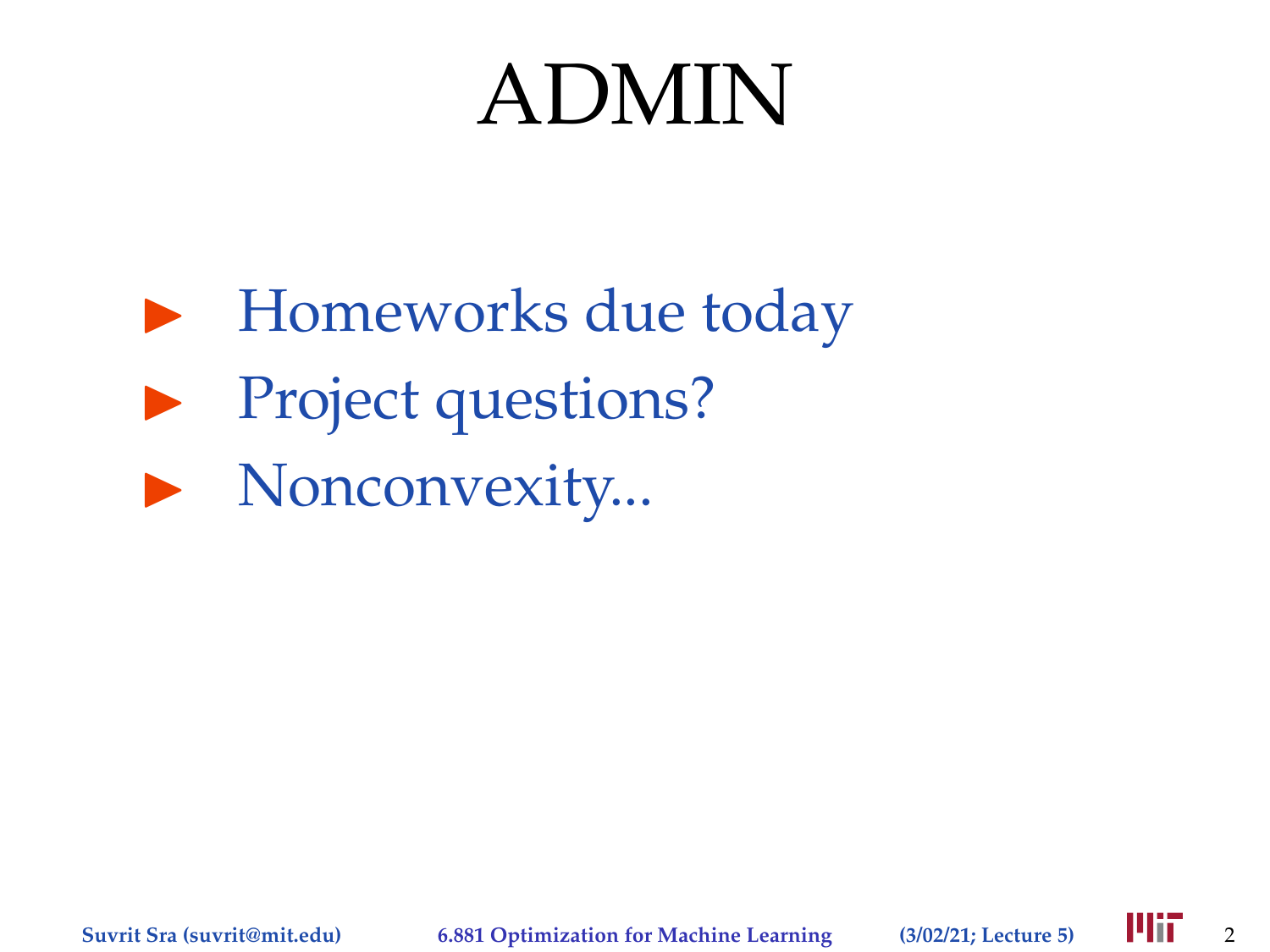# ADMIN

- Homeworks due today
- Project questions?
- Nonconvexity...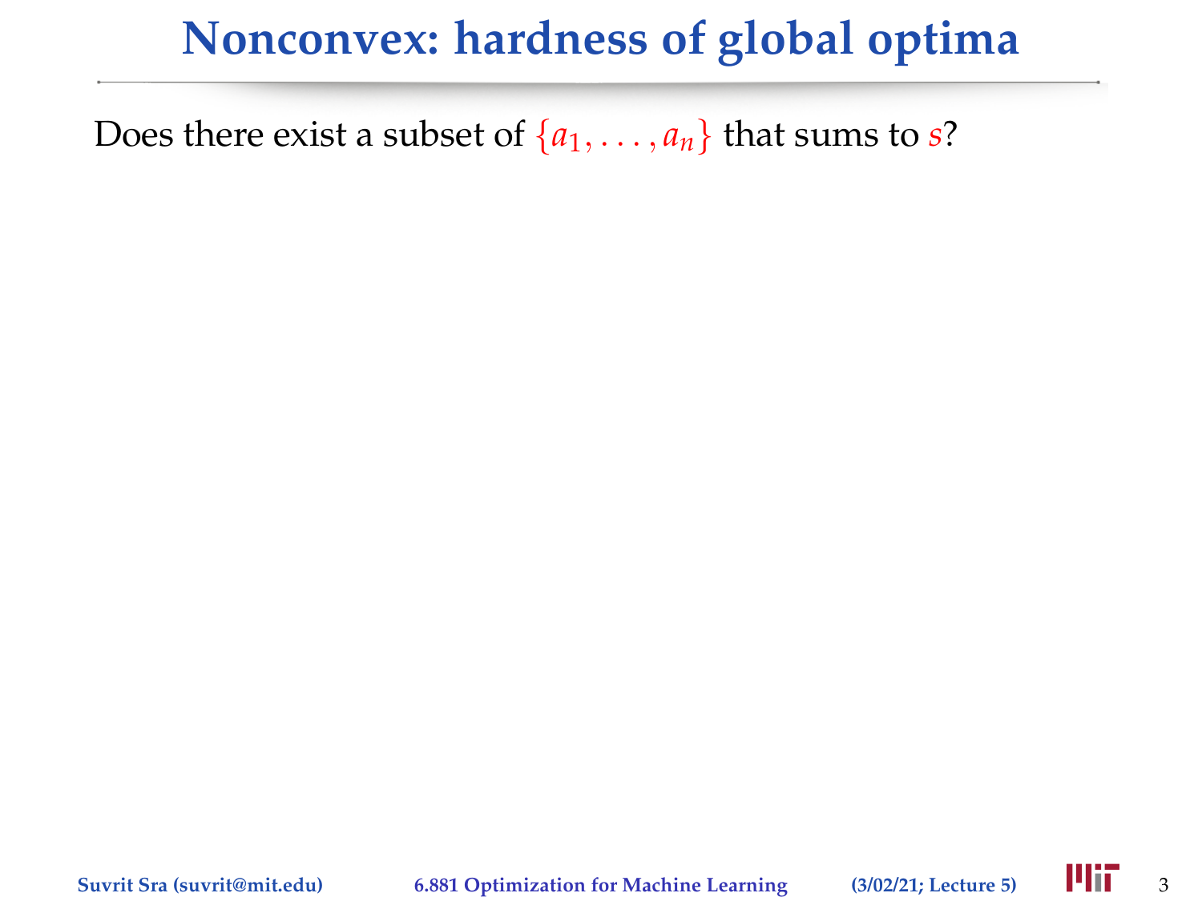# Nonconvex: hardness of global optima

Does there exist a subset of $\{a_1, \ldots, a_n\}$ that sums to $s$?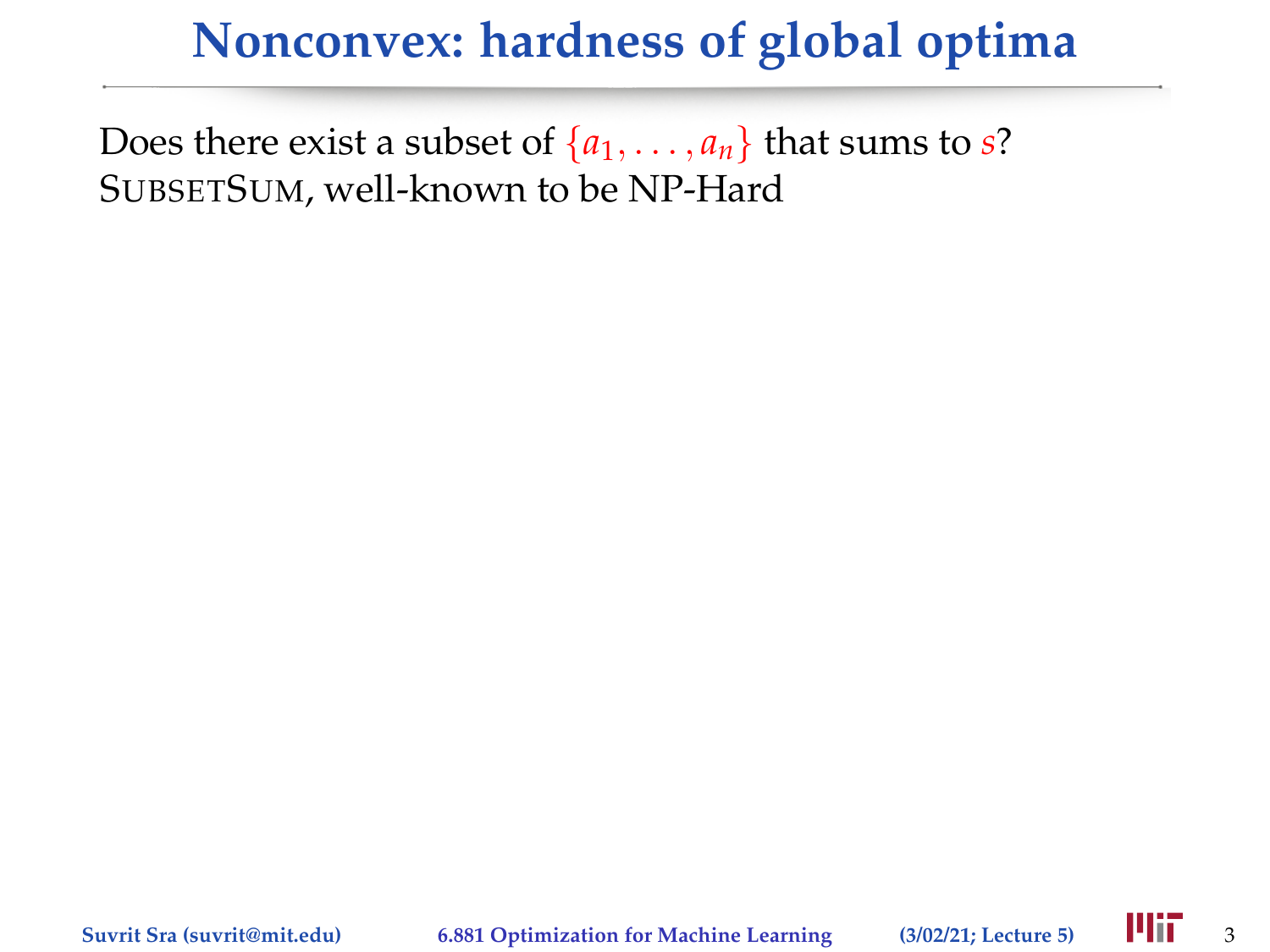# Nonconvex: hardness of global optima

Does there exist a subset of $\{a_1, \ldots, a_n\}$ that sums to $s$?
SUBSETSUM, well-known to be NP-Hard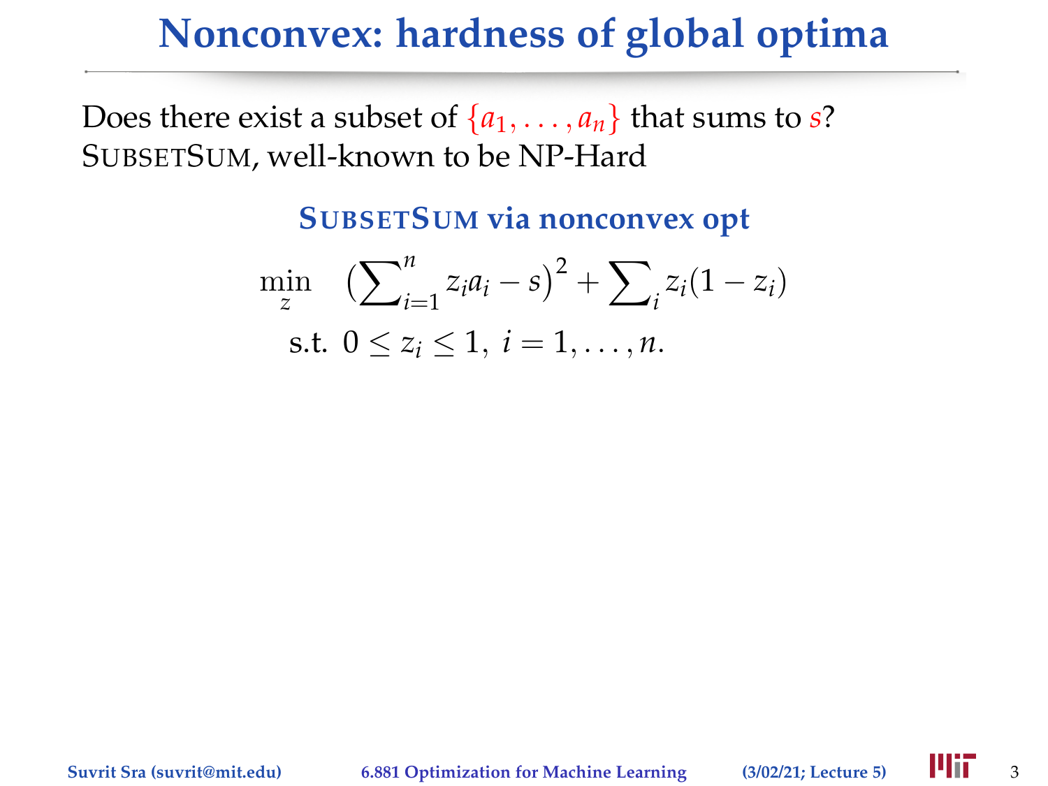# Nonconvex: hardness of global optima

Does there exist a subset of $\{a_1, \ldots, a_n\}$ that sums to $s$?
SUBSETSUM, well-known to be NP-Hard

**SUBSETSUM via nonconvex opt**

$$\min_{z} \quad \left(\sum_{i=1}^{n} z_i a_i - s\right)^2 + \sum_i z_i(1 - z_i)$$
$$\text{s.t. } 0 \leq z_i \leq 1, \; i = 1, \ldots, n.$$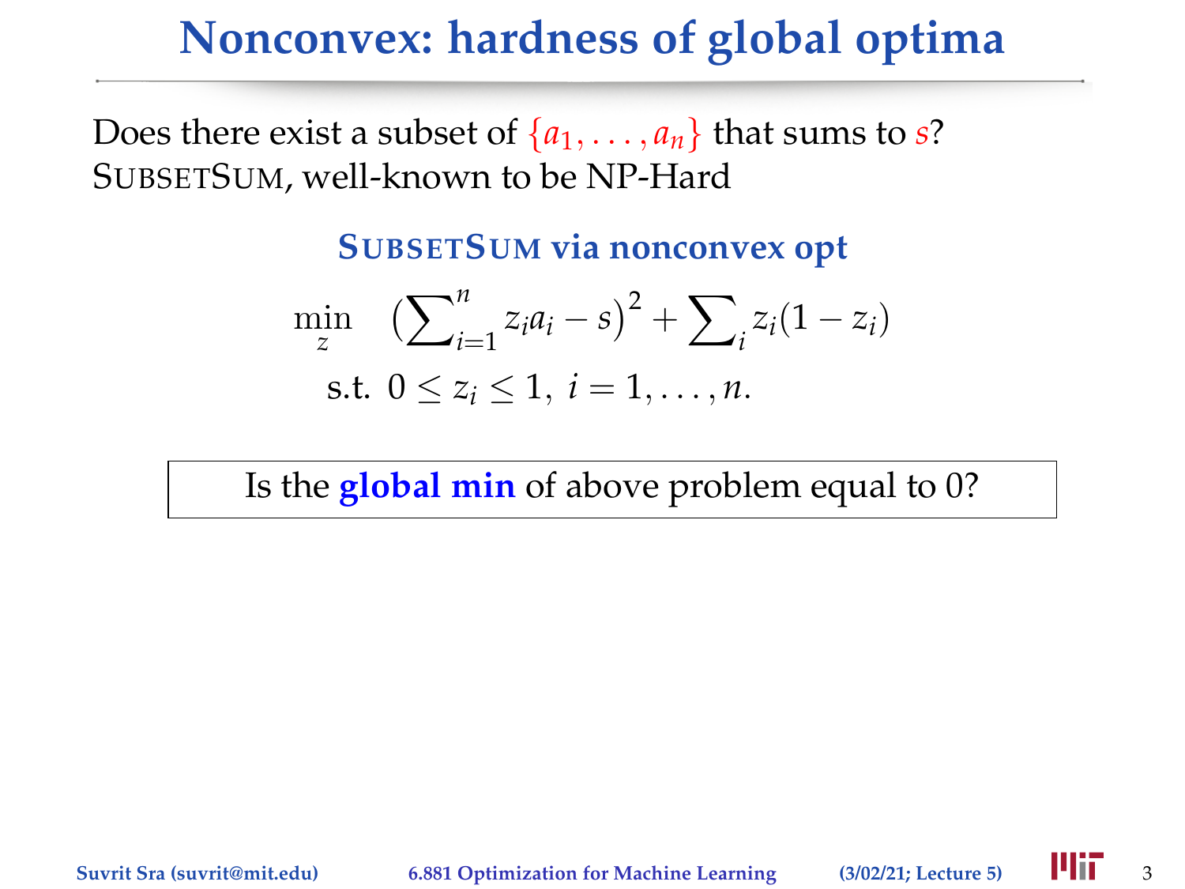# Nonconvex: hardness of global optima

Does there exist a subset of $\{a_1, \ldots, a_n\}$ that sums to $s$?
SubsetSum, well-known to be NP-Hard

**SubsetSum via nonconvex opt**

$$\min_z \quad \left(\sum\nolimits_{i=1}^n z_i a_i - s\right)^2 + \sum\nolimits_i z_i(1 - z_i)$$
$$\text{s.t. } 0 \le z_i \le 1, \ i = 1, \ldots, n.$$

Is the **global min** of above problem equal to 0?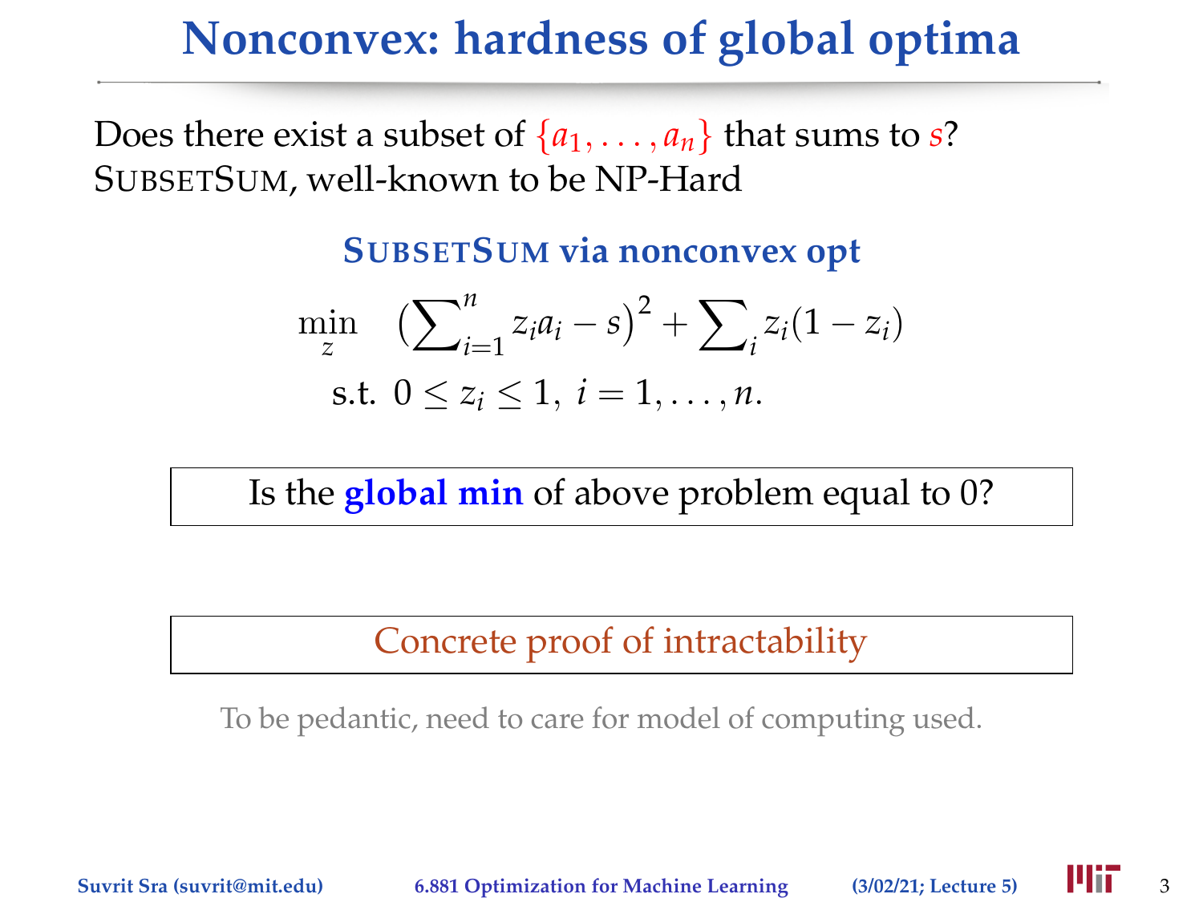# Nonconvex: hardness of global optima

Does there exist a subset of $\{a_1, \ldots, a_n\}$ that sums to $s$?
SUBSETSUM, well-known to be NP-Hard

### SUBSETSUM via nonconvex opt

$$
\begin{aligned}
\min_{z} \quad & \left(\sum\nolimits_{i=1}^{n} z_i a_i - s\right)^2 + \sum\nolimits_i z_i(1 - z_i) \\
\text{s.t. } & 0 \leq z_i \leq 1, \; i = 1, \ldots, n.
\end{aligned}
$$

Is the **global min** of above problem equal to 0?

Concrete proof of intractability

To be pedantic, need to care for model of computing used.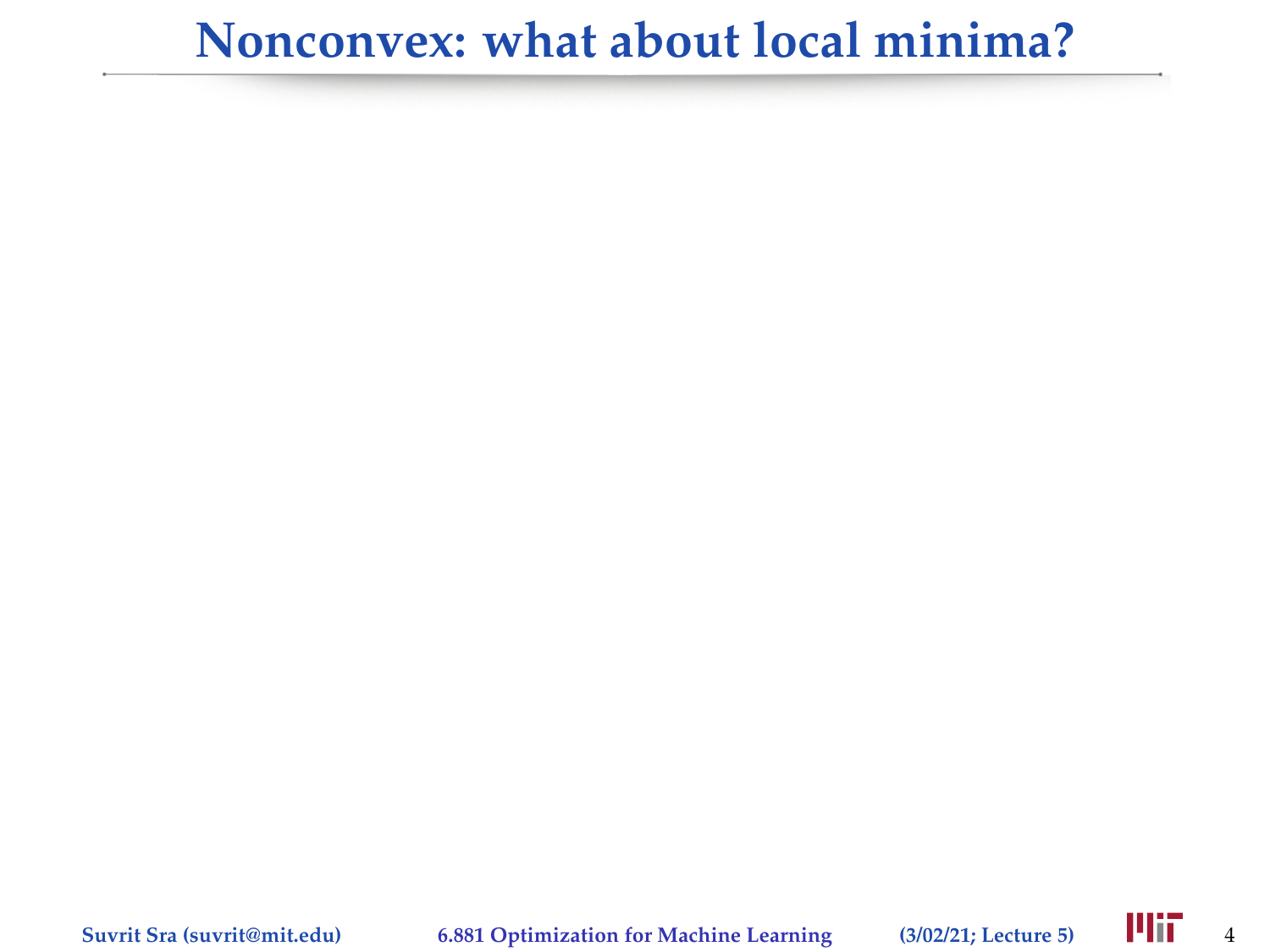# Nonconvex: what about local minima?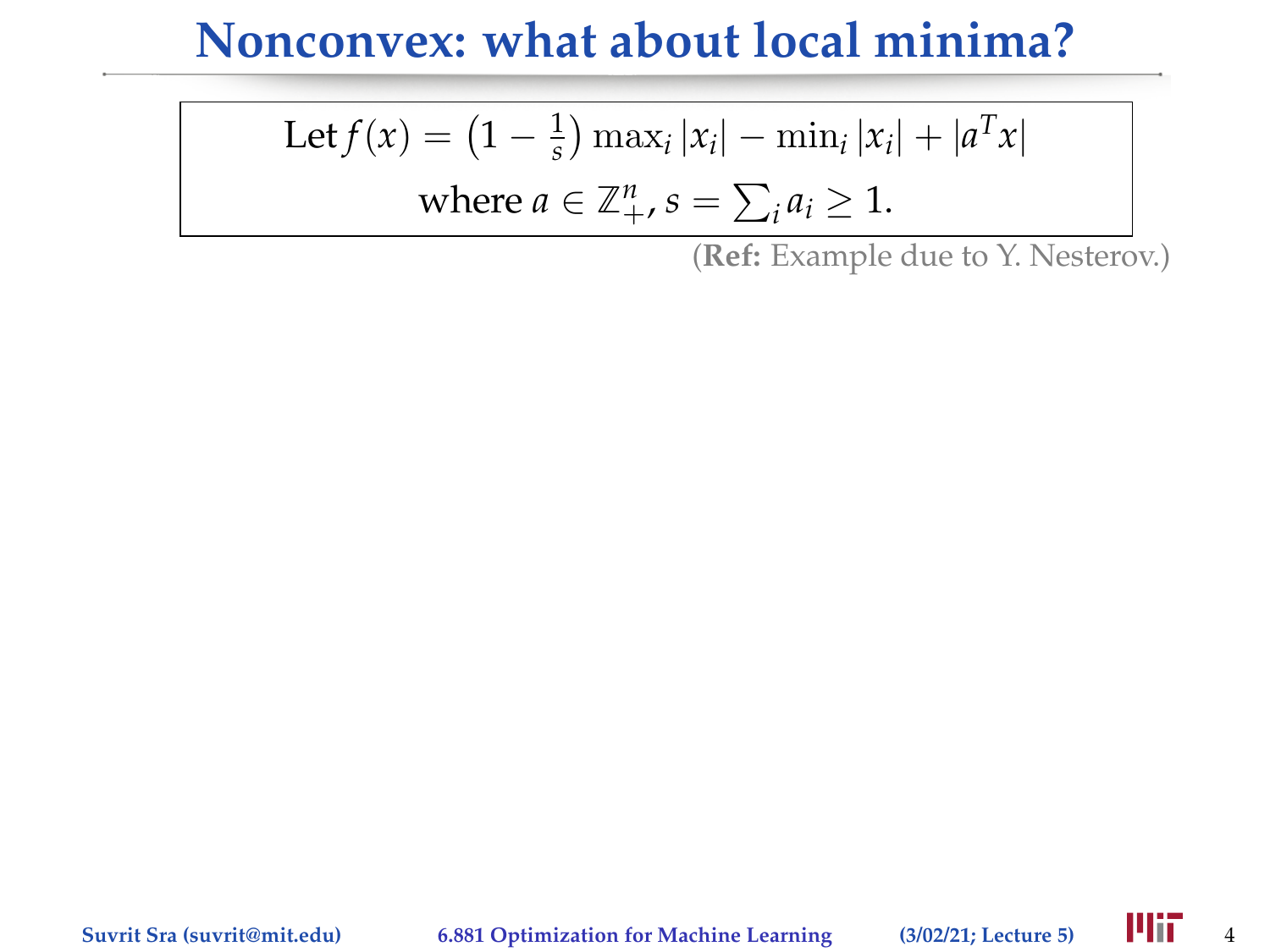# Nonconvex: what about local minima?

$$\text{Let } f(x) = \left(1 - \tfrac{1}{s}\right) \max_i |x_i| - \min_i |x_i| + |a^T x|$$

$$\text{where } a \in \mathbb{Z}_+^n,\ s = \sum_i a_i \geq 1.$$

(**Ref:** Example due to Y. Nesterov.)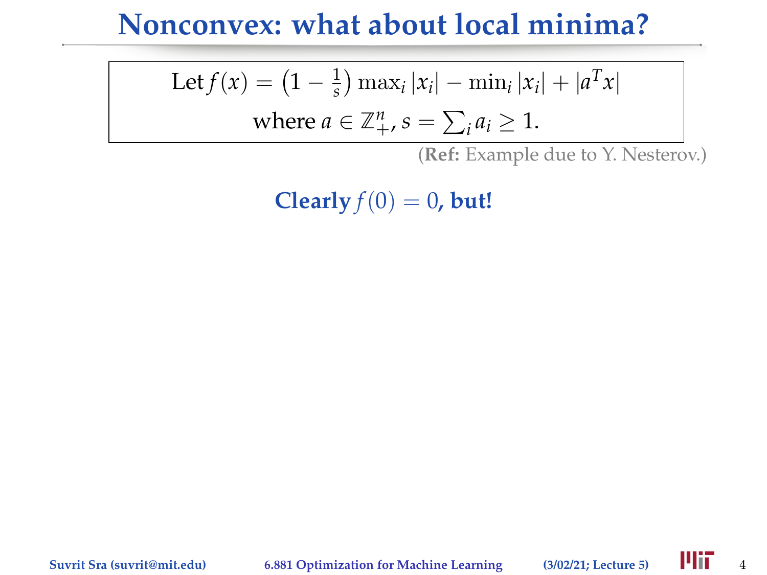# Nonconvex: what about local minima?

$$\text{Let } f(x) = \left(1 - \tfrac{1}{s}\right) \max_i |x_i| - \min_i |x_i| + |a^T x|$$
$$\text{where } a \in \mathbb{Z}_+^n,\ s = \sum_i a_i \geq 1.$$

(**Ref:** Example due to Y. Nesterov.)

**Clearly $f(0) = 0$, but!**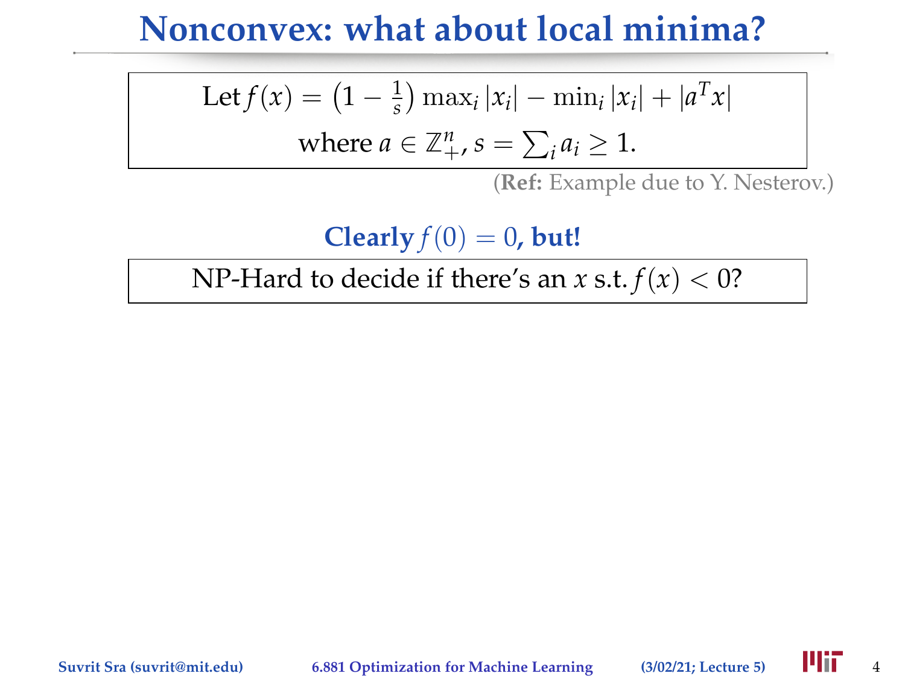# Nonconvex: what about local minima?

$$\text{Let } f(x) = \left(1 - \tfrac{1}{s}\right) \max_i |x_i| - \min_i |x_i| + |a^T x|$$

$$\text{where } a \in \mathbb{Z}_+^n,\ s = \textstyle\sum_i a_i \geq 1.$$

(**Ref:** Example due to Y. Nesterov.)

**Clearly $f(0) = 0$, but!**

NP-Hard to decide if there's an $x$ s.t. $f(x) < 0$?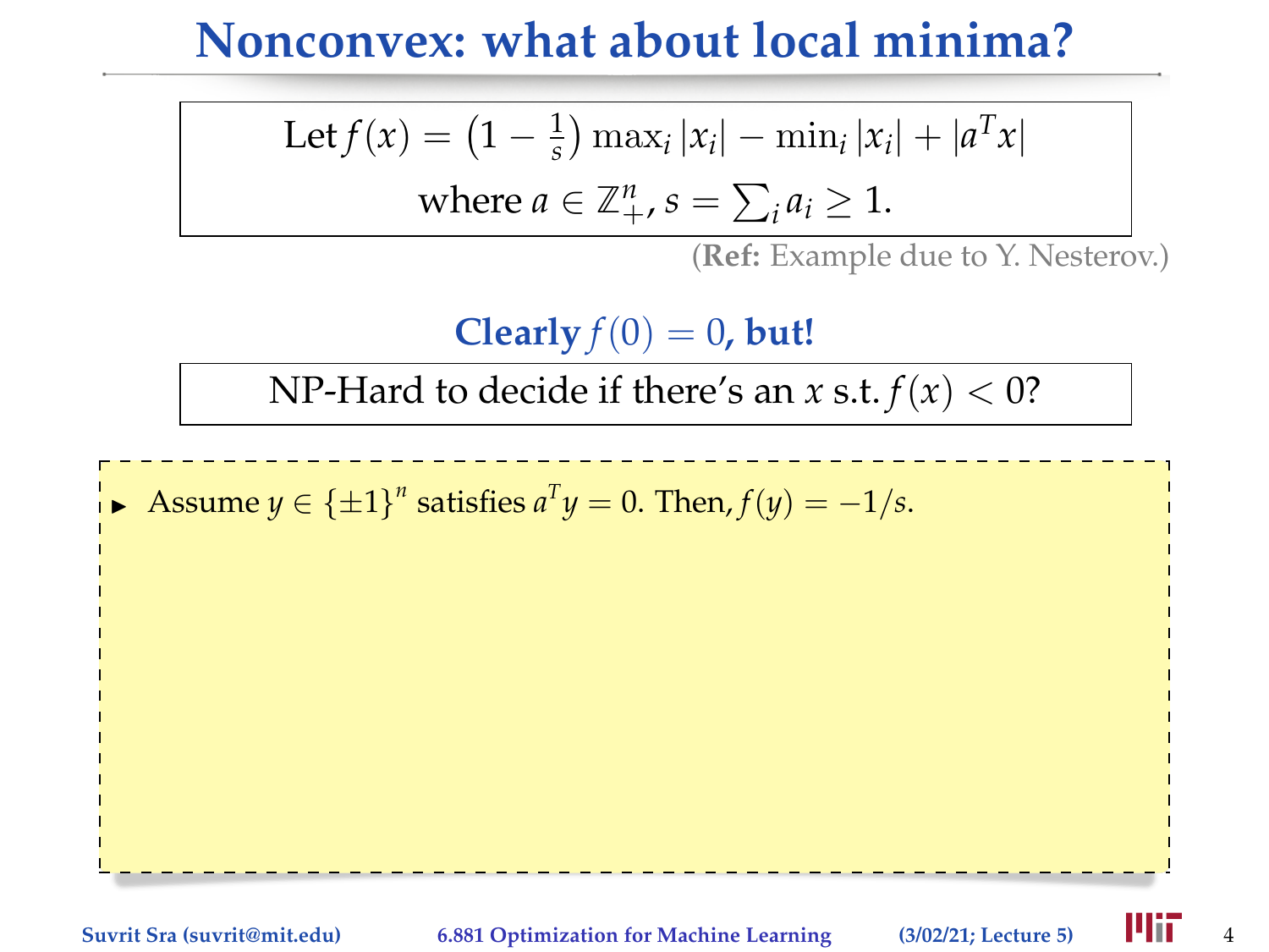# Nonconvex: what about local minima?

$$\text{Let } f(x) = \left(1 - \tfrac{1}{s}\right) \max_i |x_i| - \min_i |x_i| + |a^T x|$$
$$\text{where } a \in \mathbb{Z}_+^n,\ s = \textstyle\sum_i a_i \geq 1.$$

(**Ref:** Example due to Y. Nesterov.)

**Clearly $f(0) = 0$, but!**

NP-Hard to decide if there's an $x$ s.t. $f(x) < 0$?

- Assume $y \in \{\pm 1\}^n$ satisfies $a^T y = 0$. Then, $f(y) = -1/s$.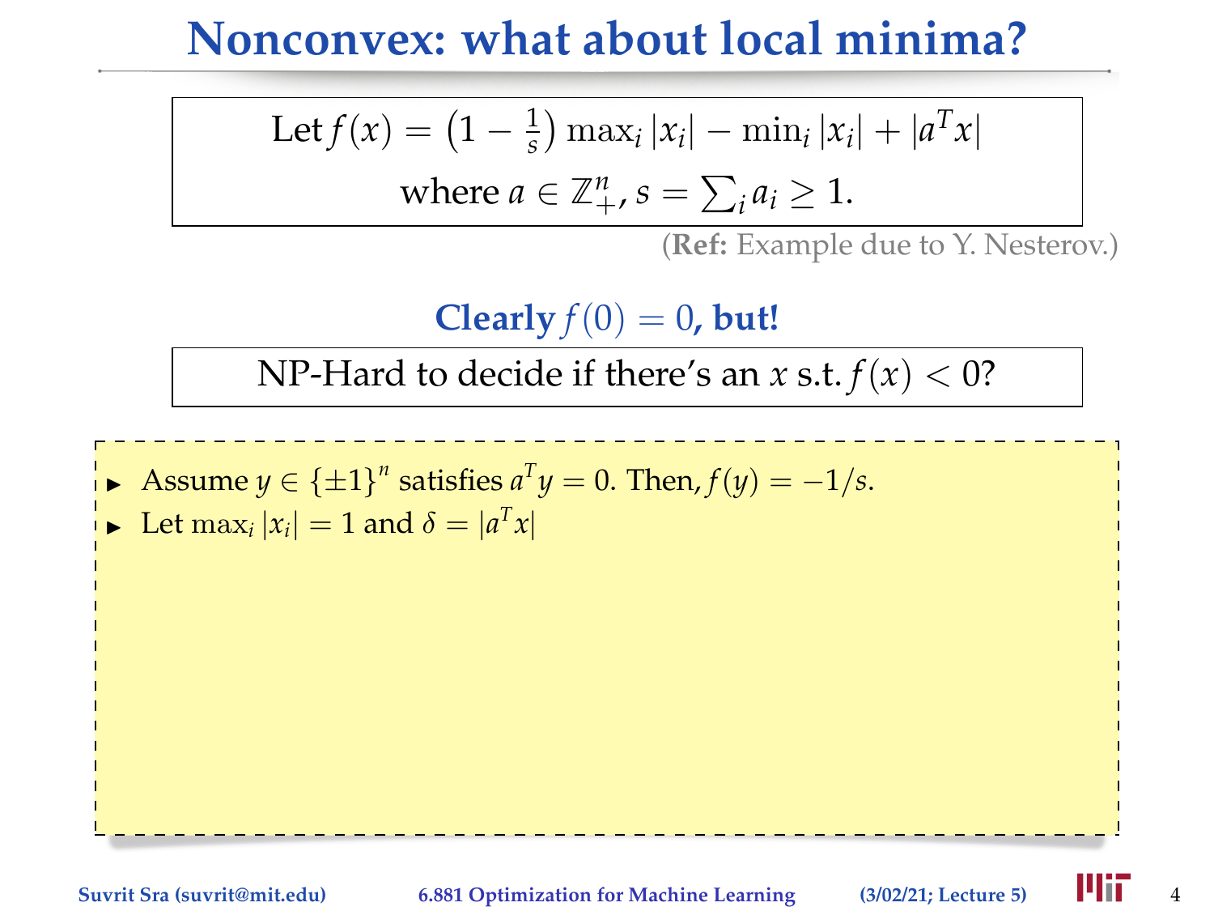# Nonconvex: what about local minima?

$$\text{Let } f(x) = \left(1 - \tfrac{1}{s}\right) \max_i |x_i| - \min_i |x_i| + |a^T x|$$
$$\text{where } a \in \mathbb{Z}_+^n,\ s = \sum_i a_i \geq 1.$$

(**Ref:** Example due to Y. Nesterov.)

**Clearly $f(0) = 0$, but!**

NP-Hard to decide if there's an $x$ s.t. $f(x) < 0$?

- Assume $y \in \{\pm 1\}^n$ satisfies $a^T y = 0$. Then, $f(y) = -1/s$.
- Let $\max_i |x_i| = 1$ and $\delta = |a^T x|$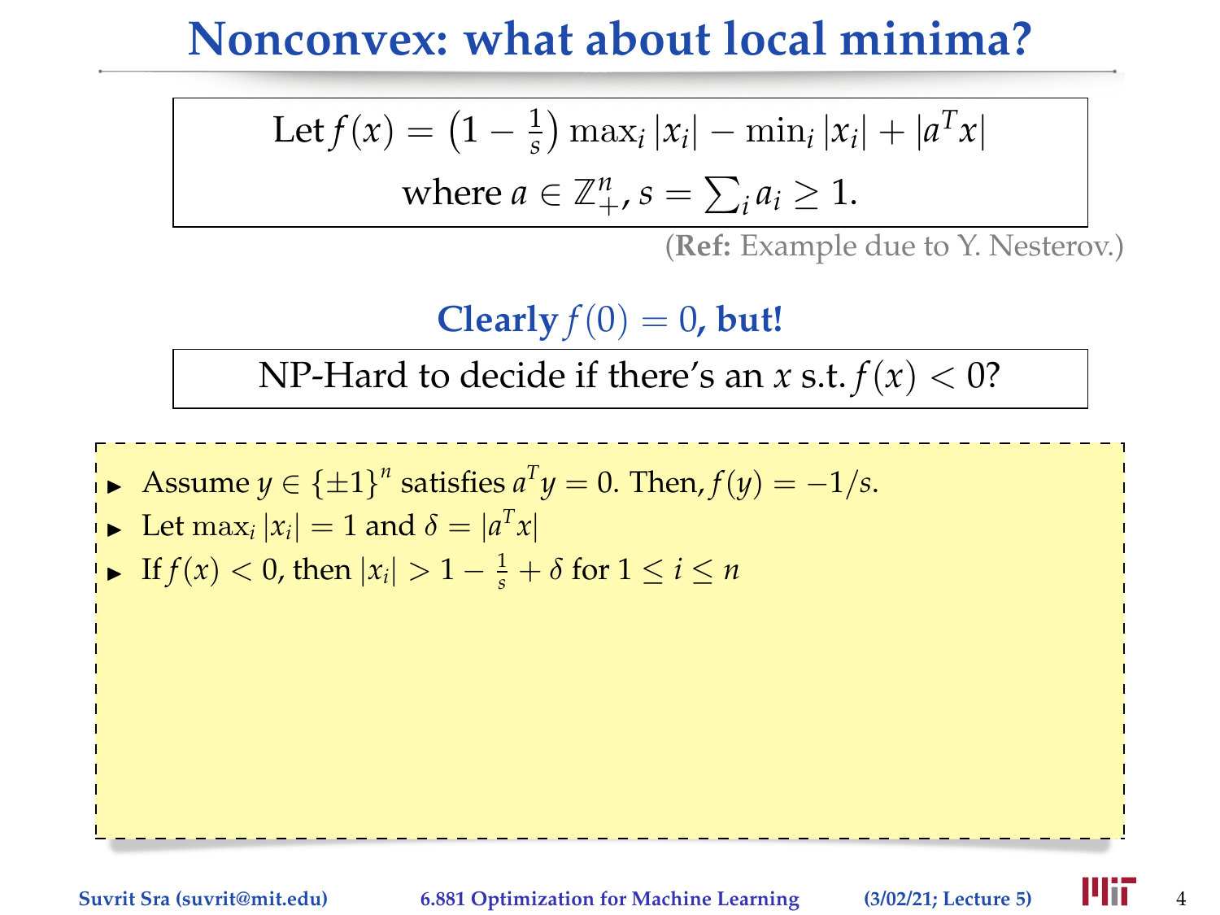# Nonconvex: what about local minima?

$$\text{Let } f(x) = \left(1 - \tfrac{1}{s}\right) \max_i |x_i| - \min_i |x_i| + |a^T x|$$
$$\text{where } a \in \mathbb{Z}_+^n,\ s = \textstyle\sum_i a_i \geq 1.$$

(**Ref:** Example due to Y. Nesterov.)

**Clearly $f(0) = 0$, but!**

NP-Hard to decide if there's an $x$ s.t. $f(x) < 0$?

- Assume $y \in \{\pm 1\}^n$ satisfies $a^T y = 0$. Then, $f(y) = -1/s$.
- Let $\max_i |x_i| = 1$ and $\delta = |a^T x|$
- If $f(x) < 0$, then $|x_i| > 1 - \frac{1}{s} + \delta$ for $1 \leq i \leq n$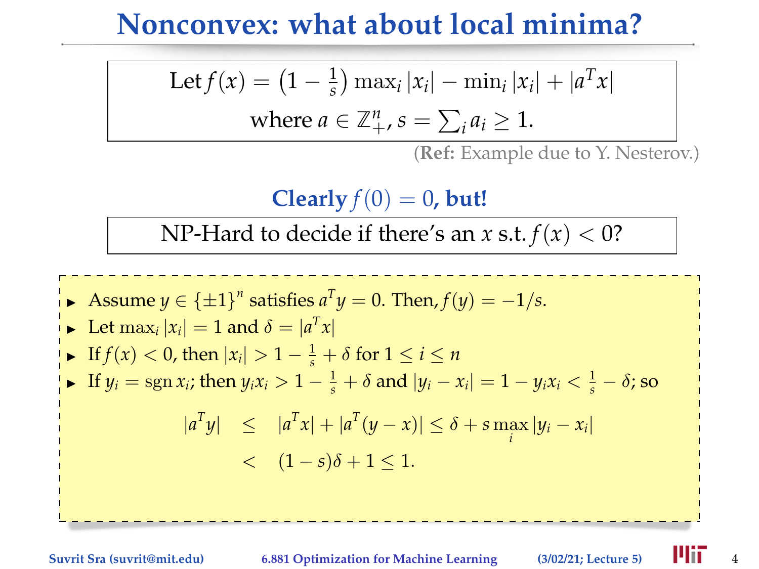# Nonconvex: what about local minima?

$$\text{Let } f(x) = \left(1 - \tfrac{1}{s}\right) \max_i |x_i| - \min_i |x_i| + |a^T x|$$
$$\text{where } a \in \mathbb{Z}_+^n,\ s = \textstyle\sum_i a_i \geq 1.$$

(**Ref:** Example due to Y. Nesterov.)

**Clearly $f(0) = 0$, but!**

NP-Hard to decide if there's an $x$ s.t. $f(x) < 0$?

- Assume $y \in \{\pm 1\}^n$ satisfies $a^T y = 0$. Then, $f(y) = -1/s$.
- Let $\max_i |x_i| = 1$ and $\delta = |a^T x|$
- If $f(x) < 0$, then $|x_i| > 1 - \frac{1}{s} + \delta$ for $1 \leq i \leq n$
- If $y_i = \operatorname{sgn} x_i$; then $y_i x_i > 1 - \frac{1}{s} + \delta$ and $|y_i - x_i| = 1 - y_i x_i < \frac{1}{s} - \delta$; so

$$\begin{aligned} |a^T y| &\leq |a^T x| + |a^T (y - x)| \leq \delta + s \max_i |y_i - x_i| \\ &< (1 - s)\delta + 1 \leq 1. \end{aligned}$$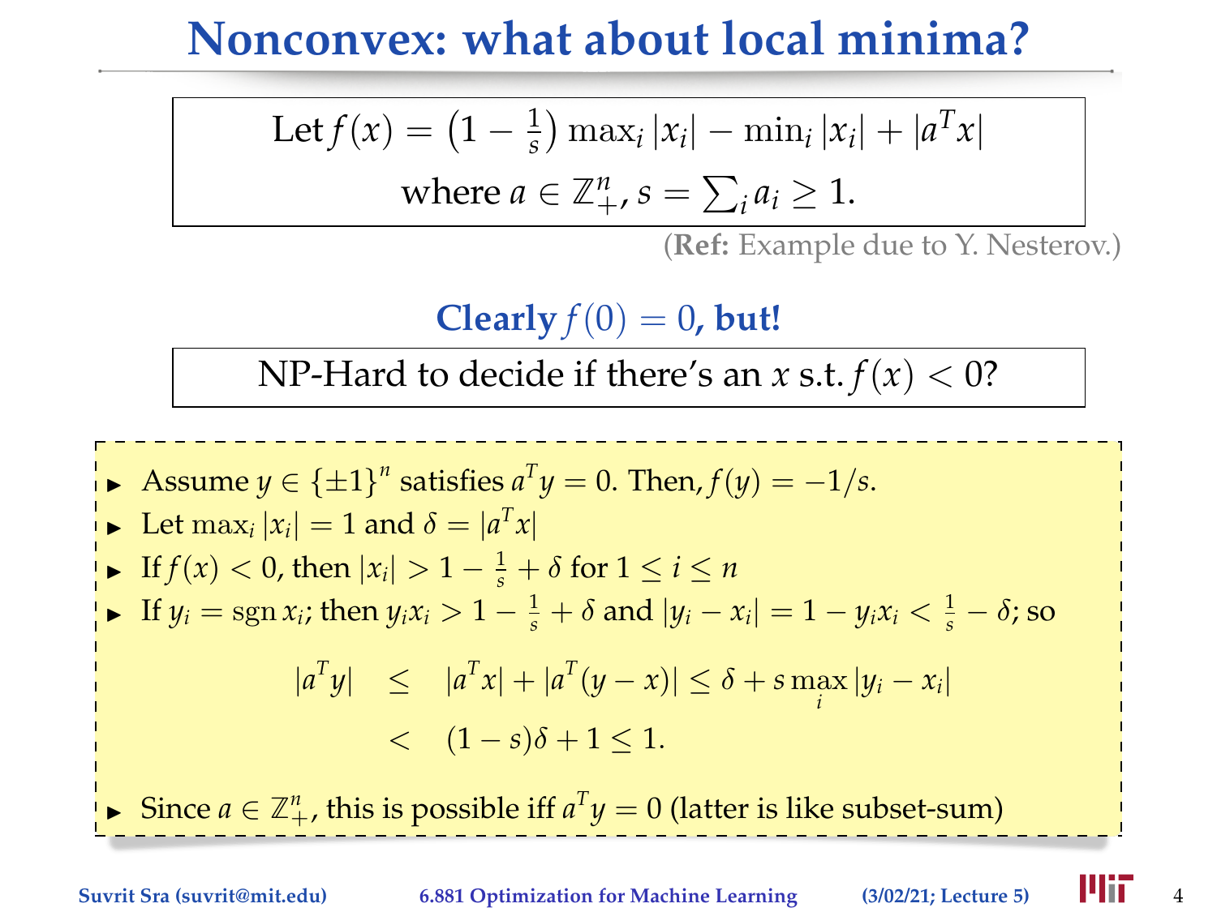# Nonconvex: what about local minima?

$$\text{Let } f(x) = \left(1 - \tfrac{1}{s}\right) \max_i |x_i| - \min_i |x_i| + |a^T x|$$
$$\text{where } a \in \mathbb{Z}_+^n,\ s = \sum_i a_i \geq 1.$$

(**Ref:** Example due to Y. Nesterov.)

**Clearly $f(0) = 0$, but!**

NP-Hard to decide if there's an $x$ s.t. $f(x) < 0$?

- Assume $y \in \{\pm 1\}^n$ satisfies $a^T y = 0$. Then, $f(y) = -1/s$.
- Let $\max_i |x_i| = 1$ and $\delta = |a^T x|$
- If $f(x) < 0$, then $|x_i| > 1 - \frac{1}{s} + \delta$ for $1 \leq i \leq n$
- If $y_i = \operatorname{sgn} x_i$; then $y_i x_i > 1 - \frac{1}{s} + \delta$ and $|y_i - x_i| = 1 - y_i x_i < \frac{1}{s} - \delta$; so

$$\begin{aligned} |a^T y| &\leq |a^T x| + |a^T (y - x)| \leq \delta + s \max_i |y_i - x_i| \\ &< (1 - s)\delta + 1 \leq 1. \end{aligned}$$

- Since $a \in \mathbb{Z}_+^n$, this is possible iff $a^T y = 0$ (latter is like subset-sum)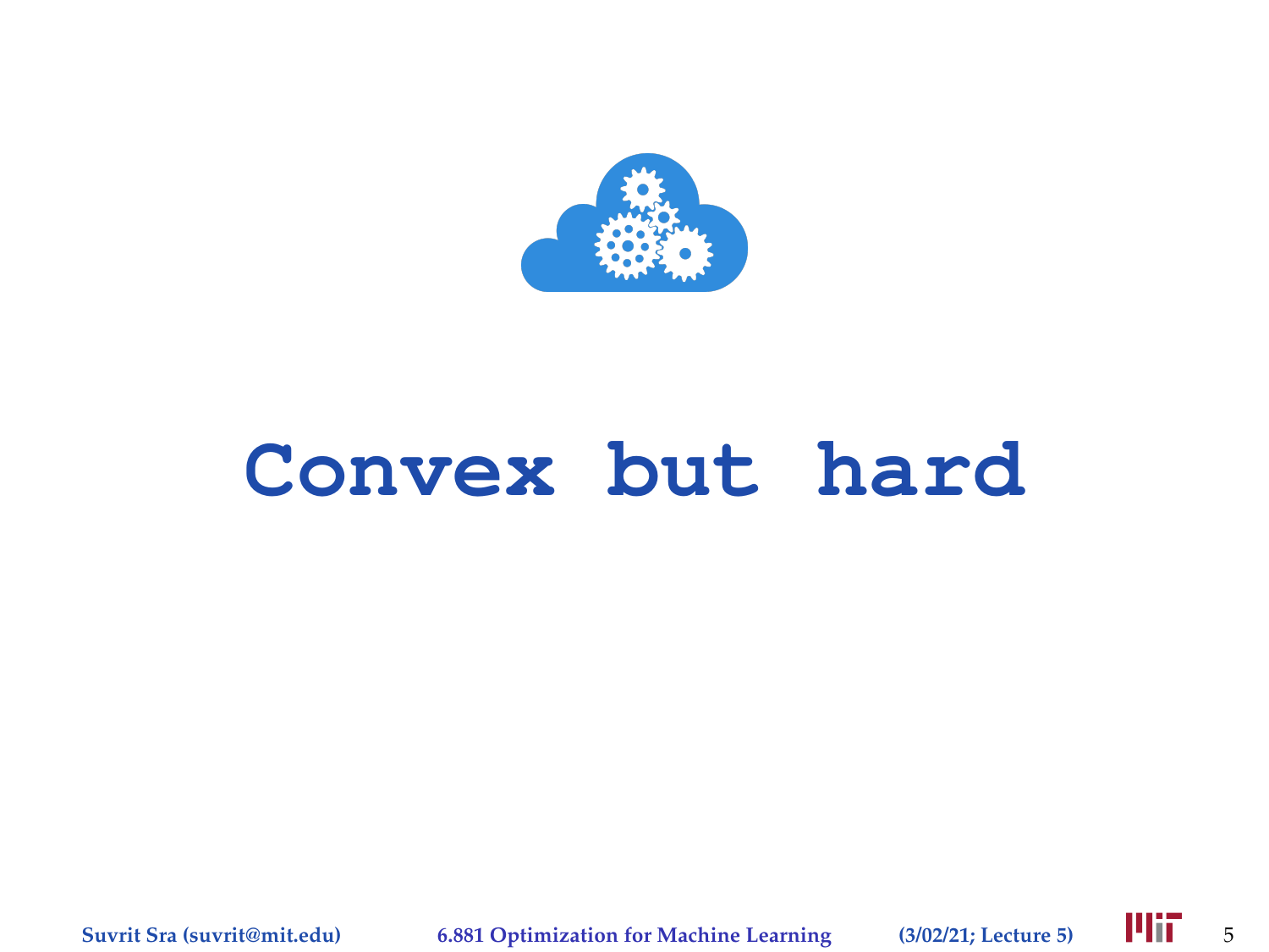# Convex but hard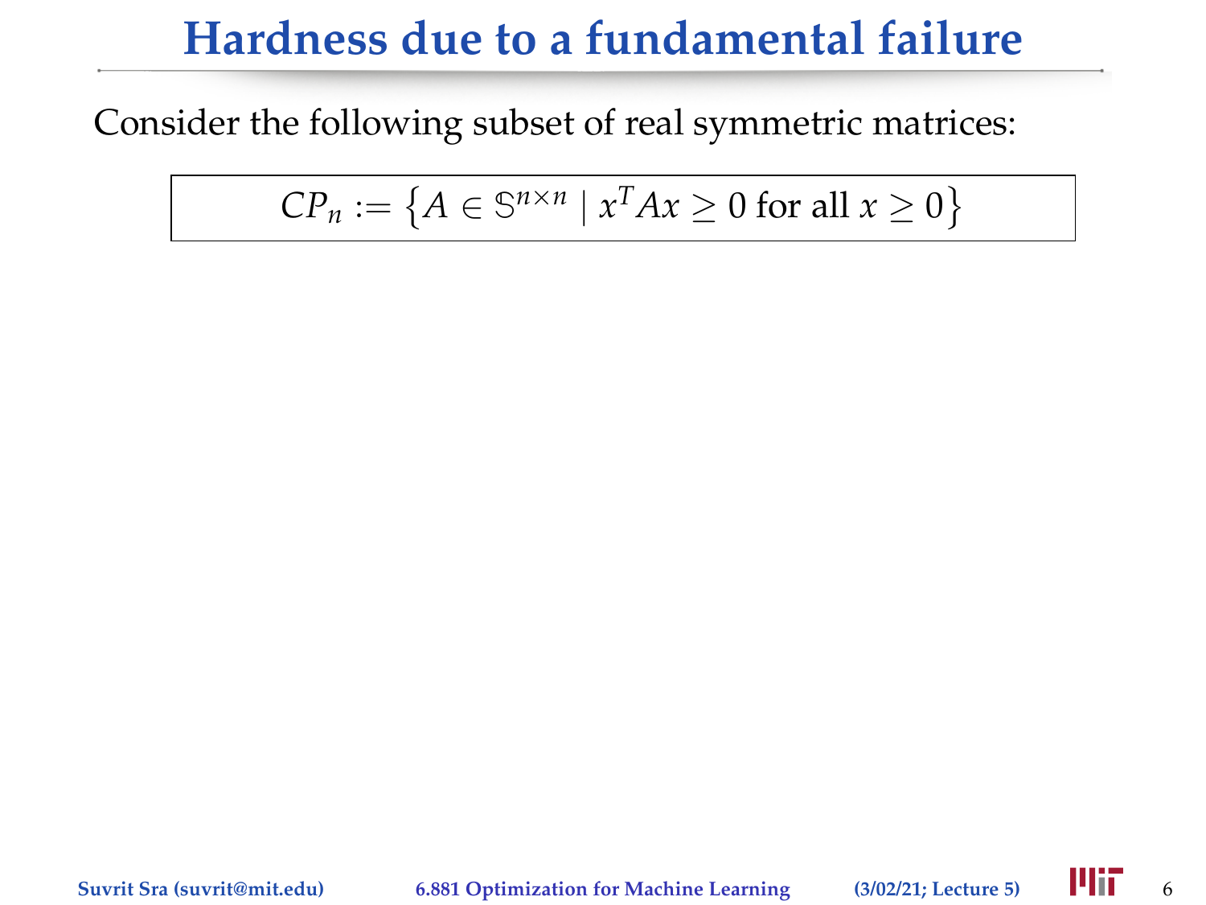# Hardness due to a fundamental failure

Consider the following subset of real symmetric matrices:

$$CP_n := \left\{ A \in \mathbb{S}^{n\times n} \mid x^T A x \geq 0 \text{ for all } x \geq 0 \right\}$$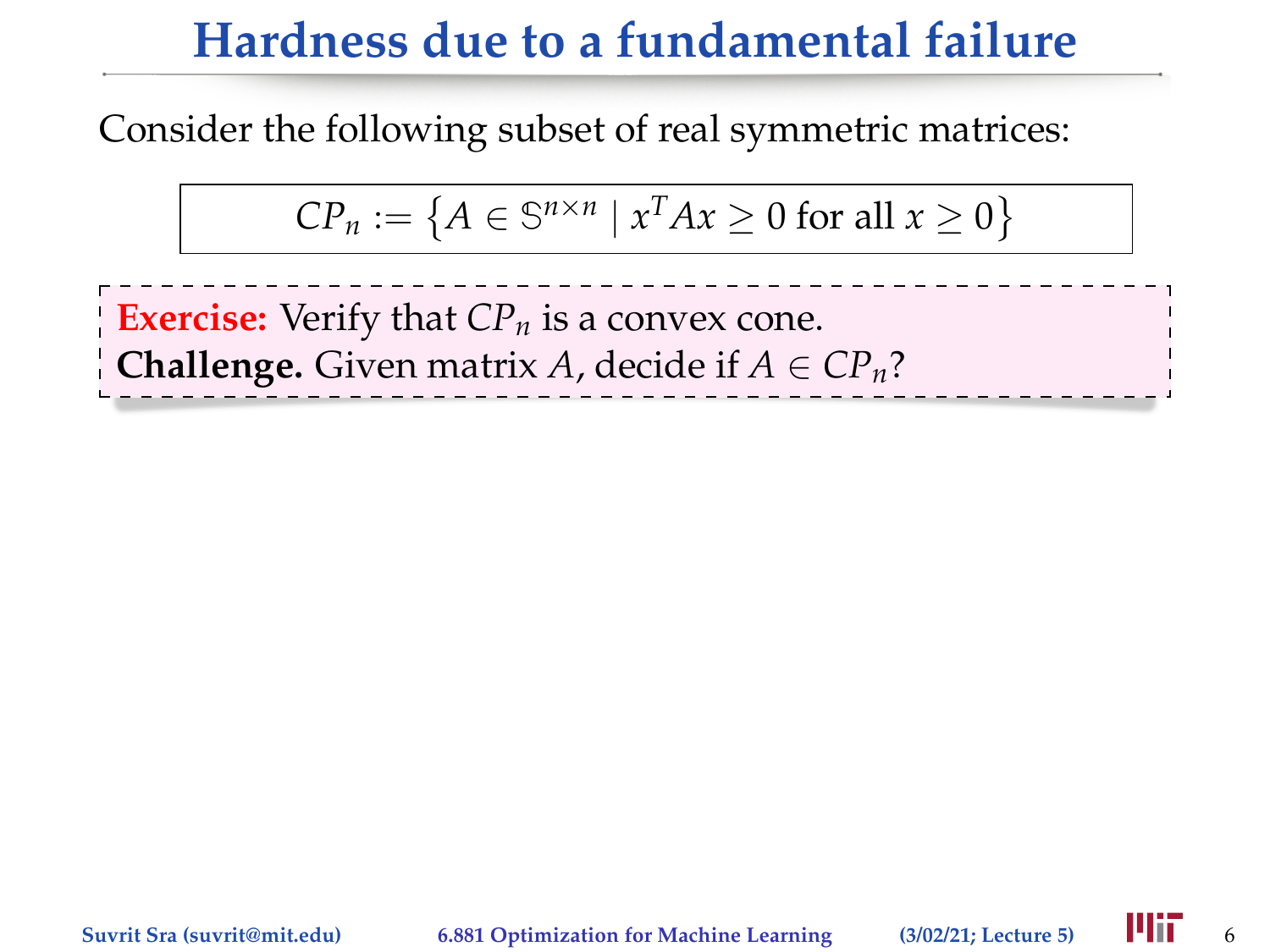# Hardness due to a fundamental failure

Consider the following subset of real symmetric matrices:

$$CP_n := \left\{ A \in \mathbb{S}^{n \times n} \mid x^T A x \geq 0 \text{ for all } x \geq 0 \right\}$$

**Exercise:** Verify that $CP_n$ is a convex cone.
**Challenge.** Given matrix $A$, decide if $A \in CP_n$?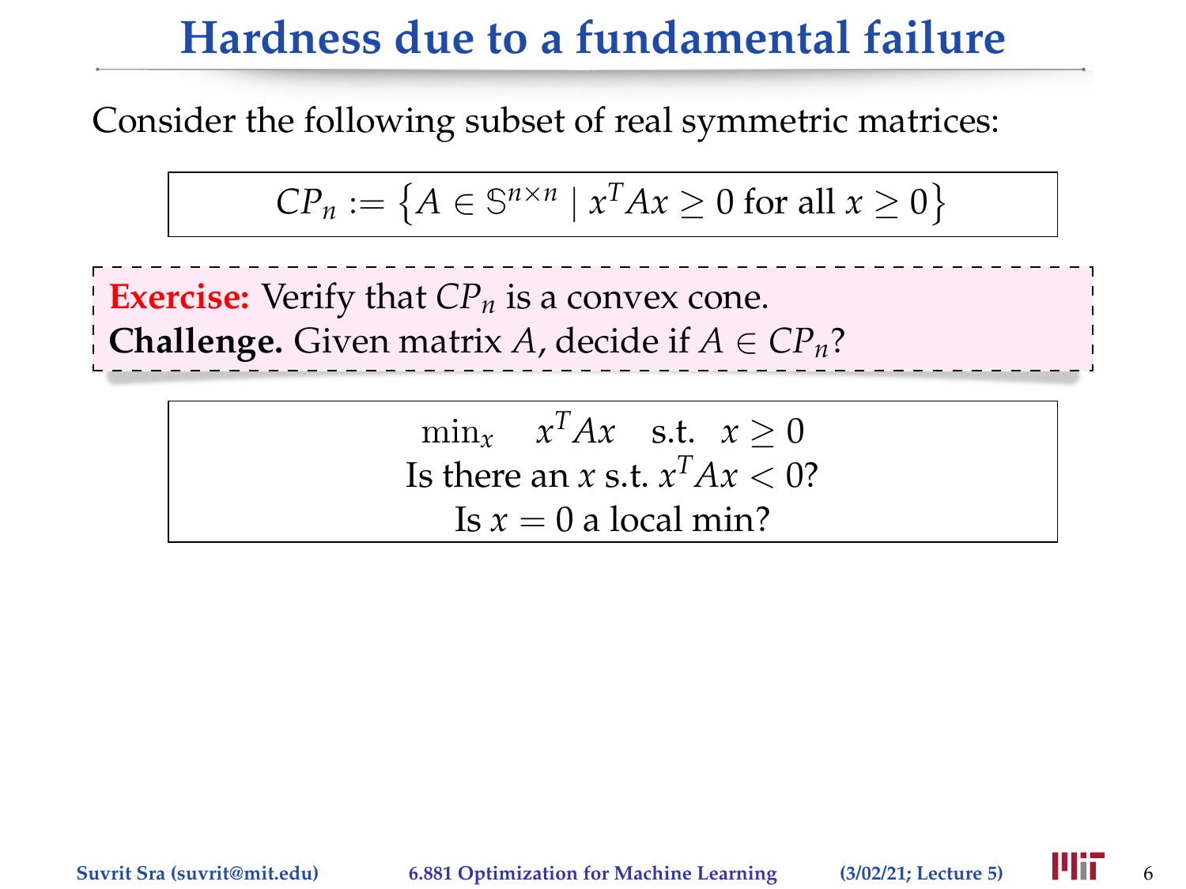# Hardness due to a fundamental failure

Consider the following subset of real symmetric matrices:

$$CP_n := \left\{ A \in \mathbb{S}^{n \times n} \mid x^T A x \geq 0 \text{ for all } x \geq 0 \right\}$$

**Exercise:** Verify that $CP_n$ is a convex cone.
**Challenge.** Given matrix $A$, decide if $A \in CP_n$?

$$\min_x \quad x^T A x \quad \text{s.t.} \quad x \geq 0$$

Is there an $x$ s.t. $x^T A x < 0$?

Is $x = 0$ a local min?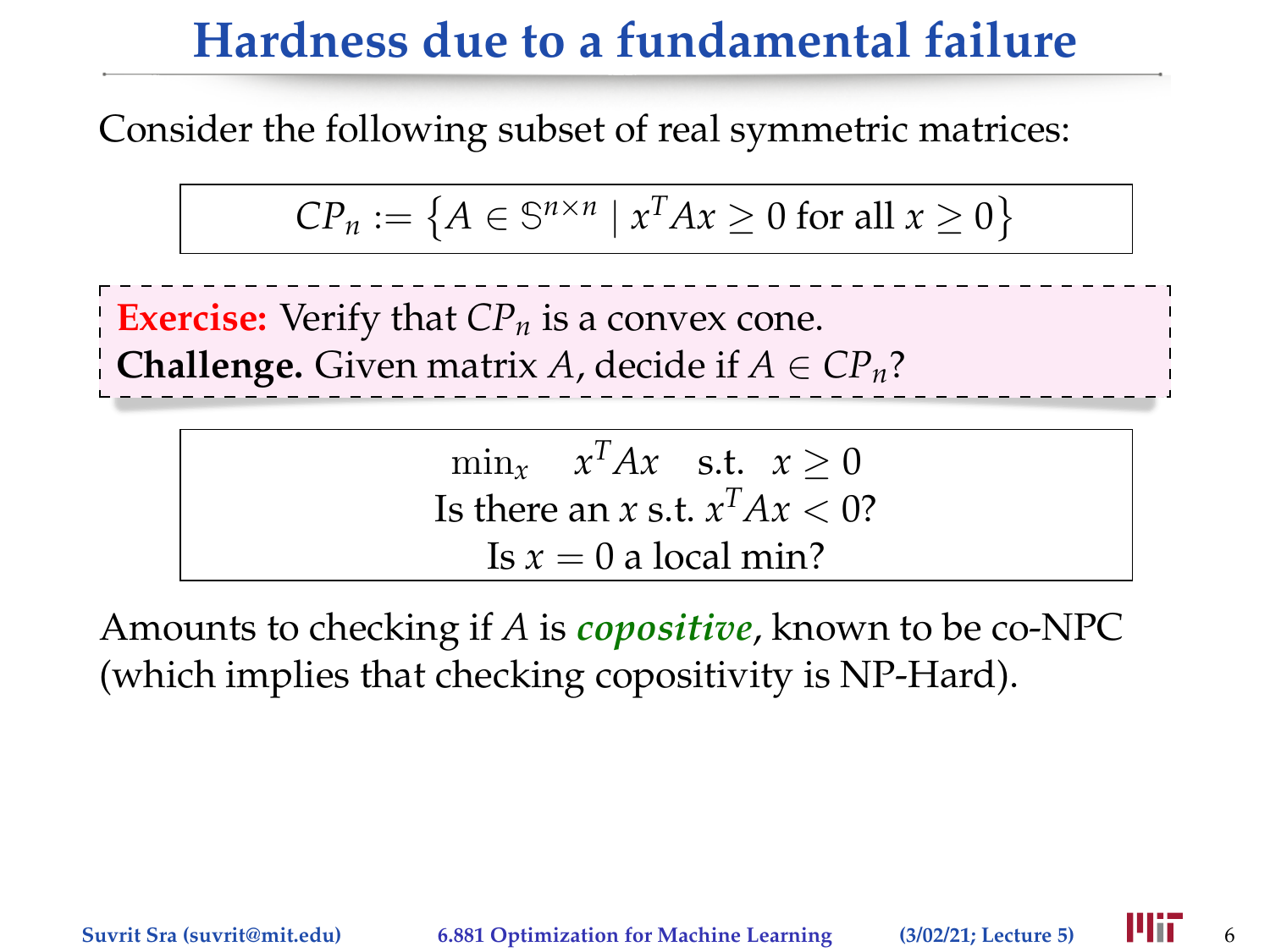# Hardness due to a fundamental failure

Consider the following subset of real symmetric matrices:

$$CP_n := \left\{A \in \mathbb{S}^{n\times n} \mid x^T A x \geq 0 \text{ for all } x \geq 0\right\}$$

**Exercise:** Verify that $CP_n$ is a convex cone.
**Challenge.** Given matrix $A$, decide if $A \in CP_n$?

$$\min_x \quad x^T A x \quad \text{s.t.} \quad x \geq 0$$

Is there an $x$ s.t. $x^T A x < 0$?

Is $x = 0$ a local min?

Amounts to checking if $A$ is ***copositive***, known to be co-NPC (which implies that checking copositivity is NP-Hard).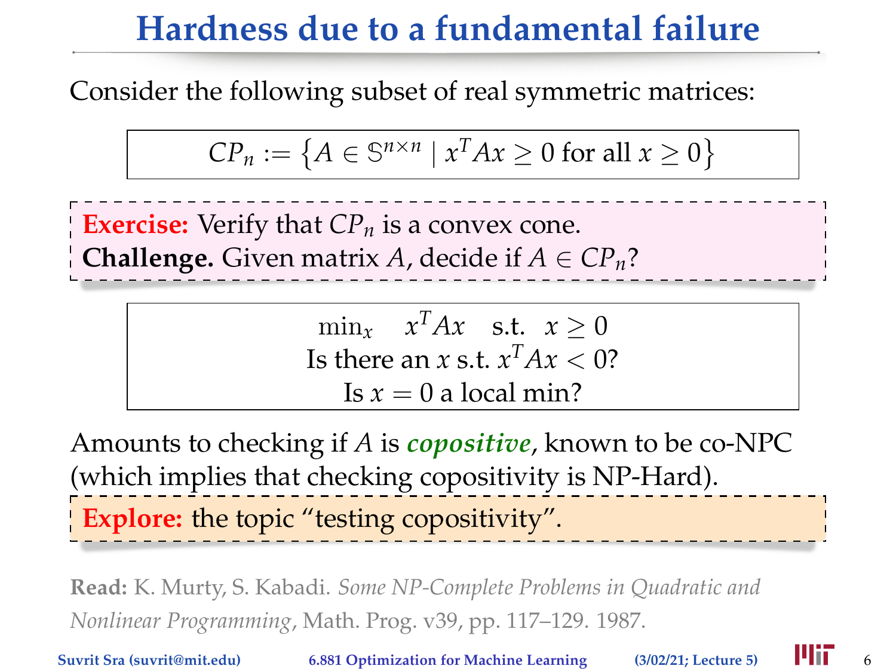# Hardness due to a fundamental failure

Consider the following subset of real symmetric matrices:

$$CP_n := \left\{ A \in \mathbb{S}^{n\times n} \mid x^T A x \geq 0 \text{ for all } x \geq 0 \right\}$$

**Exercise:** Verify that $CP_n$ is a convex cone.
**Challenge.** Given matrix $A$, decide if $A \in CP_n$?

$$\min_x \quad x^T A x \quad \text{s.t.} \quad x \geq 0$$

Is there an $x$ s.t. $x^T A x < 0$?

Is $x = 0$ a local min?

Amounts to checking if $A$ is ***copositive***, known to be co-NPC (which implies that checking copositivity is NP-Hard).

**Explore:** the topic "testing copositivity".

**Read:** K. Murty, S. Kabadi. *Some NP-Complete Problems in Quadratic and Nonlinear Programming*, Math. Prog. v39, pp. 117–129. 1987.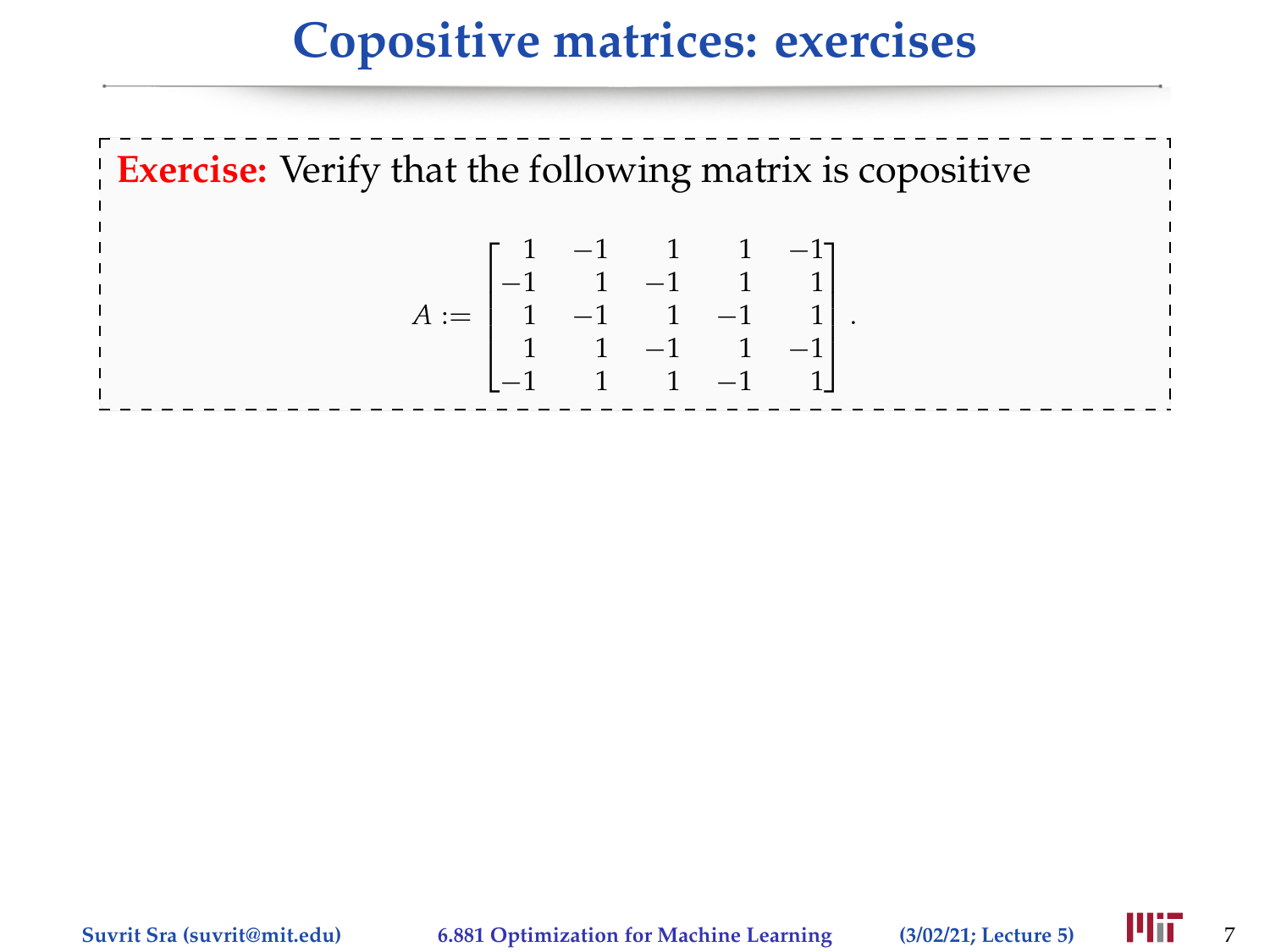# Copositive matrices: exercises

**Exercise:** Verify that the following matrix is copositive

$$A := \begin{bmatrix} 1 & -1 & 1 & 1 & -1 \\ -1 & 1 & -1 & 1 & 1 \\ 1 & -1 & 1 & -1 & 1 \\ 1 & 1 & -1 & 1 & -1 \\ -1 & 1 & 1 & -1 & 1 \end{bmatrix}.$$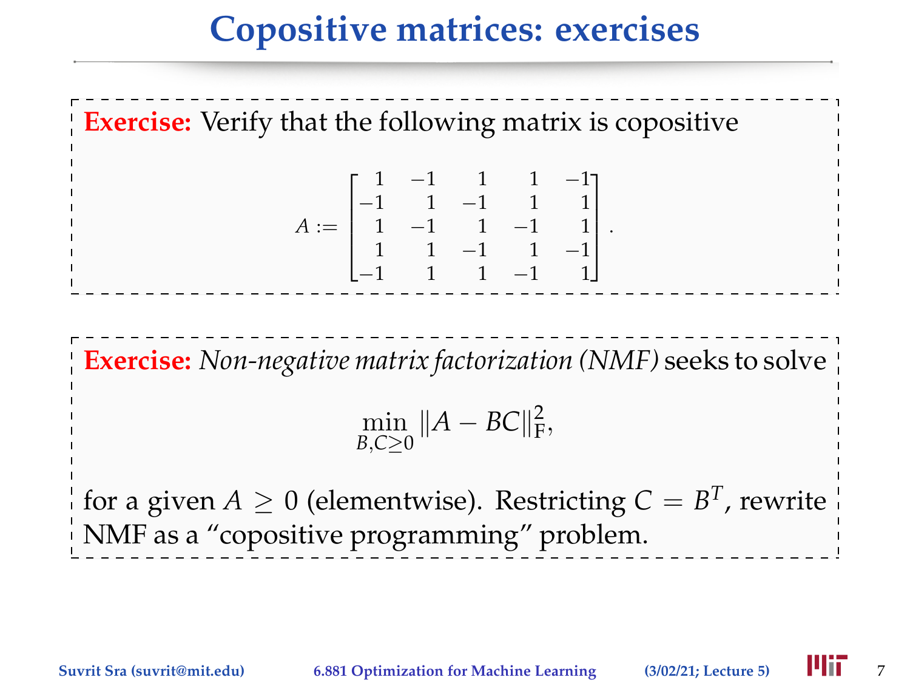# Copositive matrices: exercises

**Exercise:** Verify that the following matrix is copositive

$$A := \begin{bmatrix} 1 & -1 & 1 & 1 & -1 \\ -1 & 1 & -1 & 1 & 1 \\ 1 & -1 & 1 & -1 & 1 \\ 1 & 1 & -1 & 1 & -1 \\ -1 & 1 & 1 & -1 & 1 \end{bmatrix}.$$

**Exercise:** *Non-negative matrix factorization (NMF)* seeks to solve

$$\min_{B,C \geq 0} \|A - BC\|_{\mathrm{F}}^2,$$

for a given $A \geq 0$ (elementwise). Restricting $C = B^T$, rewrite NMF as a "copositive programming" problem.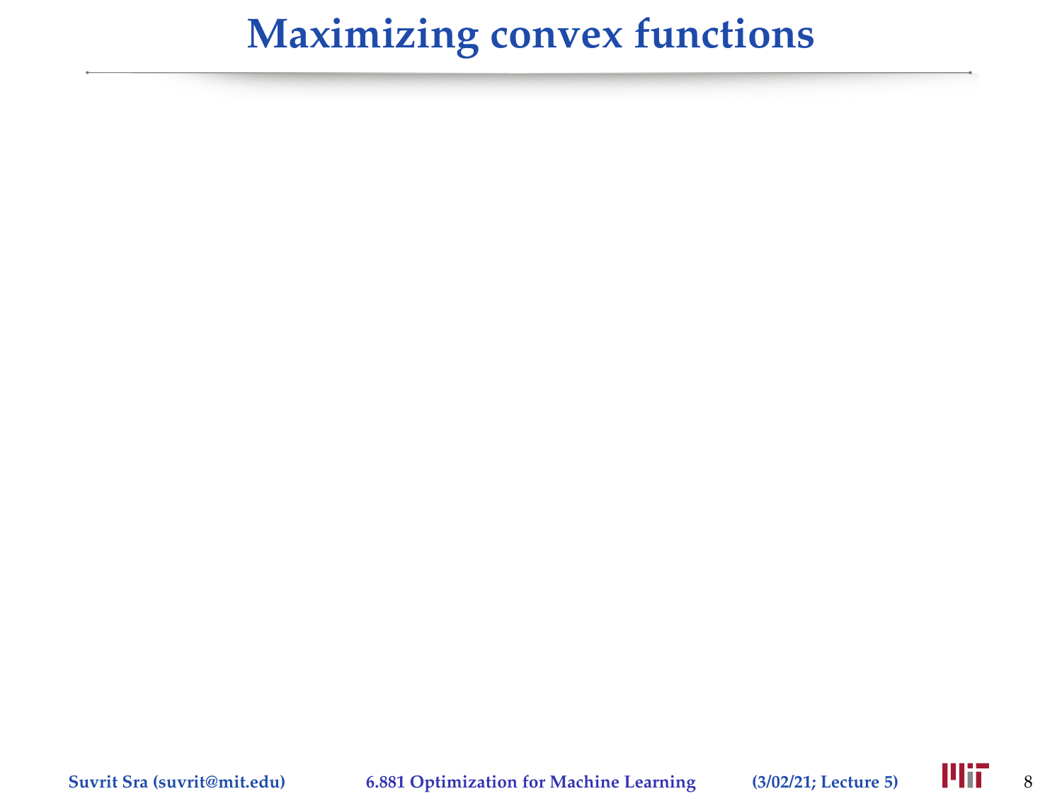# Maximizing convex functions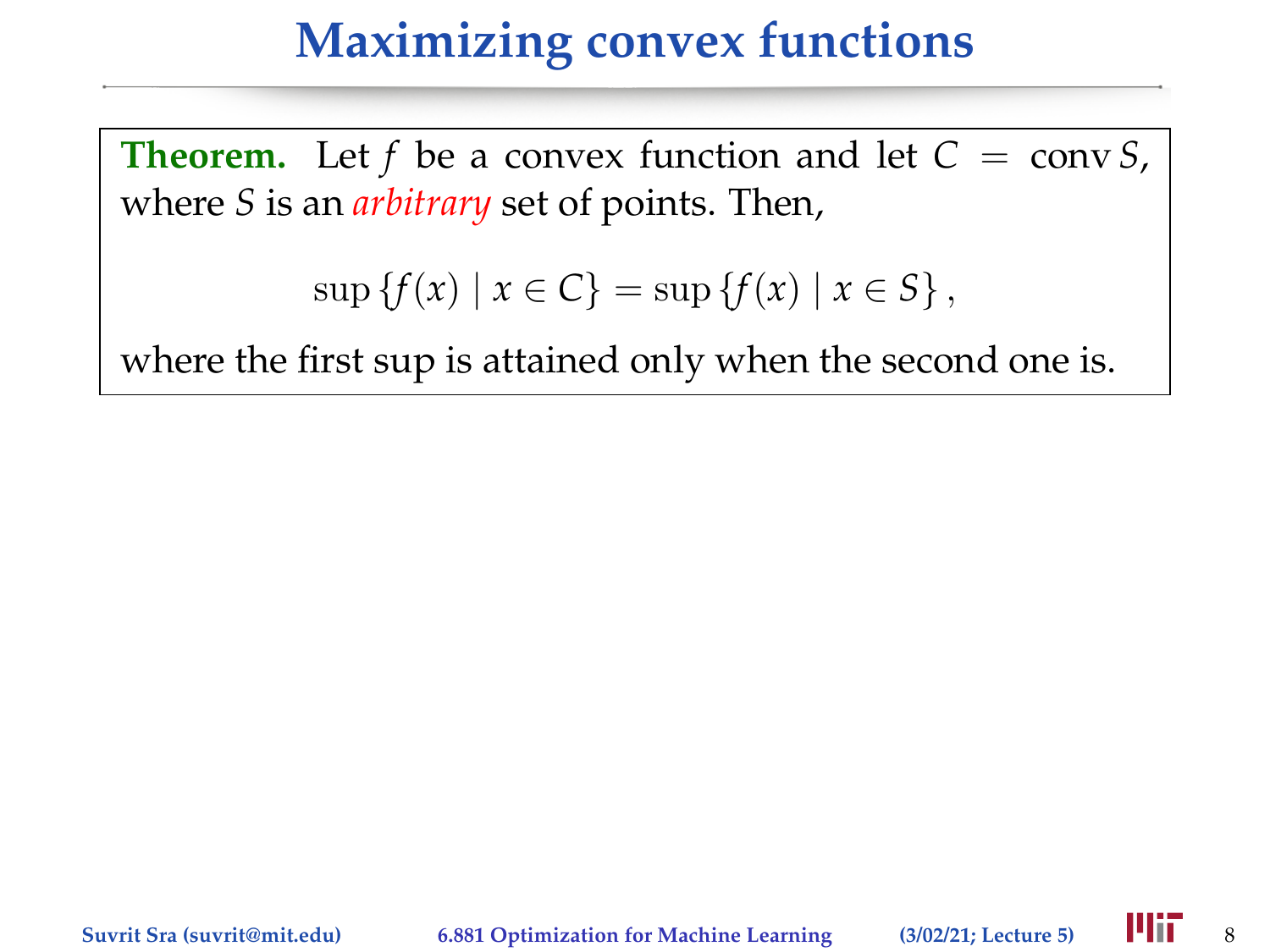# Maximizing convex functions

**Theorem.** Let $f$ be a convex function and let $C = \operatorname{conv} S$, where $S$ is an *arbitrary* set of points. Then,

$$\sup\{f(x) \mid x \in C\} = \sup\{f(x) \mid x \in S\},$$

where the first sup is attained only when the second one is.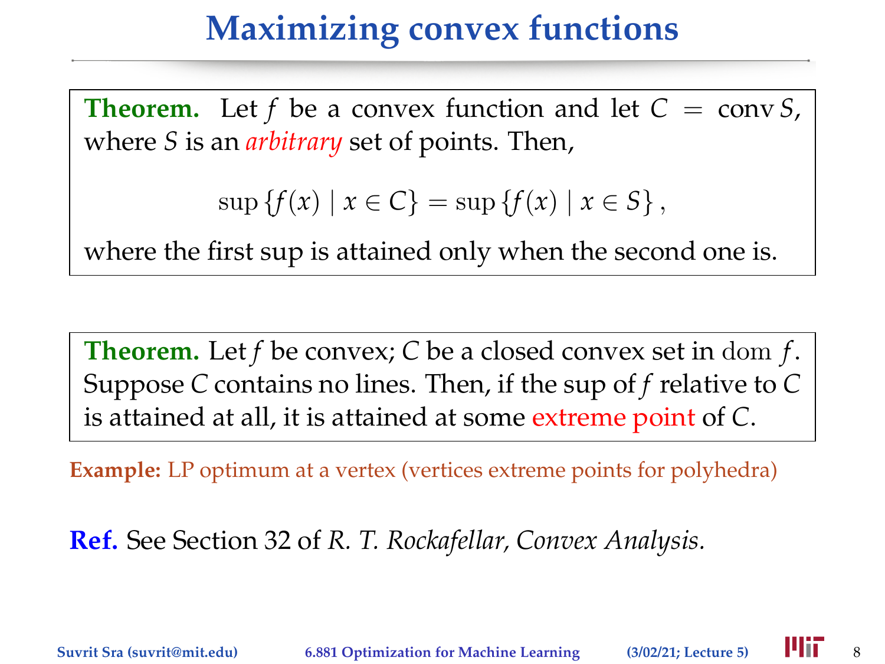# Maximizing convex functions

**Theorem.** Let $f$ be a convex function and let $C = \operatorname{conv} S$, where $S$ is an *arbitrary* set of points. Then,

$$\sup \{f(x) \mid x \in C\} = \sup \{f(x) \mid x \in S\},$$

where the first sup is attained only when the second one is.

**Theorem.** Let $f$ be convex; $C$ be a closed convex set in $\operatorname{dom} f$. Suppose $C$ contains no lines. Then, if the sup of $f$ relative to $C$ is attained at all, it is attained at some extreme point of $C$.

**Example:** LP optimum at a vertex (vertices extreme points for polyhedra)

**Ref.** See Section 32 of *R. T. Rockafellar, Convex Analysis*.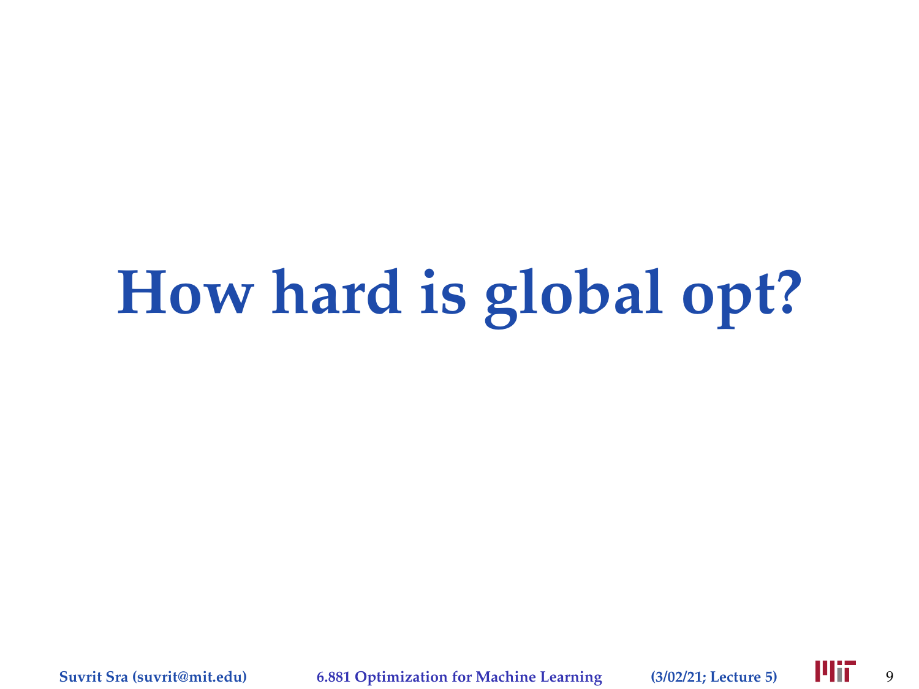# How hard is global opt?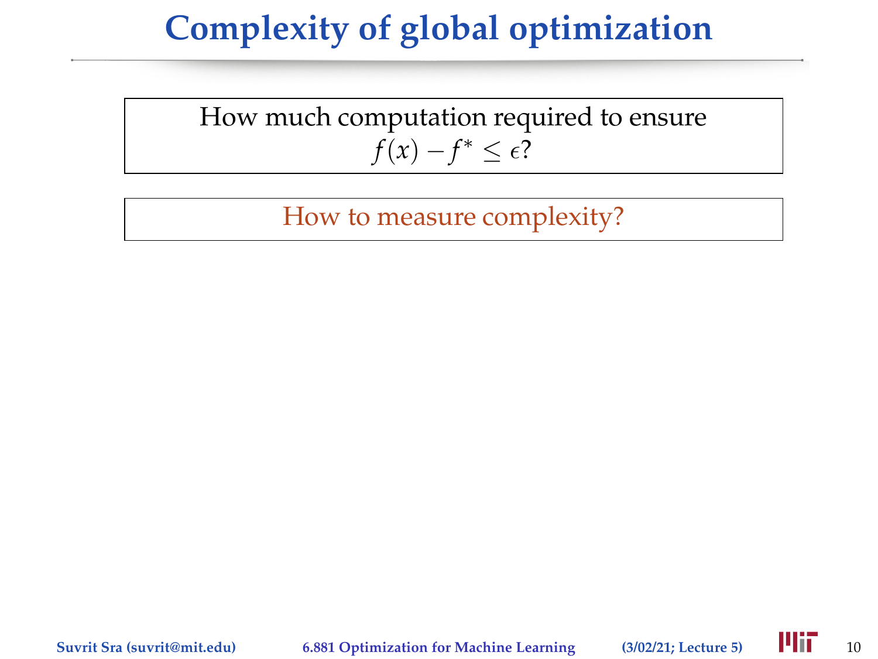# Complexity of global optimization

How much computation required to ensure
$f(x) - f^* \leq \epsilon$?

How to measure complexity?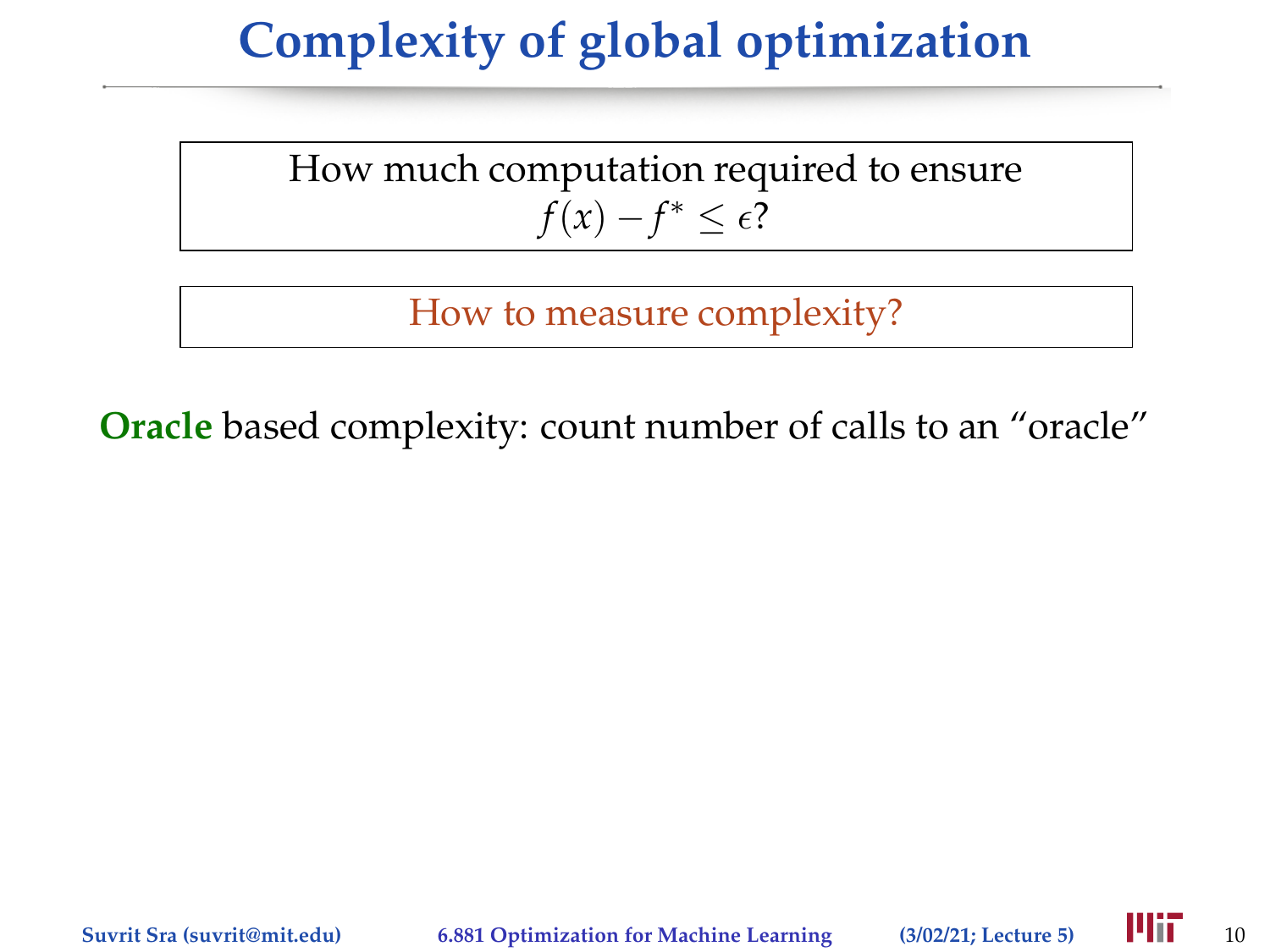# Complexity of global optimization

> How much computation required to ensure
> $f(x) - f^* \leq \epsilon$?

> How to measure complexity?

**Oracle** based complexity: count number of calls to an "oracle"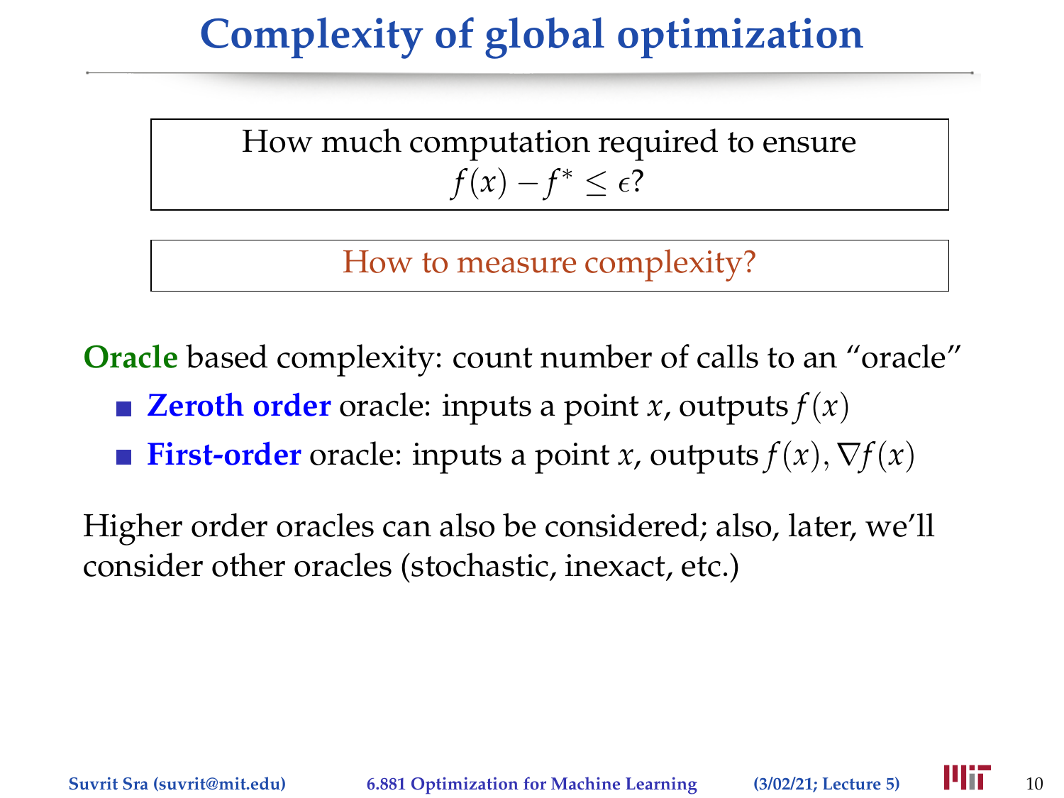# Complexity of global optimization

How much computation required to ensure
$f(x) - f^* \leq \epsilon$?

How to measure complexity?

**Oracle** based complexity: count number of calls to an "oracle"

- **Zeroth order** oracle: inputs a point $x$, outputs $f(x)$
- **First-order** oracle: inputs a point $x$, outputs $f(x), \nabla f(x)$

Higher order oracles can also be considered; also, later, we'll consider other oracles (stochastic, inexact, etc.)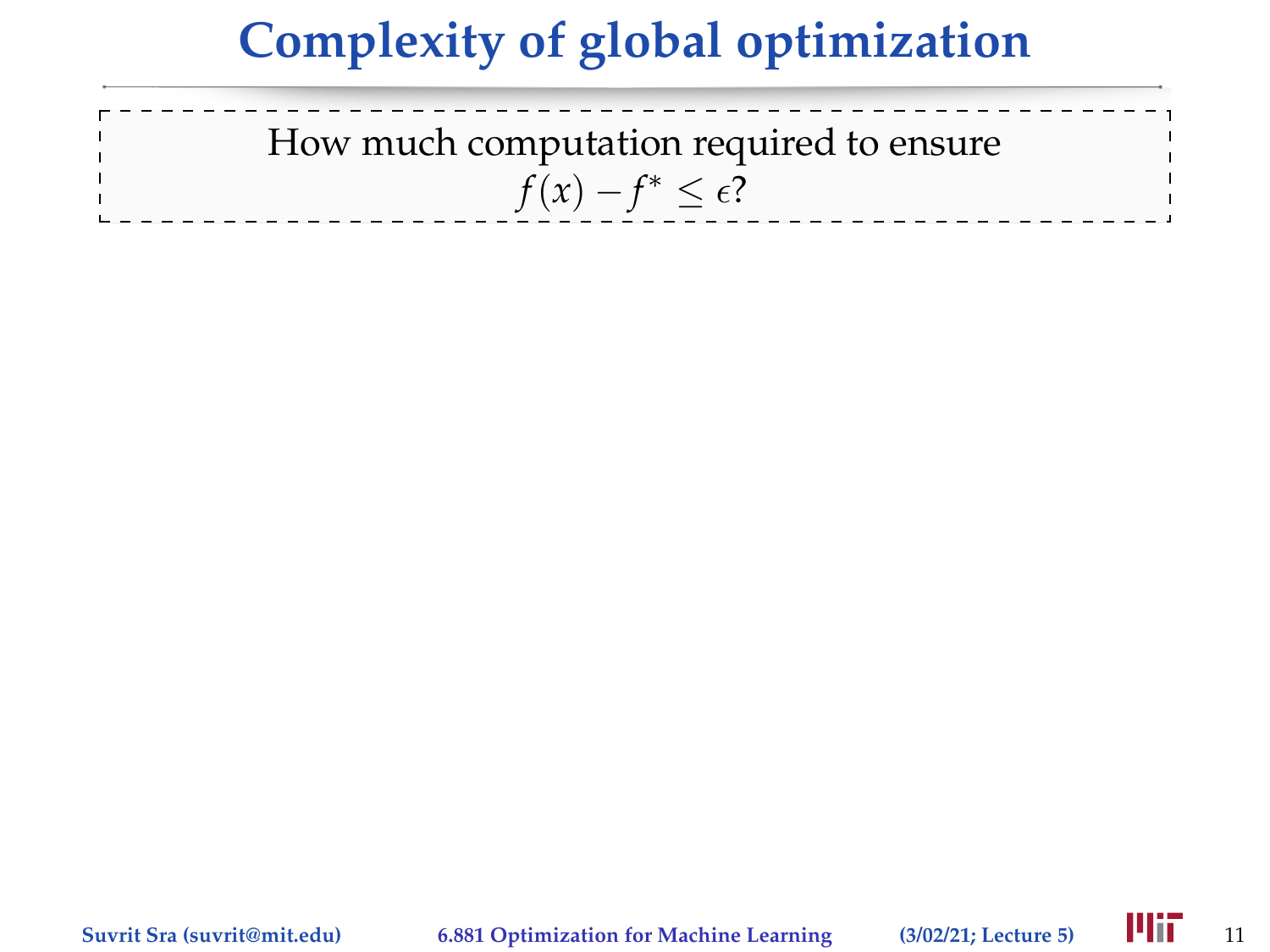# Complexity of global optimization

How much computation required to ensure
$f(x) - f^* \leq \epsilon$?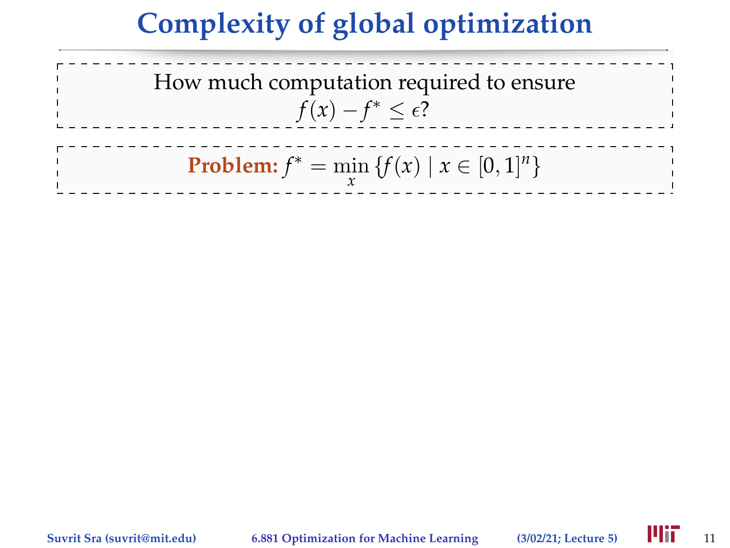# Complexity of global optimization

How much computation required to ensure
$f(x) - f^* \leq \epsilon$?

**Problem:** $f^* = \min_x \{f(x) \mid x \in [0,1]^n\}$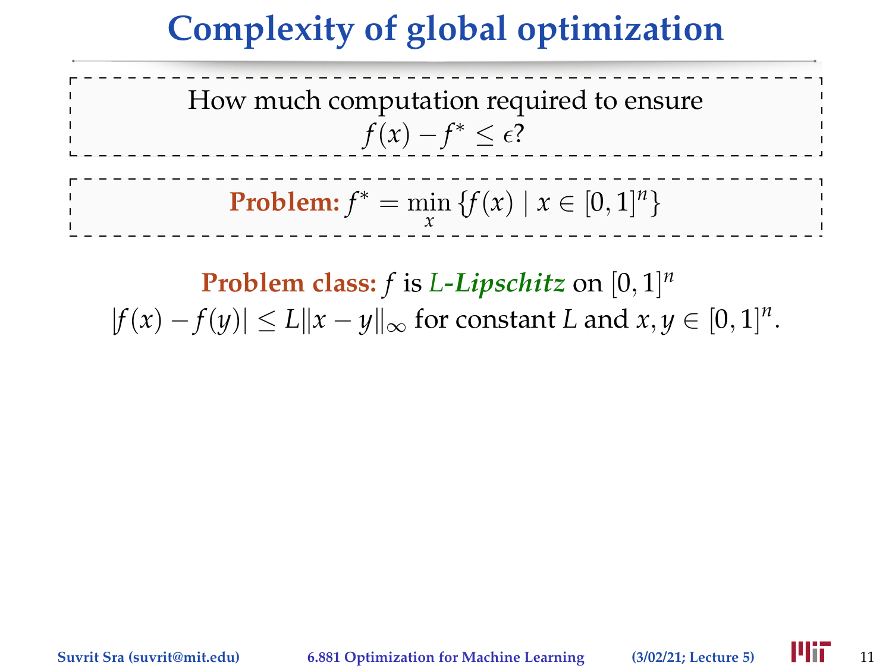# Complexity of global optimization

How much computation required to ensure
$f(x) - f^* \leq \epsilon$?

**Problem:** $f^* = \min_x \{f(x) \mid x \in [0,1]^n\}$

**Problem class:** $f$ is ***L-Lipschitz*** on $[0,1]^n$
$|f(x) - f(y)| \leq L\|x - y\|_\infty$ for constant $L$ and $x, y \in [0,1]^n$.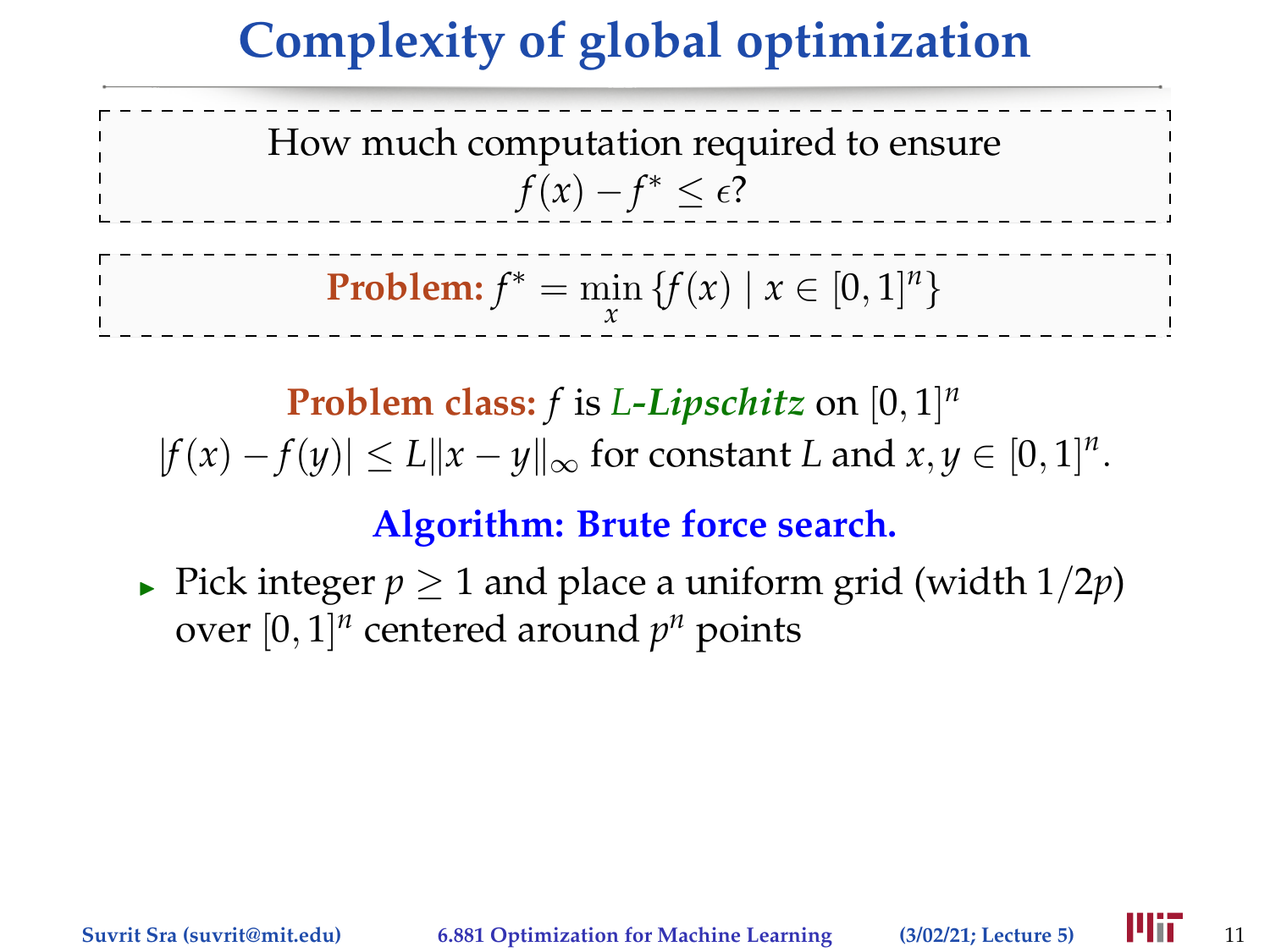# Complexity of global optimization

How much computation required to ensure
$f(x) - f^* \leq \epsilon$?

**Problem:** $f^* = \min_x \{f(x) \mid x \in [0,1]^n\}$

**Problem class:** $f$ is ***L-Lipschitz*** on $[0,1]^n$
$|f(x) - f(y)| \leq L\|x - y\|_\infty$ for constant $L$ and $x, y \in [0,1]^n$.

**Algorithm: Brute force search.**

- Pick integer $p \geq 1$ and place a uniform grid (width $1/2p$) over $[0,1]^n$ centered around $p^n$ points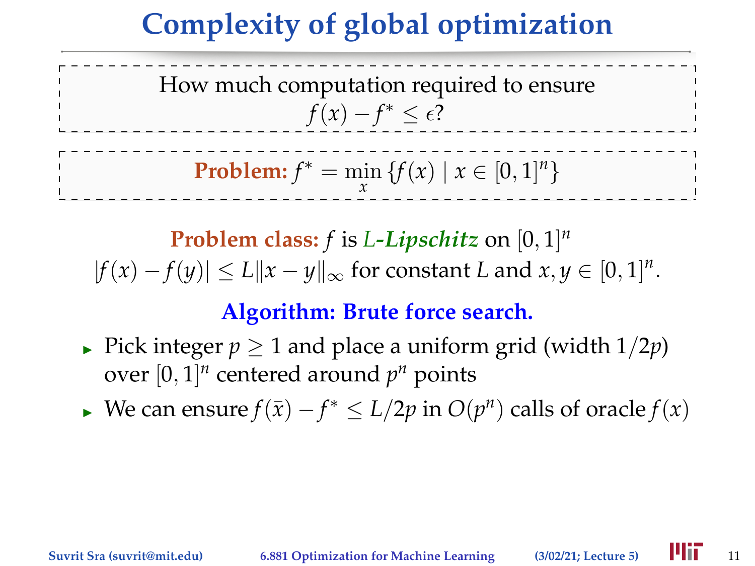# Complexity of global optimization

How much computation required to ensure
$f(x) - f^* \leq \epsilon$?

**Problem:** $f^* = \min_x \{f(x) \mid x \in [0,1]^n\}$

**Problem class:** $f$ is ***L-Lipschitz*** on $[0,1]^n$
$|f(x) - f(y)| \leq L\|x - y\|_\infty$ for constant $L$ and $x, y \in [0,1]^n$.

**Algorithm: Brute force search.**

- Pick integer $p \geq 1$ and place a uniform grid (width $1/2p$) over $[0,1]^n$ centered around $p^n$ points
- We can ensure $f(\bar{x}) - f^* \leq L/2p$ in $O(p^n)$ calls of oracle $f(x)$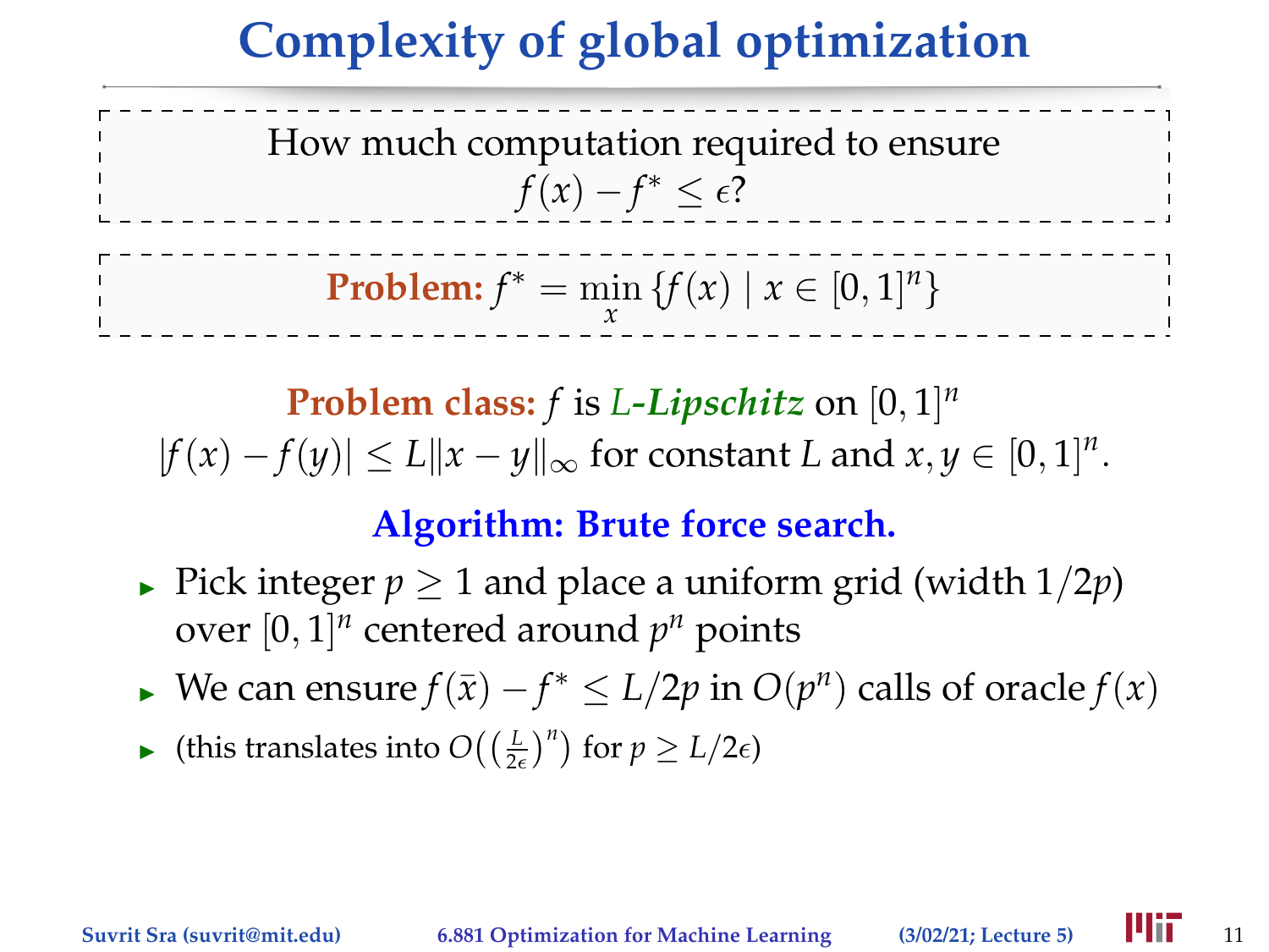# Complexity of global optimization

How much computation required to ensure
$f(x) - f^* \leq \epsilon$?

**Problem:** $f^* = \min_x \{f(x) \mid x \in [0,1]^n\}$

**Problem class:** $f$ is ***L*-Lipschitz** on $[0,1]^n$
$|f(x) - f(y)| \leq L\|x - y\|_\infty$ for constant $L$ and $x, y \in [0,1]^n$.

**Algorithm: Brute force search.**

- Pick integer $p \geq 1$ and place a uniform grid (width $1/2p$) over $[0,1]^n$ centered around $p^n$ points
- We can ensure $f(\bar{x}) - f^* \leq L/2p$ in $O(p^n)$ calls of oracle $f(x)$
- (this translates into $O\big(\big(\frac{L}{2\epsilon}\big)^n\big)$ for $p \geq L/2\epsilon$)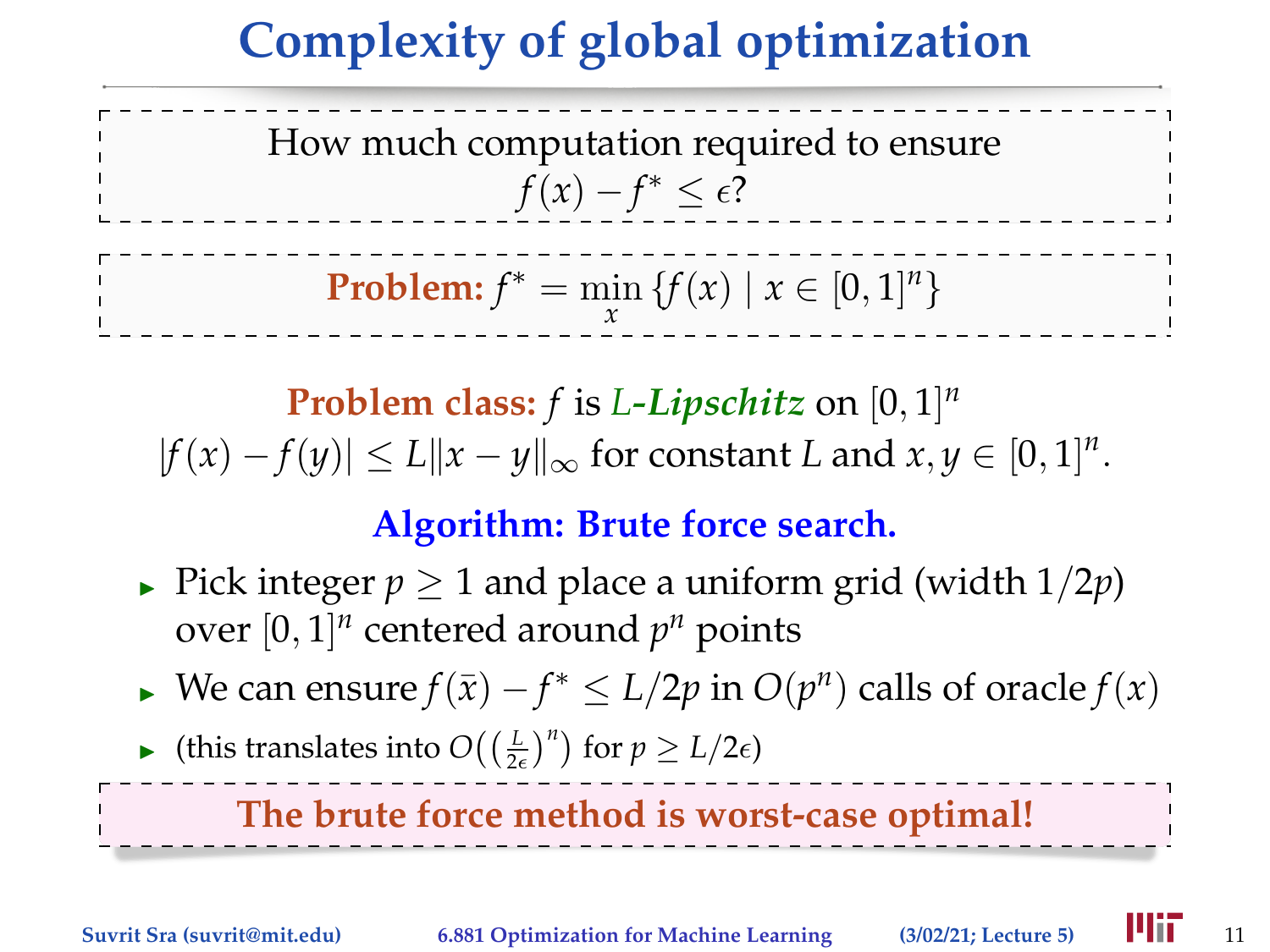# Complexity of global optimization

How much computation required to ensure
$f(x) - f^* \le \epsilon$?

**Problem:** $f^* = \min_x \{f(x) \mid x \in [0,1]^n\}$

**Problem class:** $f$ is *L-Lipschitz* on $[0,1]^n$
$|f(x) - f(y)| \le L\|x - y\|_\infty$ for constant $L$ and $x, y \in [0,1]^n$.

**Algorithm: Brute force search.**

- Pick integer $p \ge 1$ and place a uniform grid (width $1/2p$) over $[0,1]^n$ centered around $p^n$ points
- We can ensure $f(\bar{x}) - f^* \le L/2p$ in $O(p^n)$ calls of oracle $f(x)$
- (this translates into $O\big(\big(\frac{L}{2\epsilon}\big)^n\big)$ for $p \ge L/2\epsilon$)

**The brute force method is worst-case optimal!**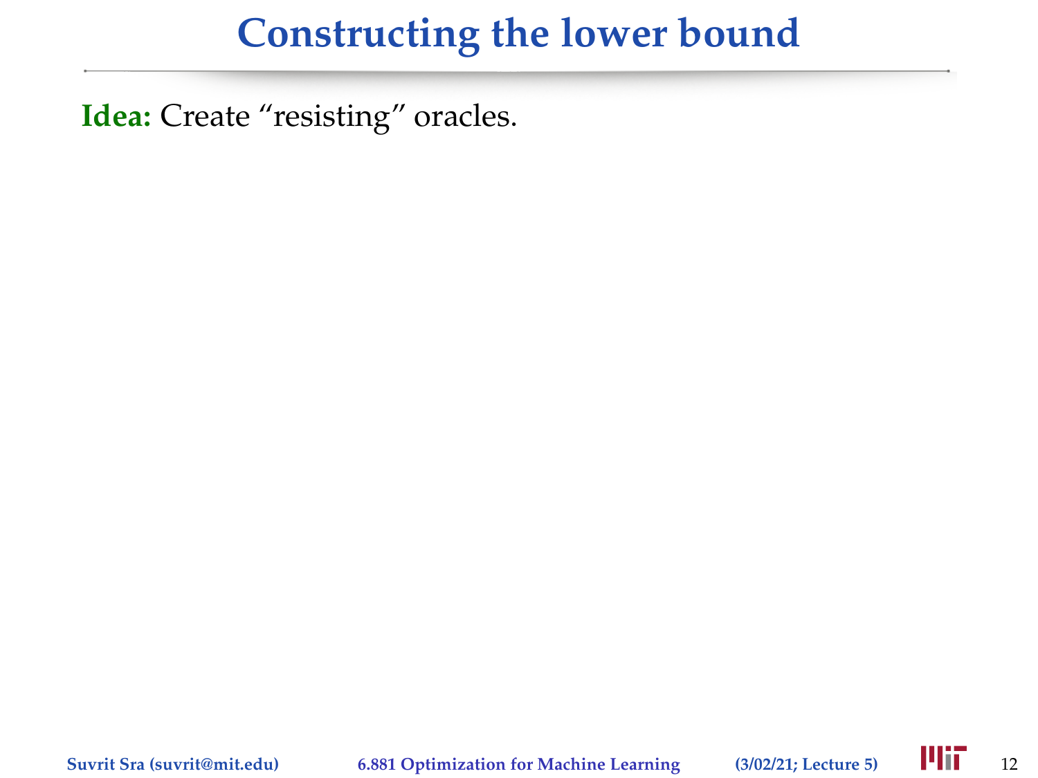# Constructing the lower bound

**Idea:** Create “resisting” oracles.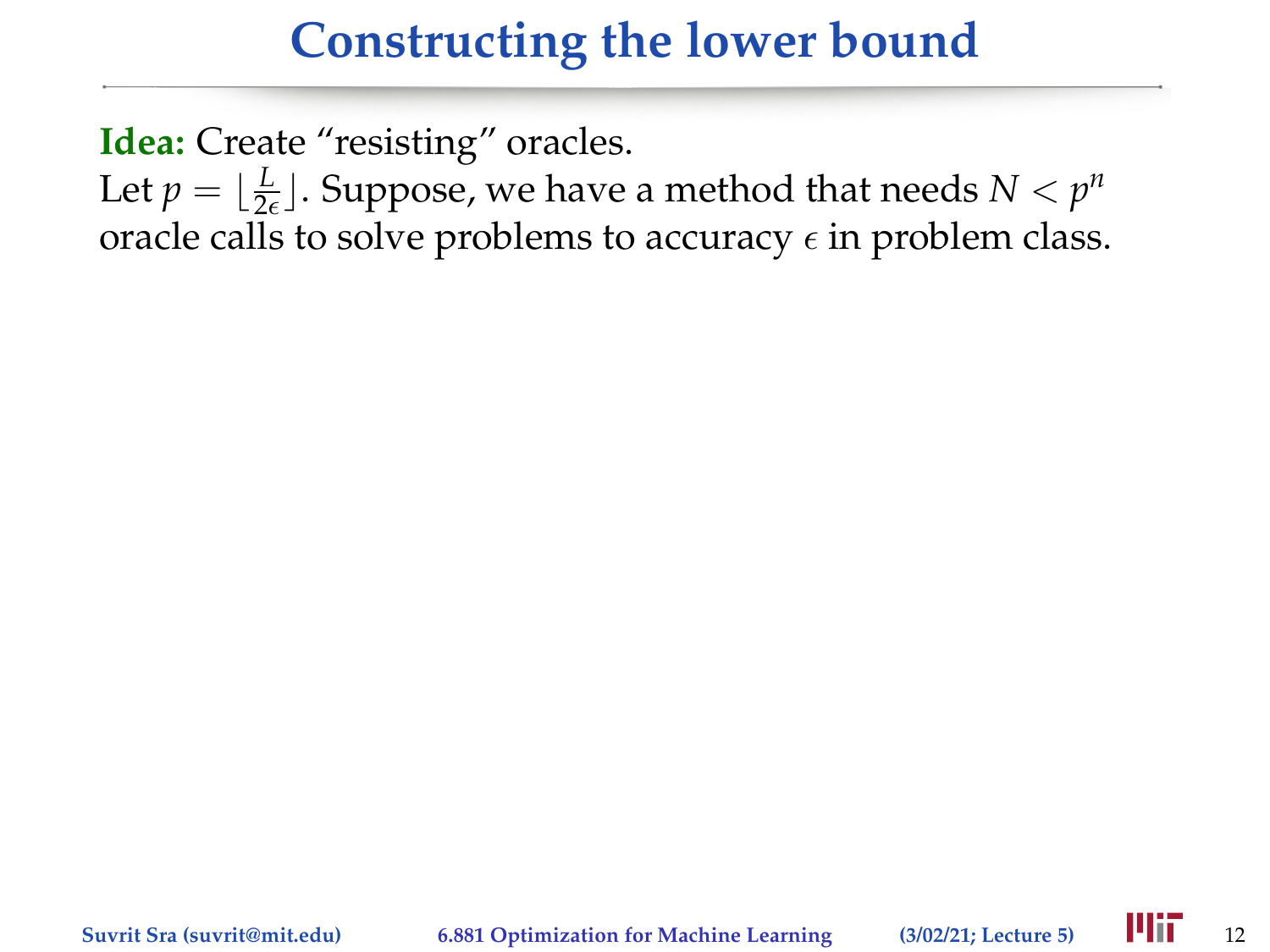# Constructing the lower bound

**Idea:** Create "resisting" oracles.
Let $p = \lfloor \frac{L}{2\epsilon} \rfloor$. Suppose, we have a method that needs $N < p^n$ oracle calls to solve problems to accuracy $\epsilon$ in problem class.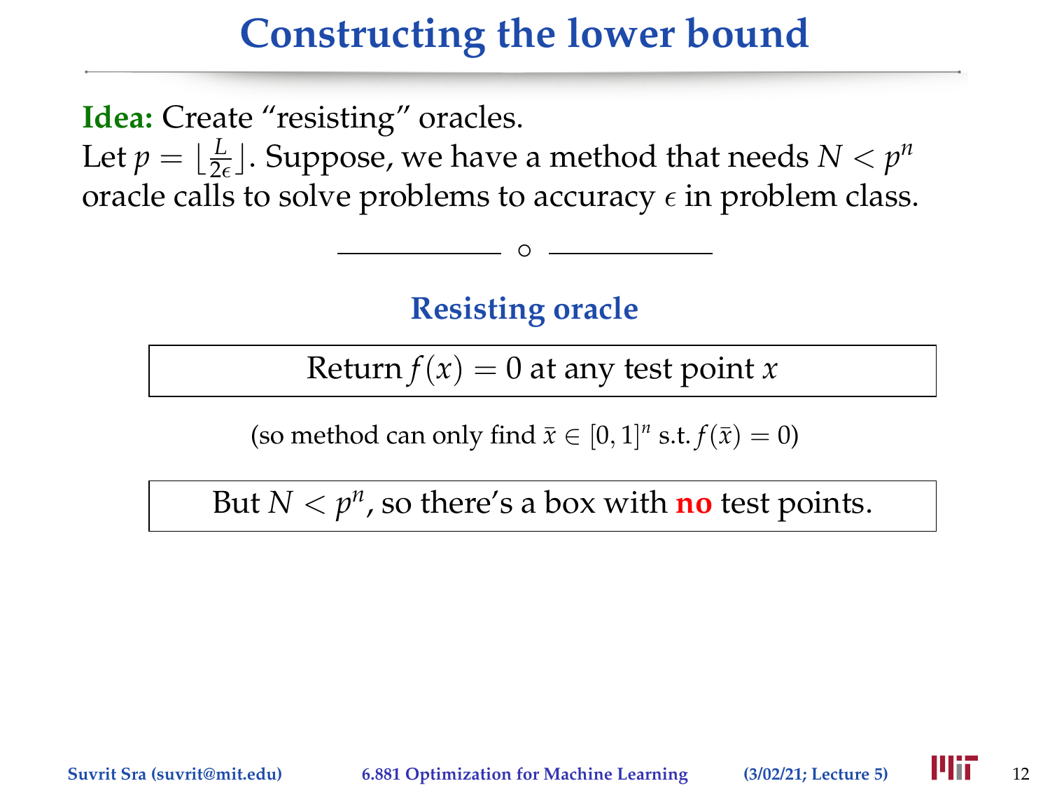# Constructing the lower bound

**Idea:** Create "resisting" oracles.

Let $p = \lfloor \frac{L}{2\epsilon} \rfloor$. Suppose, we have a method that needs $N < p^n$ oracle calls to solve problems to accuracy $\epsilon$ in problem class.

---

## Resisting oracle

| Return $f(x) = 0$ at any test point $x$ |
|---|

(so method can only find $\bar{x} \in [0,1]^n$ s.t. $f(\bar{x}) = 0$)

| But $N < p^n$, so there's a box with **no** test points. |
|---|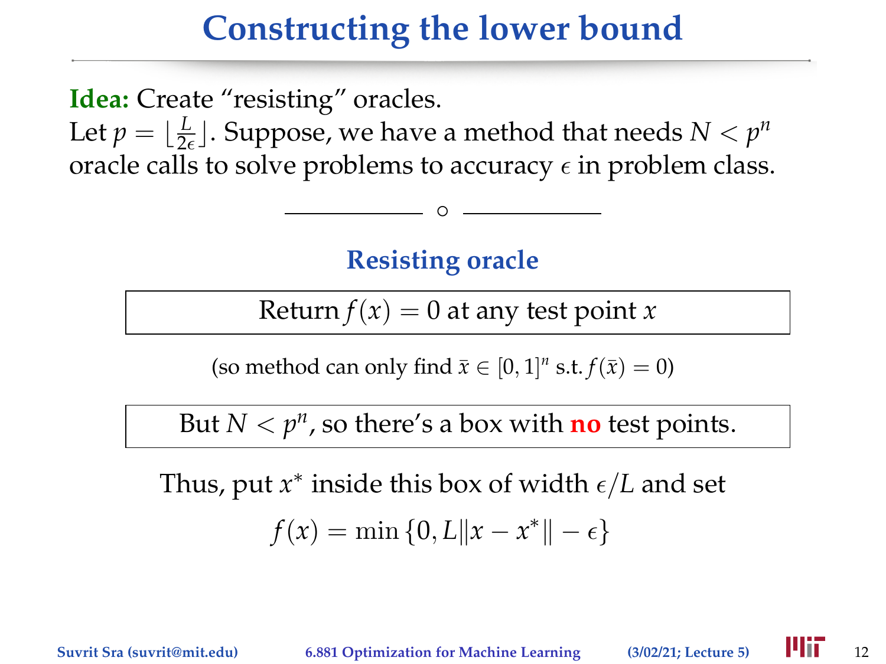# Constructing the lower bound

**Idea:** Create "resisting" oracles.
Let $p = \lfloor \frac{L}{2\epsilon} \rfloor$. Suppose, we have a method that needs $N < p^n$ oracle calls to solve problems to accuracy $\epsilon$ in problem class.

---

### Resisting oracle

| Return $f(x) = 0$ at any test point $x$ |
|---|

(so method can only find $\bar{x} \in [0, 1]^n$ s.t. $f(\bar{x}) = 0$)

| But $N < p^n$, so there's a box with **no** test points. |
|---|

Thus, put $x^*$ inside this box of width $\epsilon/L$ and set

$$f(x) = \min\{0, L\|x - x^*\| - \epsilon\}$$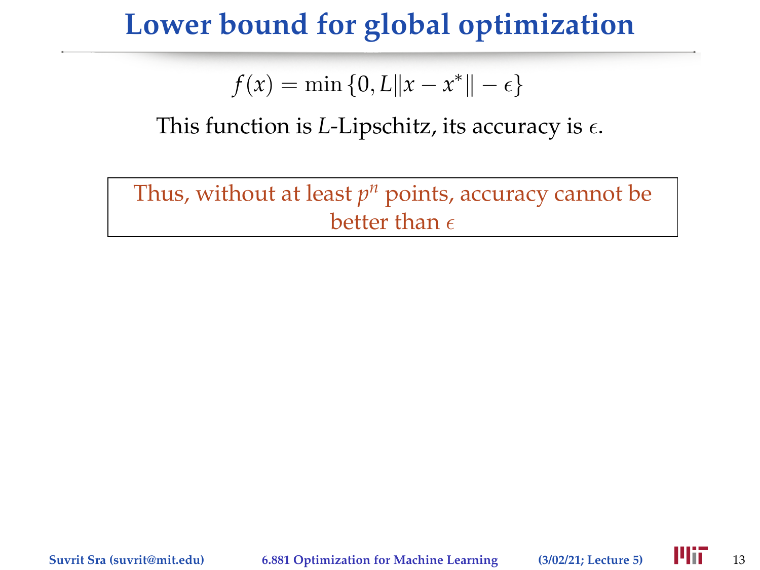# Lower bound for global optimization

$$f(x) = \min\{0, L\|x - x^*\| - \epsilon\}$$

This function is $L$-Lipschitz, its accuracy is $\epsilon$.

Thus, without at least $p^n$ points, accuracy cannot be better than $\epsilon$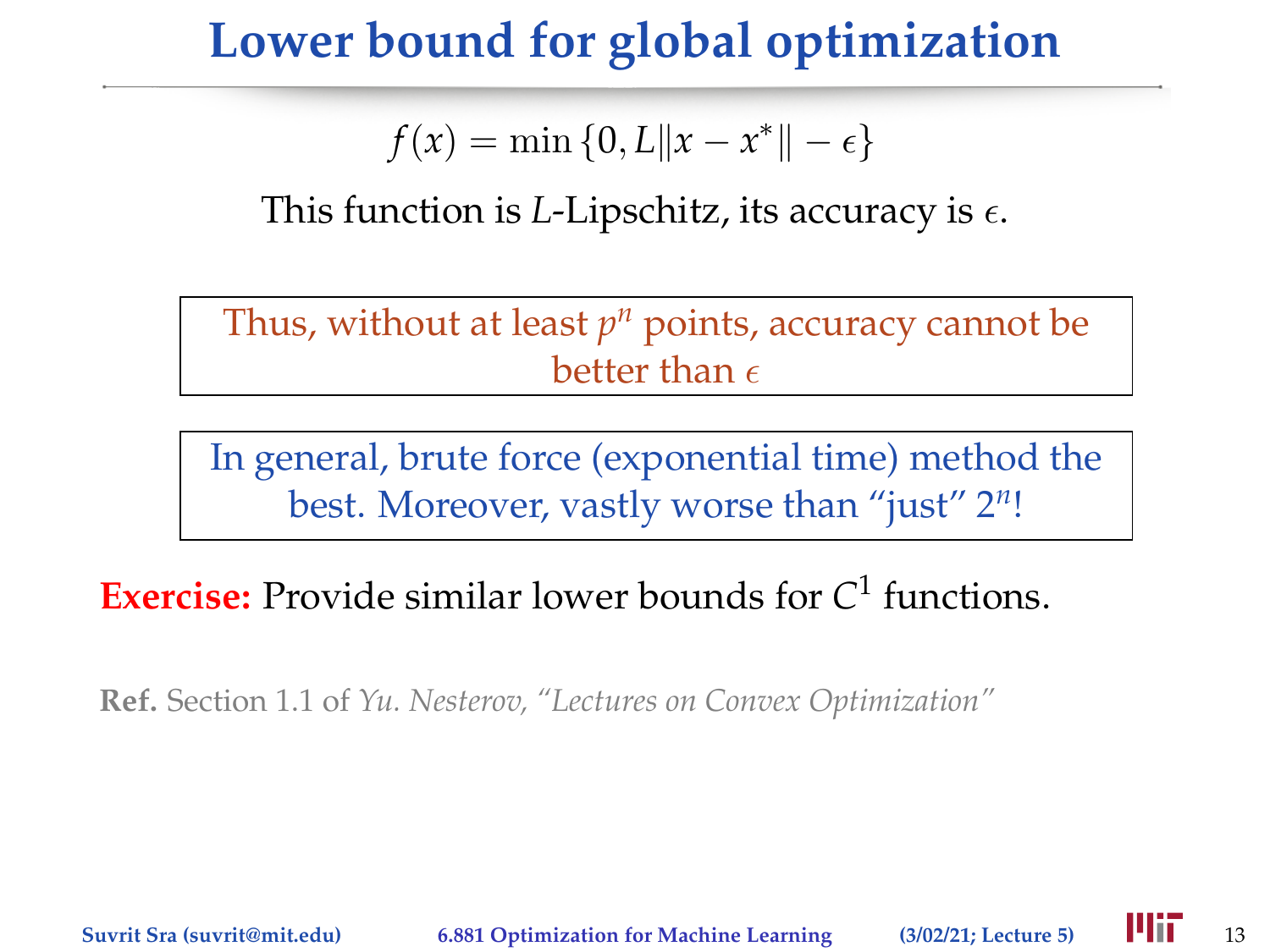# Lower bound for global optimization

$$f(x) = \min\{0, L\|x - x^*\| - \epsilon\}$$

This function is $L$-Lipschitz, its accuracy is $\epsilon$.

Thus, without at least $p^n$ points, accuracy cannot be better than $\epsilon$

In general, brute force (exponential time) method the best. Moreover, vastly worse than "just" $2^n$!

**Exercise:** Provide similar lower bounds for $C^1$ functions.

**Ref.** Section 1.1 of *Yu. Nesterov, "Lectures on Convex Optimization"*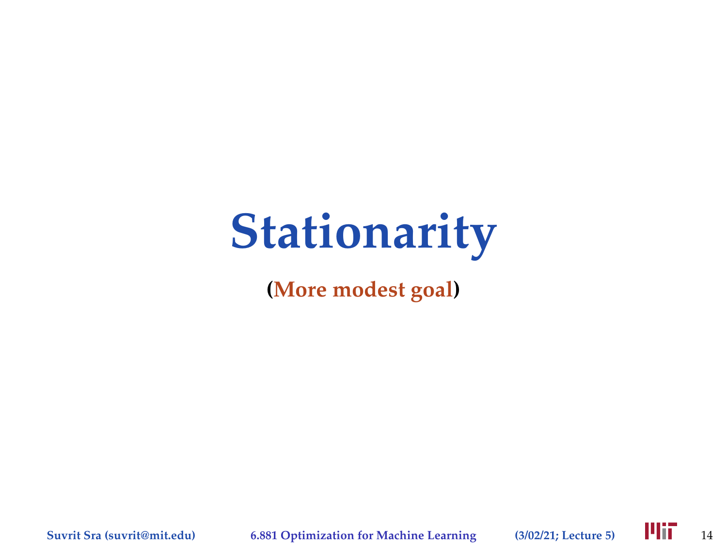# Stationarity

**(More modest goal)**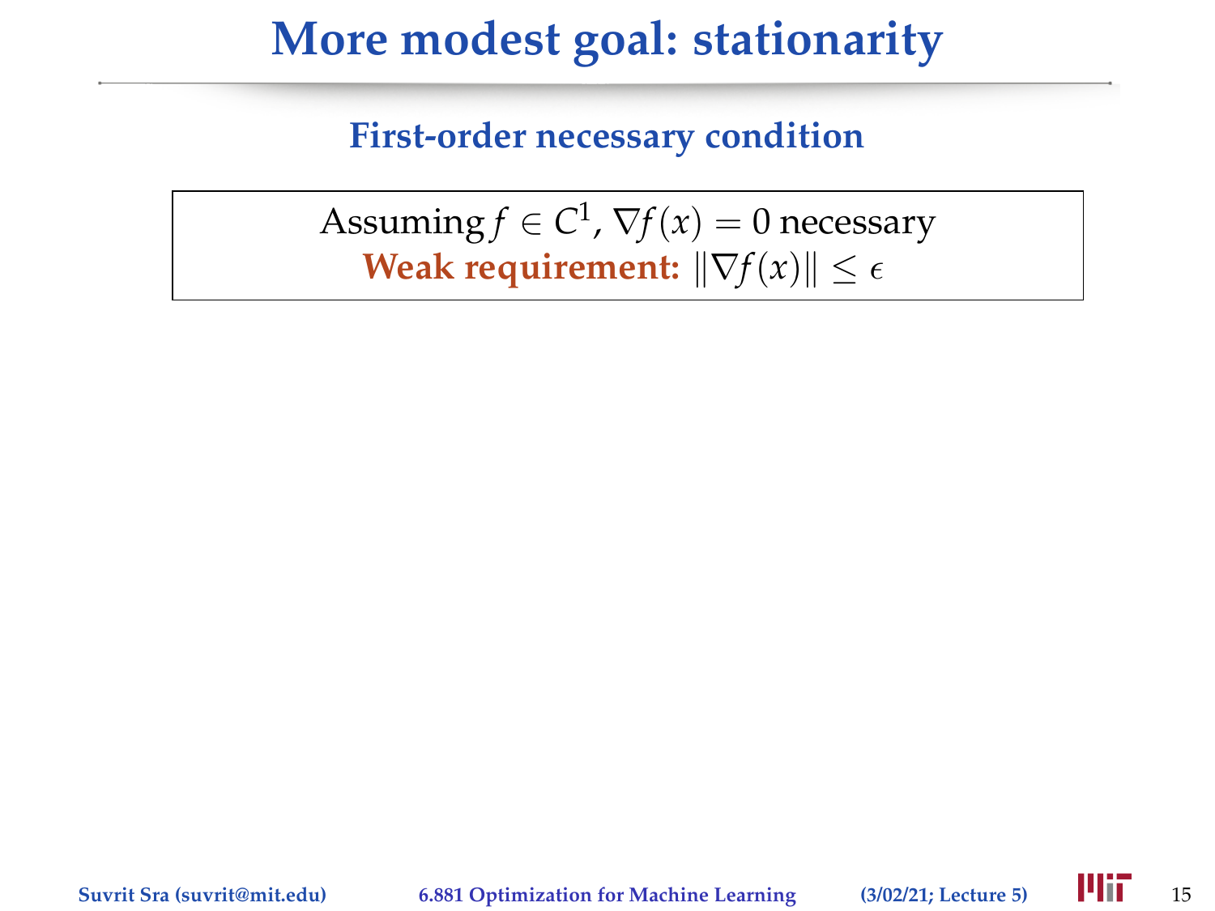# More modest goal: stationarity

### First-order necessary condition

Assuming $f \in C^1$, $\nabla f(x) = 0$ necessary
**Weak requirement:** $\|\nabla f(x)\| \leq \epsilon$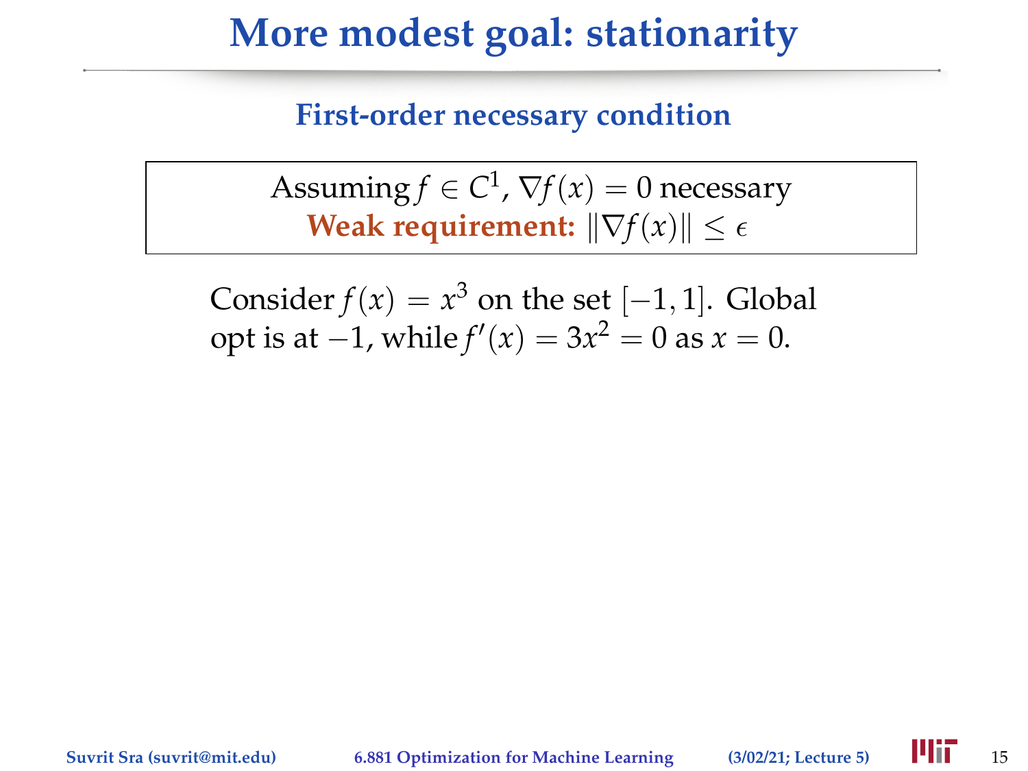# More modest goal: stationarity

## First-order necessary condition

Assuming $f \in C^1$, $\nabla f(x) = 0$ necessary
**Weak requirement:** $\|\nabla f(x)\| \leq \epsilon$

Consider $f(x) = x^3$ on the set $[-1, 1]$. Global opt is at $-1$, while $f'(x) = 3x^2 = 0$ as $x = 0$.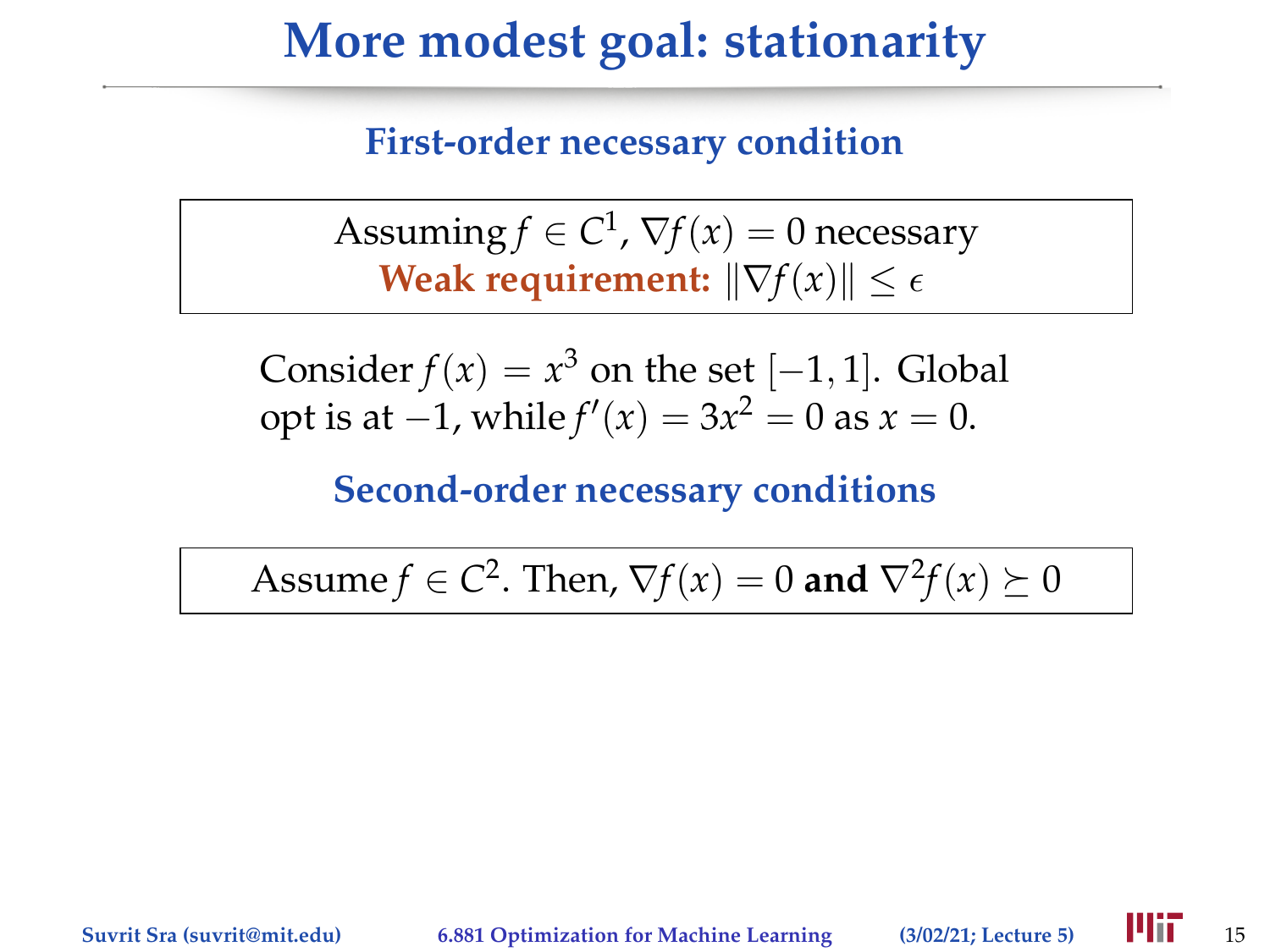# More modest goal: stationarity

## First-order necessary condition

Assuming $f \in C^1$, $\nabla f(x) = 0$ necessary
**Weak requirement:** $\|\nabla f(x)\| \leq \epsilon$

Consider $f(x) = x^3$ on the set $[-1, 1]$. Global opt is at $-1$, while $f'(x) = 3x^2 = 0$ as $x = 0$.

## Second-order necessary conditions

Assume $f \in C^2$. Then, $\nabla f(x) = 0$ **and** $\nabla^2 f(x) \succeq 0$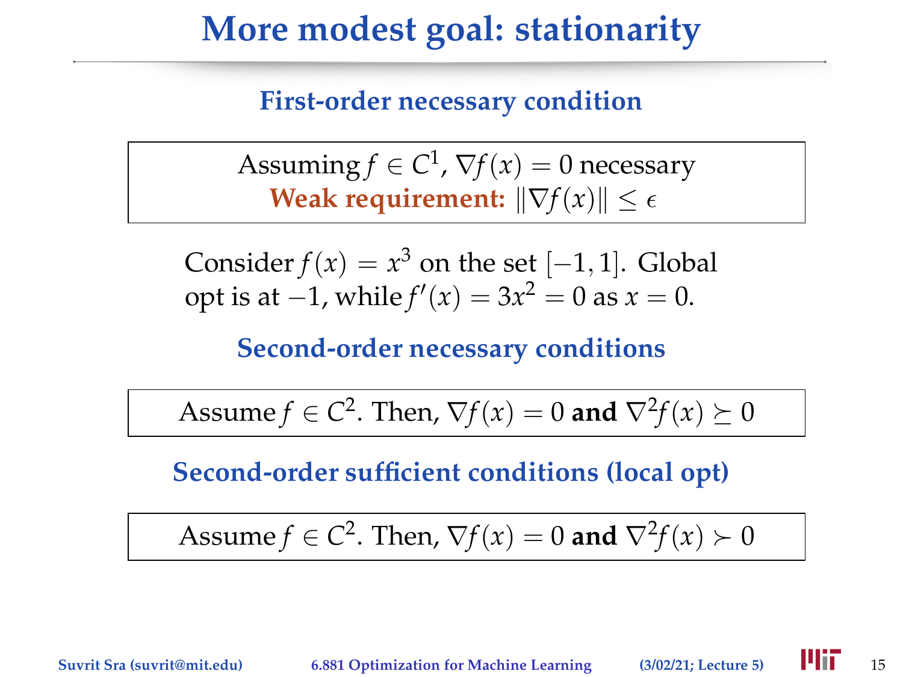# More modest goal: stationarity

### First-order necessary condition

Assuming $f \in C^1$, $\nabla f(x) = 0$ necessary
**Weak requirement:** $\|\nabla f(x)\| \leq \epsilon$

Consider $f(x) = x^3$ on the set $[-1, 1]$. Global opt is at $-1$, while $f'(x) = 3x^2 = 0$ as $x = 0$.

### Second-order necessary conditions

Assume $f \in C^2$. Then, $\nabla f(x) = 0$ **and** $\nabla^2 f(x) \succeq 0$

### Second-order sufficient conditions (local opt)

Assume $f \in C^2$. Then, $\nabla f(x) = 0$ **and** $\nabla^2 f(x) \succ 0$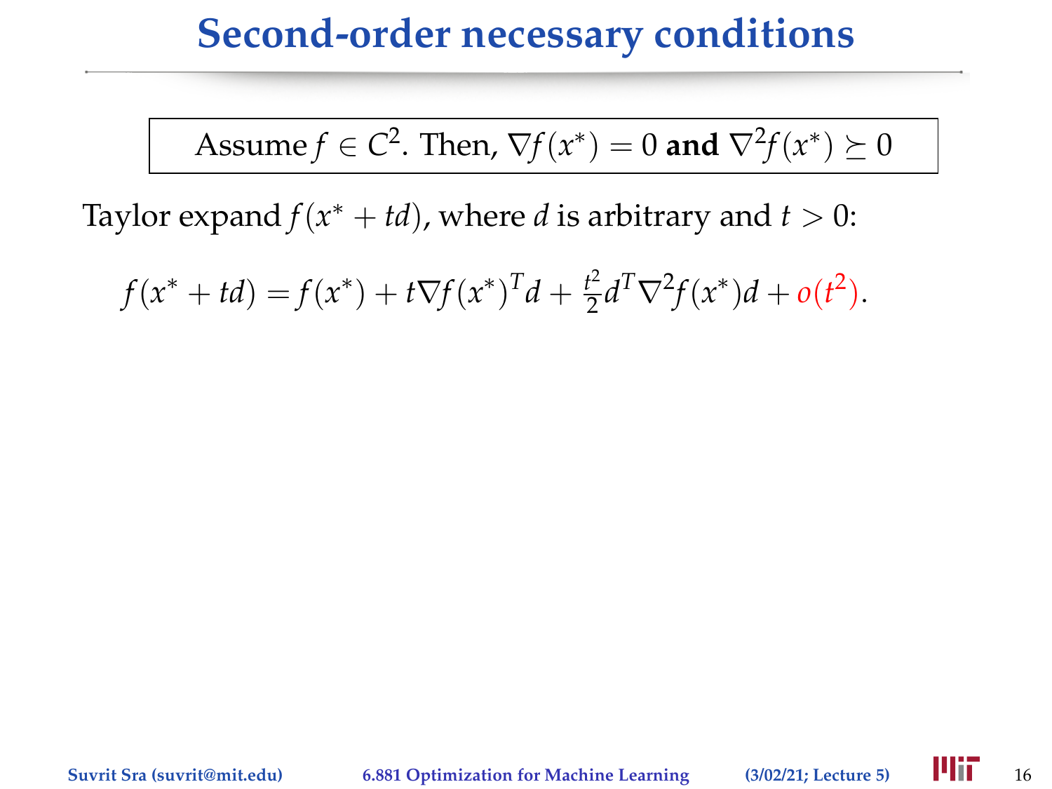# Second-order necessary conditions

Assume $f \in C^2$. Then, $\nabla f(x^*) = 0$ **and** $\nabla^2 f(x^*) \succeq 0$

Taylor expand $f(x^* + td)$, where $d$ is arbitrary and $t > 0$:

$$f(x^* + td) = f(x^*) + t\nabla f(x^*)^T d + \frac{t^2}{2} d^T \nabla^2 f(x^*) d + o(t^2).$$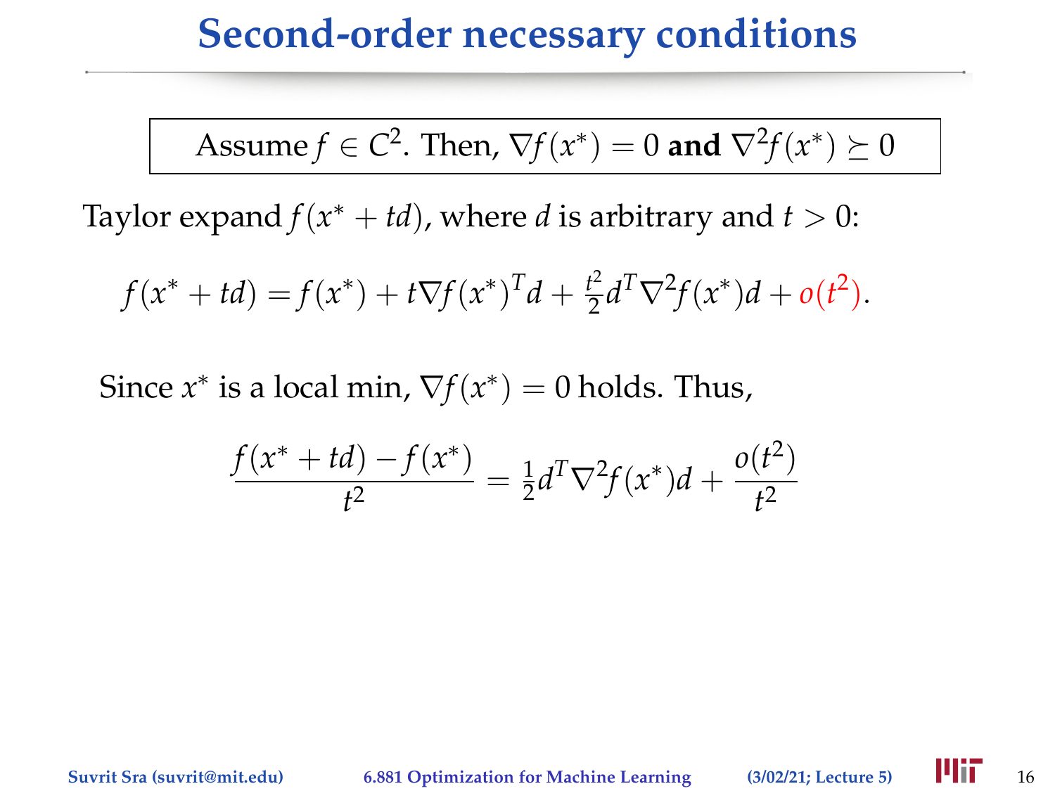# Second-order necessary conditions

Assume $f \in C^2$. Then, $\nabla f(x^*) = 0$ **and** $\nabla^2 f(x^*) \succeq 0$

Taylor expand $f(x^* + td)$, where $d$ is arbitrary and $t > 0$:

$$f(x^* + td) = f(x^*) + t\nabla f(x^*)^T d + \tfrac{t^2}{2} d^T \nabla^2 f(x^*) d + o(t^2).$$

Since $x^*$ is a local min, $\nabla f(x^*) = 0$ holds. Thus,

$$\frac{f(x^* + td) - f(x^*)}{t^2} = \tfrac{1}{2} d^T \nabla^2 f(x^*) d + \frac{o(t^2)}{t^2}$$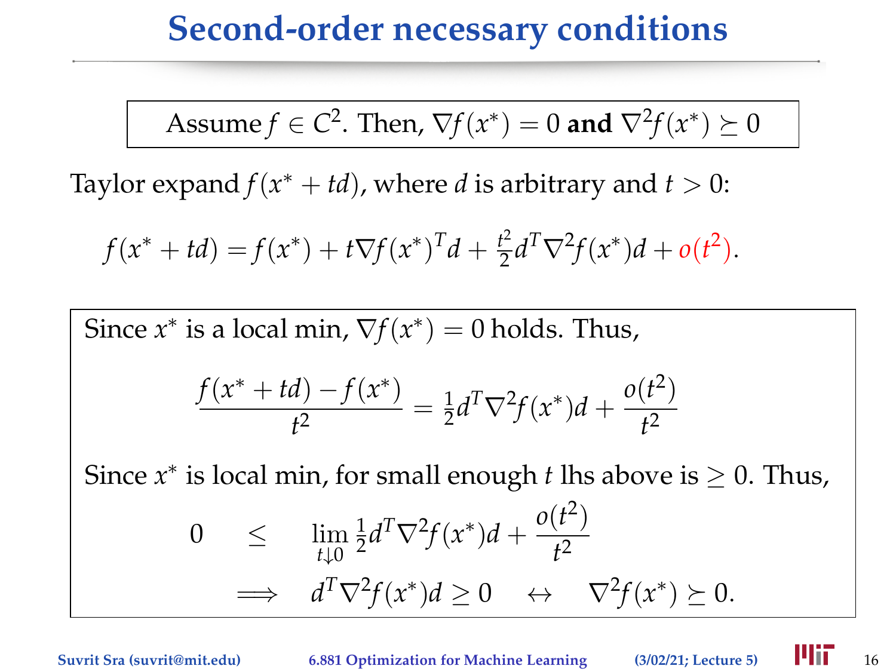# Second-order necessary conditions

Assume $f \in C^2$. Then, $\nabla f(x^*) = 0$ **and** $\nabla^2 f(x^*) \succeq 0$

Taylor expand $f(x^* + td)$, where $d$ is arbitrary and $t > 0$:

$$f(x^* + td) = f(x^*) + t\nabla f(x^*)^T d + \tfrac{t^2}{2} d^T \nabla^2 f(x^*) d + o(t^2).$$

Since $x^*$ is a local min, $\nabla f(x^*) = 0$ holds. Thus,

$$\frac{f(x^* + td) - f(x^*)}{t^2} = \tfrac{1}{2} d^T \nabla^2 f(x^*) d + \frac{o(t^2)}{t^2}$$

Since $x^*$ is local min, for small enough $t$ lhs above is $\geq 0$. Thus,

$$\begin{aligned} 0 \quad &\leq \quad \lim_{t \downarrow 0} \tfrac{1}{2} d^T \nabla^2 f(x^*) d + \frac{o(t^2)}{t^2} \\ &\implies \quad d^T \nabla^2 f(x^*) d \geq 0 \quad \leftrightarrow \quad \nabla^2 f(x^*) \succeq 0. \end{aligned}$$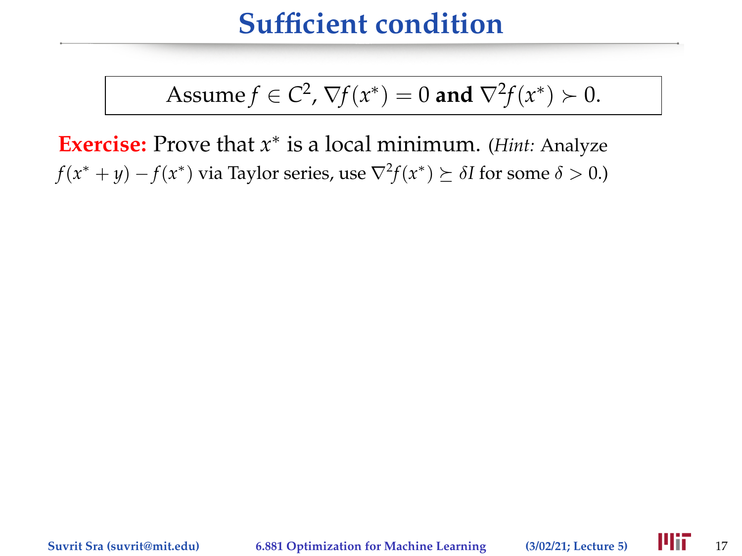# Sufficient condition

Assume $f \in C^2$, $\nabla f(x^*) = 0$ **and** $\nabla^2 f(x^*) \succ 0$.

**Exercise:** Prove that $x^*$ is a local minimum. (*Hint:* Analyze $f(x^* + y) - f(x^*)$ via Taylor series, use $\nabla^2 f(x^*) \succeq \delta I$ for some $\delta > 0$.)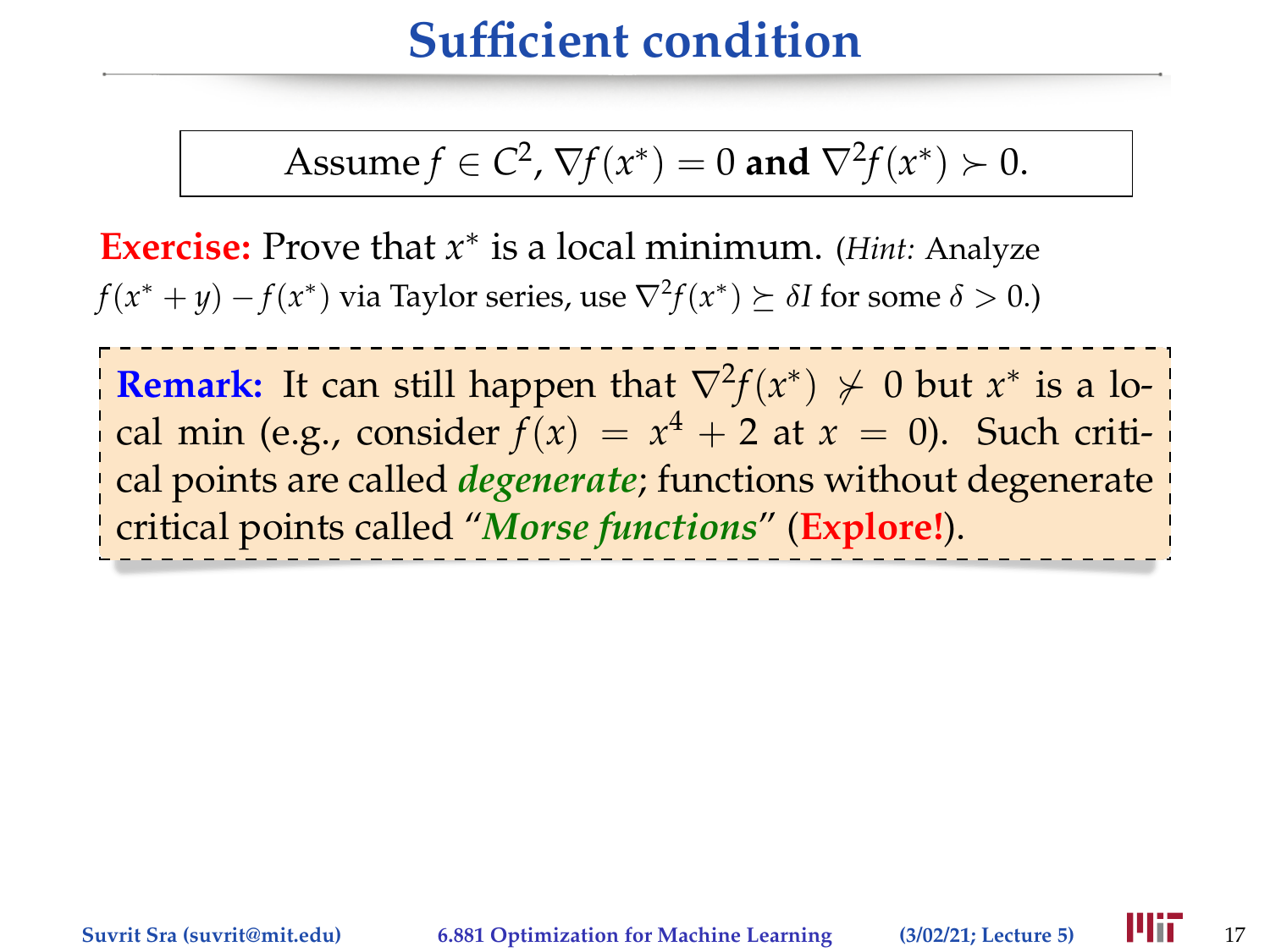# Sufficient condition

Assume $f \in C^2$, $\nabla f(x^*) = 0$ **and** $\nabla^2 f(x^*) \succ 0$.

**Exercise:** Prove that $x^*$ is a local minimum. (*Hint:* Analyze $f(x^* + y) - f(x^*)$ via Taylor series, use $\nabla^2 f(x^*) \succeq \delta I$ for some $\delta > 0$.)

**Remark:** It can still happen that $\nabla^2 f(x^*) \not\succ 0$ but $x^*$ is a local min (e.g., consider $f(x) = x^4 + 2$ at $x = 0$). Such critical points are called ***degenerate***; functions without degenerate critical points called "***Morse functions***" (**Explore!**).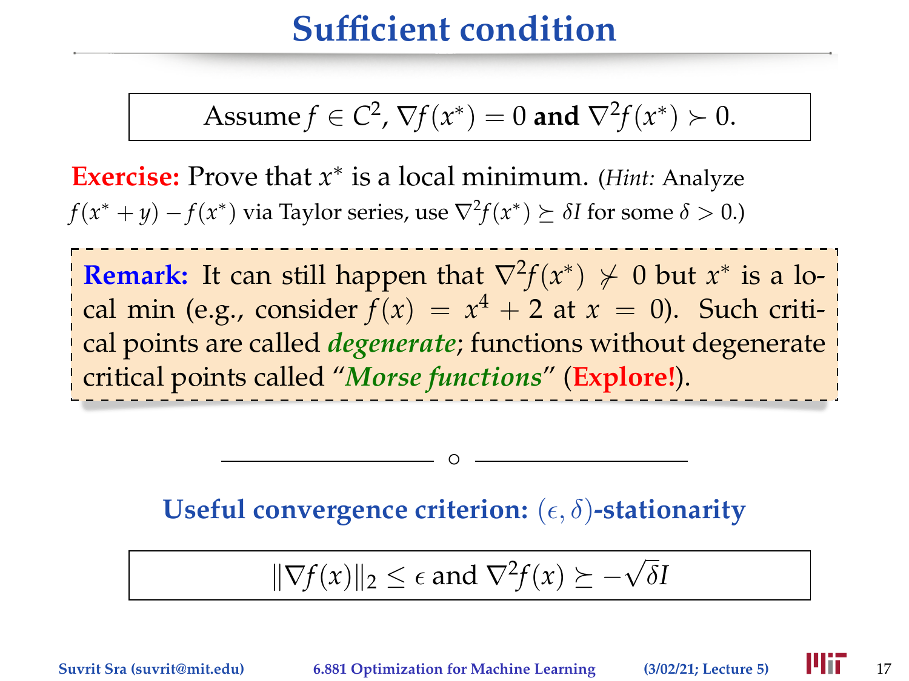# Sufficient condition

$$\text{Assume } f \in C^2,\ \nabla f(x^*) = 0 \textbf{ and } \nabla^2 f(x^*) \succ 0.$$

**Exercise:** Prove that $x^*$ is a local minimum. (*Hint:* Analyze $f(x^* + y) - f(x^*)$ via Taylor series, use $\nabla^2 f(x^*) \succeq \delta I$ for some $\delta > 0$.)

**Remark:** It can still happen that $\nabla^2 f(x^*) \not\succ 0$ but $x^*$ is a local min (e.g., consider $f(x) = x^4 + 2$ at $x = 0$). Such critical points are called ***degenerate***; functions without degenerate critical points called "***Morse functions***" (**Explore!**).

---

**Useful convergence criterion: $(\epsilon, \delta)$-stationarity**

$$\|\nabla f(x)\|_2 \leq \epsilon \text{ and } \nabla^2 f(x) \succeq -\sqrt{\delta} I$$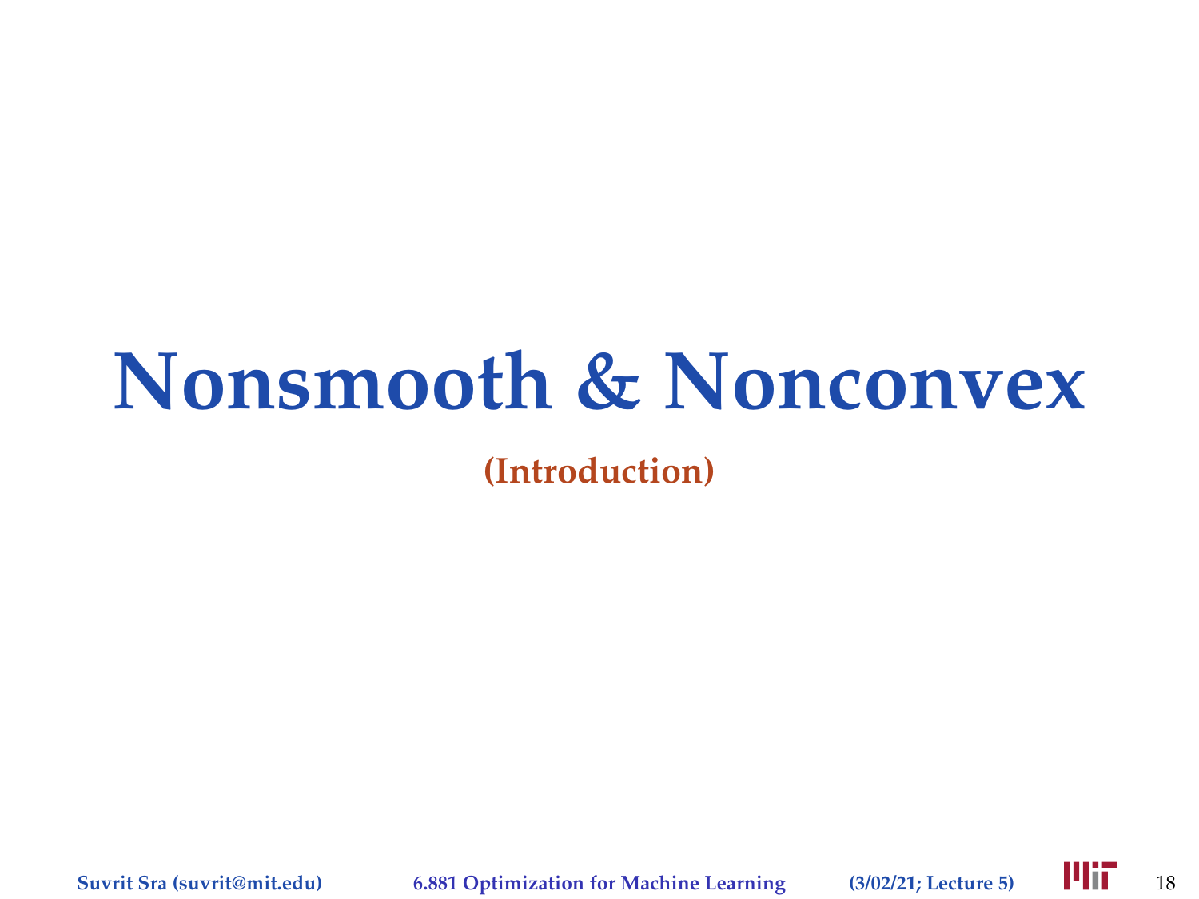# Nonsmooth & Nonconvex

**(Introduction)**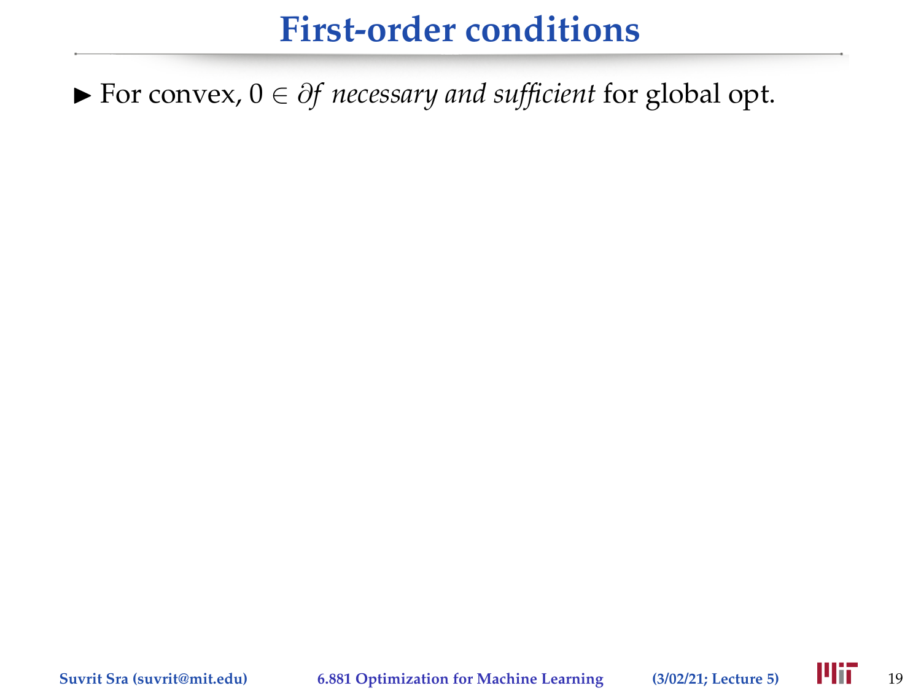# First-order conditions

- For convex, $0 \in \partial f$ *necessary and sufficient* for global opt.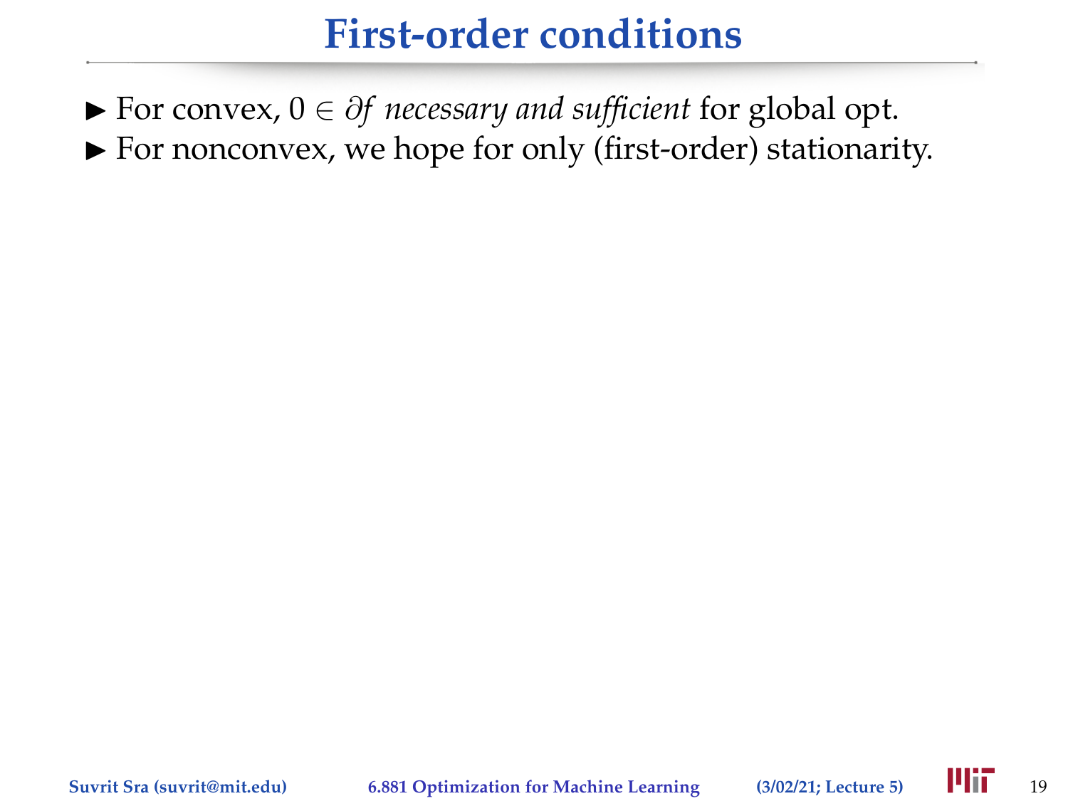# First-order conditions

- For convex, $0 \in \partial f$ *necessary and sufficient* for global opt.
- For nonconvex, we hope for only (first-order) stationarity.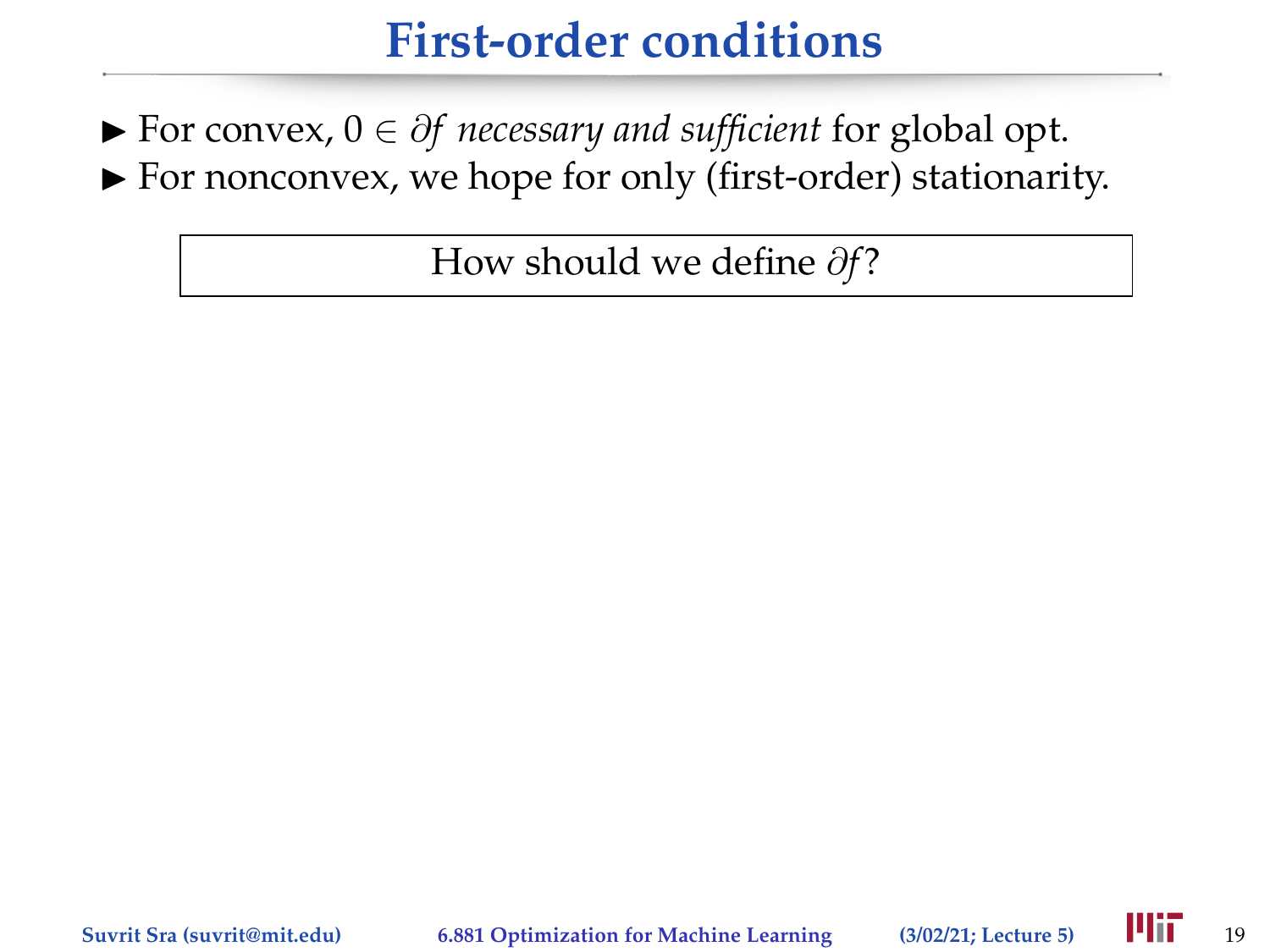# First-order conditions

- For convex, $0 \in \partial f$ *necessary and sufficient* for global opt.
- For nonconvex, we hope for only (first-order) stationarity.

How should we define $\partial f$?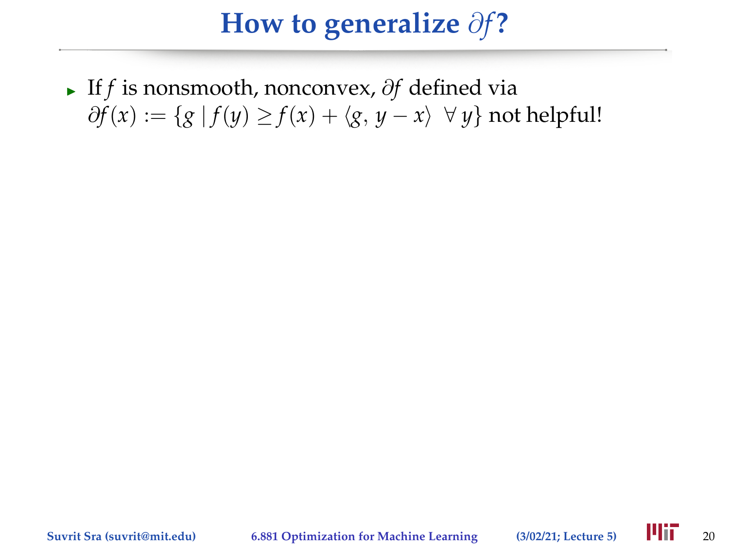# How to generalize $\partial f$?

- If $f$ is nonsmooth, nonconvex, $\partial f$ defined via $\partial f(x) := \{g \mid f(y) \geq f(x) + \langle g,\, y - x \rangle \ \ \forall\, y\}$ not helpful!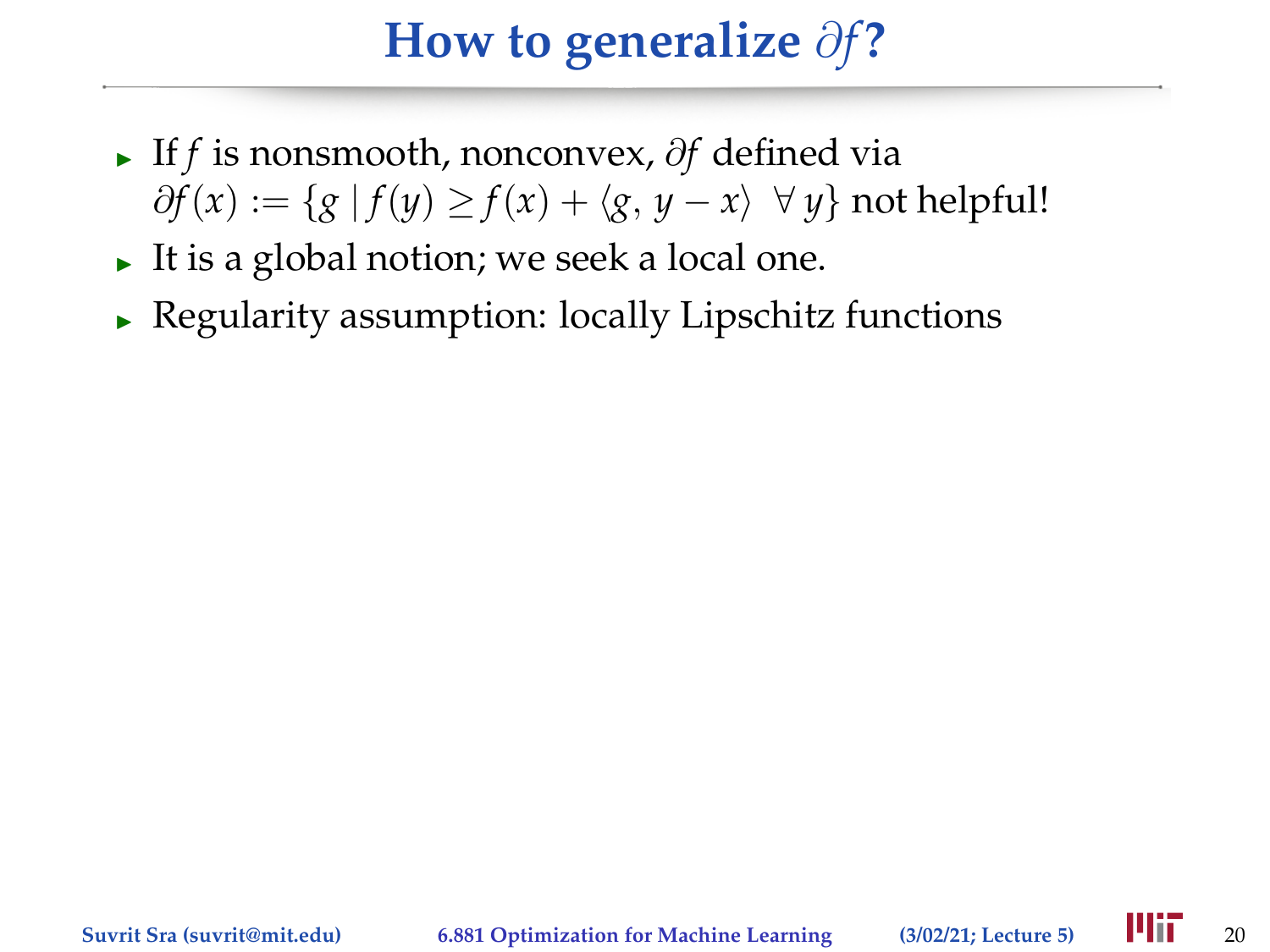# How to generalize $\partial f$?

- If $f$ is nonsmooth, nonconvex, $\partial f$ defined via $\partial f(x) := \{g \mid f(y) \geq f(x) + \langle g, y - x \rangle \;\; \forall\, y\}$ not helpful!
- It is a global notion; we seek a local one.
- Regularity assumption: locally Lipschitz functions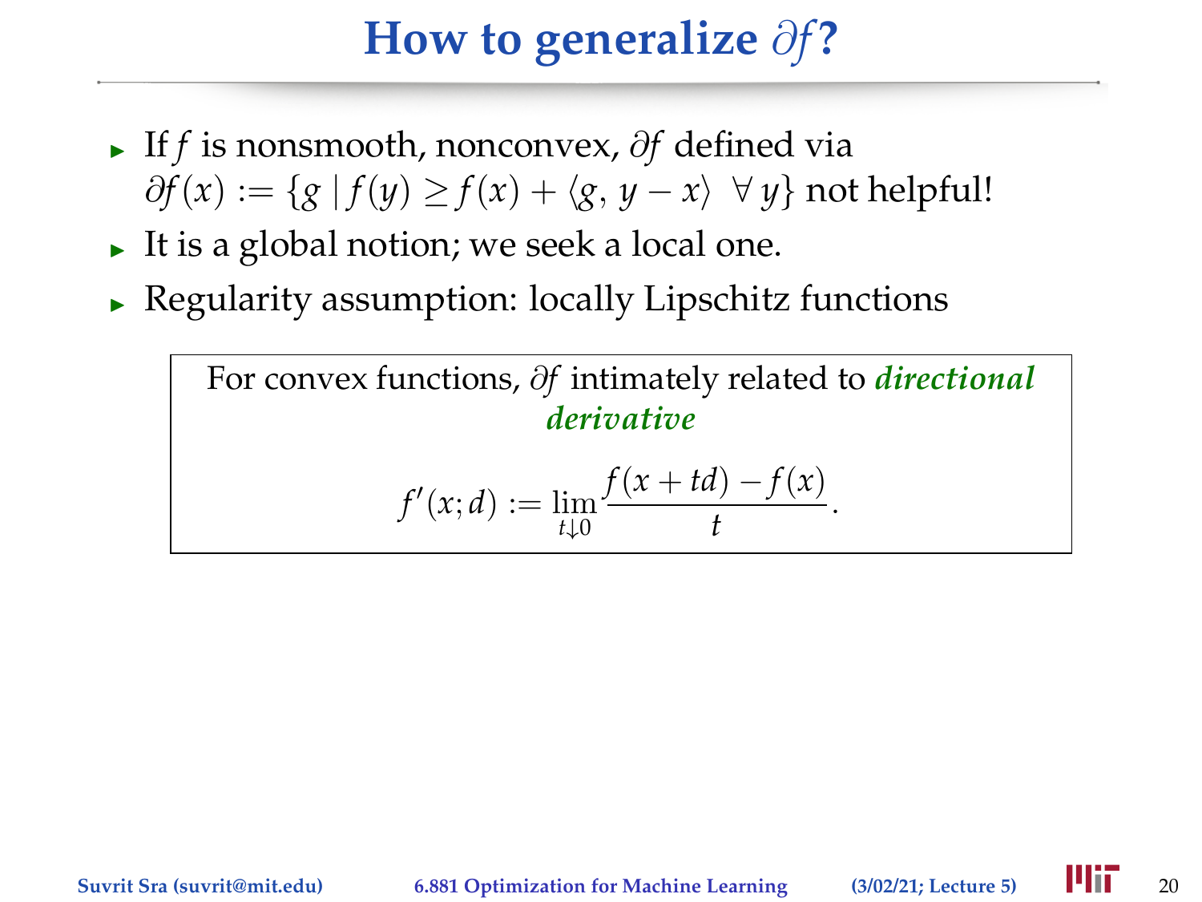# How to generalize $\partial f$?

- If $f$ is nonsmooth, nonconvex, $\partial f$ defined via $\partial f(x) := \{g \mid f(y) \geq f(x) + \langle g, y - x \rangle \ \forall\, y\}$ not helpful!
- It is a global notion; we seek a local one.
- Regularity assumption: locally Lipschitz functions

For convex functions, $\partial f$ intimately related to ***directional derivative***

$$f'(x; d) := \lim_{t \downarrow 0} \frac{f(x + td) - f(x)}{t}.$$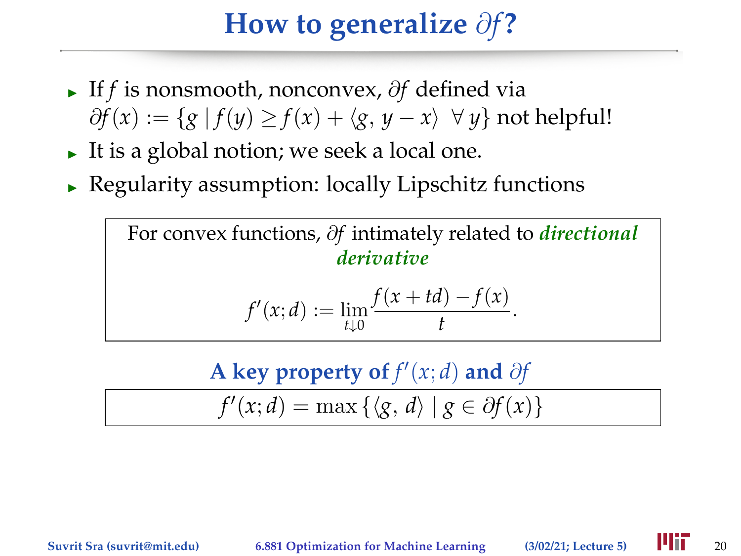# How to generalize $\partial f$?

- If $f$ is nonsmooth, nonconvex, $\partial f$ defined via $\partial f(x) := \{g \mid f(y) \geq f(x) + \langle g, y - x \rangle \ \ \forall\, y\}$ not helpful!
- It is a global notion; we seek a local one.
- Regularity assumption: locally Lipschitz functions

For convex functions, $\partial f$ intimately related to ***directional derivative***

$$f'(x; d) := \lim_{t \downarrow 0} \frac{f(x + td) - f(x)}{t}.$$

**A key property of $f'(x; d)$ and $\partial f$**

$$f'(x; d) = \max \{\langle g,\, d \rangle \mid g \in \partial f(x)\}$$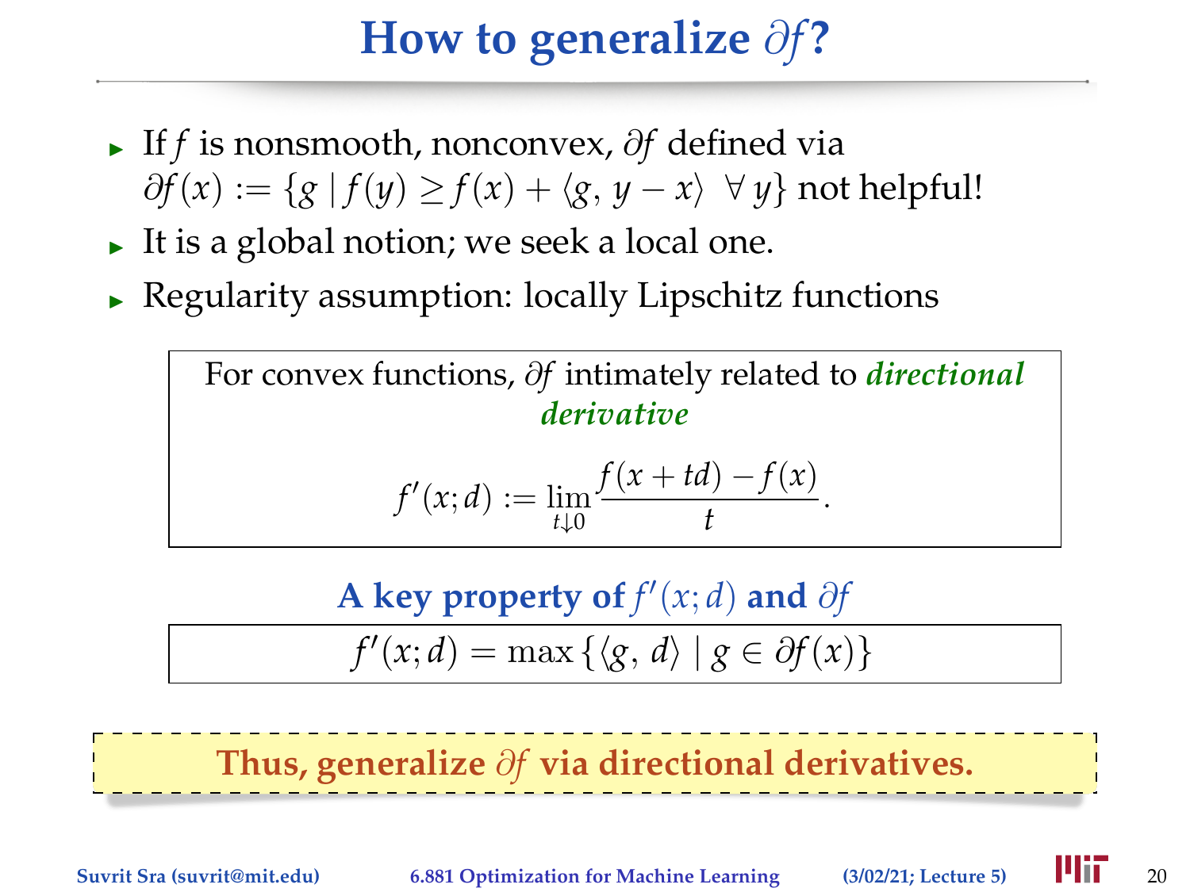# How to generalize $\partial f$?

- If $f$ is nonsmooth, nonconvex, $\partial f$ defined via $\partial f(x) := \{g \mid f(y) \geq f(x) + \langle g, y - x \rangle \ \ \forall\, y\}$ not helpful!
- It is a global notion; we seek a local one.
- Regularity assumption: locally Lipschitz functions

For convex functions, $\partial f$ intimately related to ***directional derivative***

$$f'(x; d) := \lim_{t \downarrow 0} \frac{f(x + td) - f(x)}{t}.$$

**A key property of $f'(x; d)$ and $\partial f$**

$$f'(x; d) = \max \{\langle g, d \rangle \mid g \in \partial f(x)\}$$

**Thus, generalize $\partial f$ via directional derivatives.**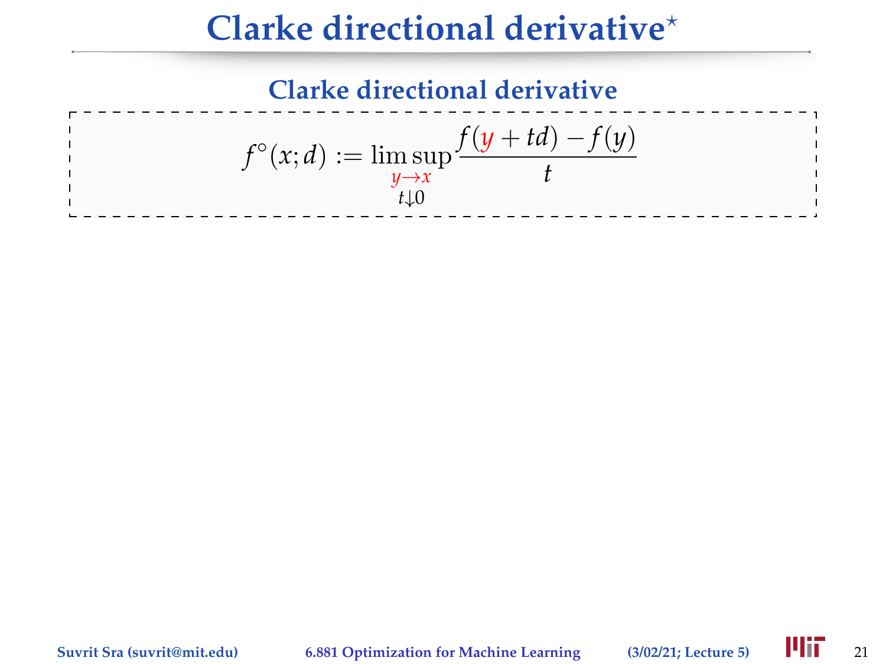# Clarke directional derivative*

### Clarke directional derivative

$$f^\circ(x; d) := \limsup_{\substack{y \to x \\ t \downarrow 0}} \frac{f(y + td) - f(y)}{t}$$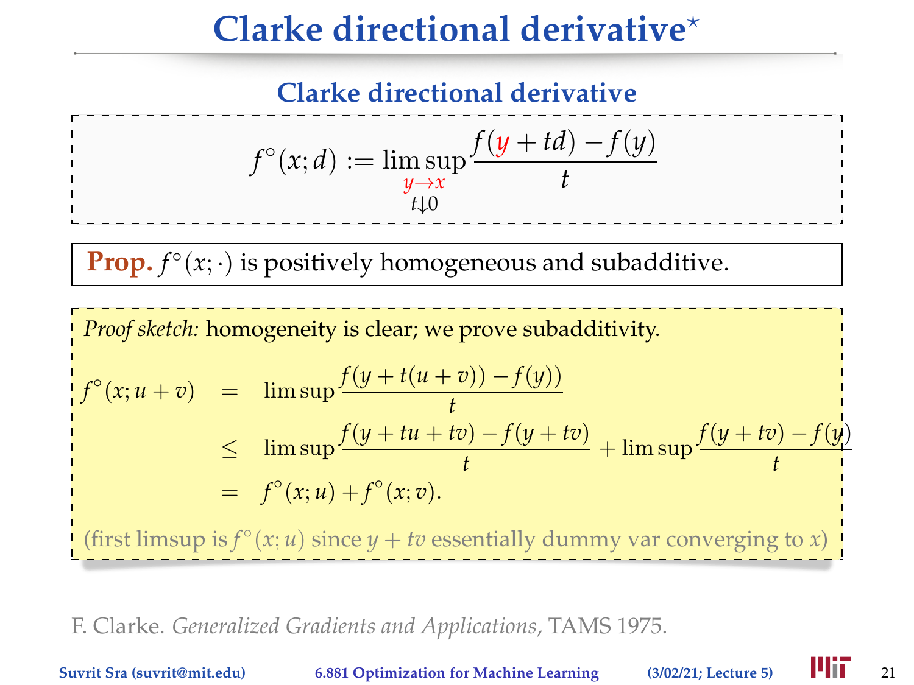# Clarke directional derivative*

## Clarke directional derivative

$$f^\circ(x;d) := \limsup_{\substack{y \to x \\ t \downarrow 0}} \frac{f(y+td) - f(y)}{t}$$

**Prop.** $f^\circ(x;\cdot)$ is positively homogeneous and subadditive.

*Proof sketch:* homogeneity is clear; we prove subadditivity.

$$\begin{aligned}
f^\circ(x; u+v) &= \limsup \frac{f(y + t(u+v)) - f(y))}{t} \\
&\leq \limsup \frac{f(y+tu+tv) - f(y+tv)}{t} + \limsup \frac{f(y+tv) - f(y)}{t} \\
&= f^\circ(x;u) + f^\circ(x;v).
\end{aligned}$$

(first limsup is $f^\circ(x;u)$ since $y + tv$ essentially dummy var converging to $x$)

F. Clarke. *Generalized Gradients and Applications*, TAMS 1975.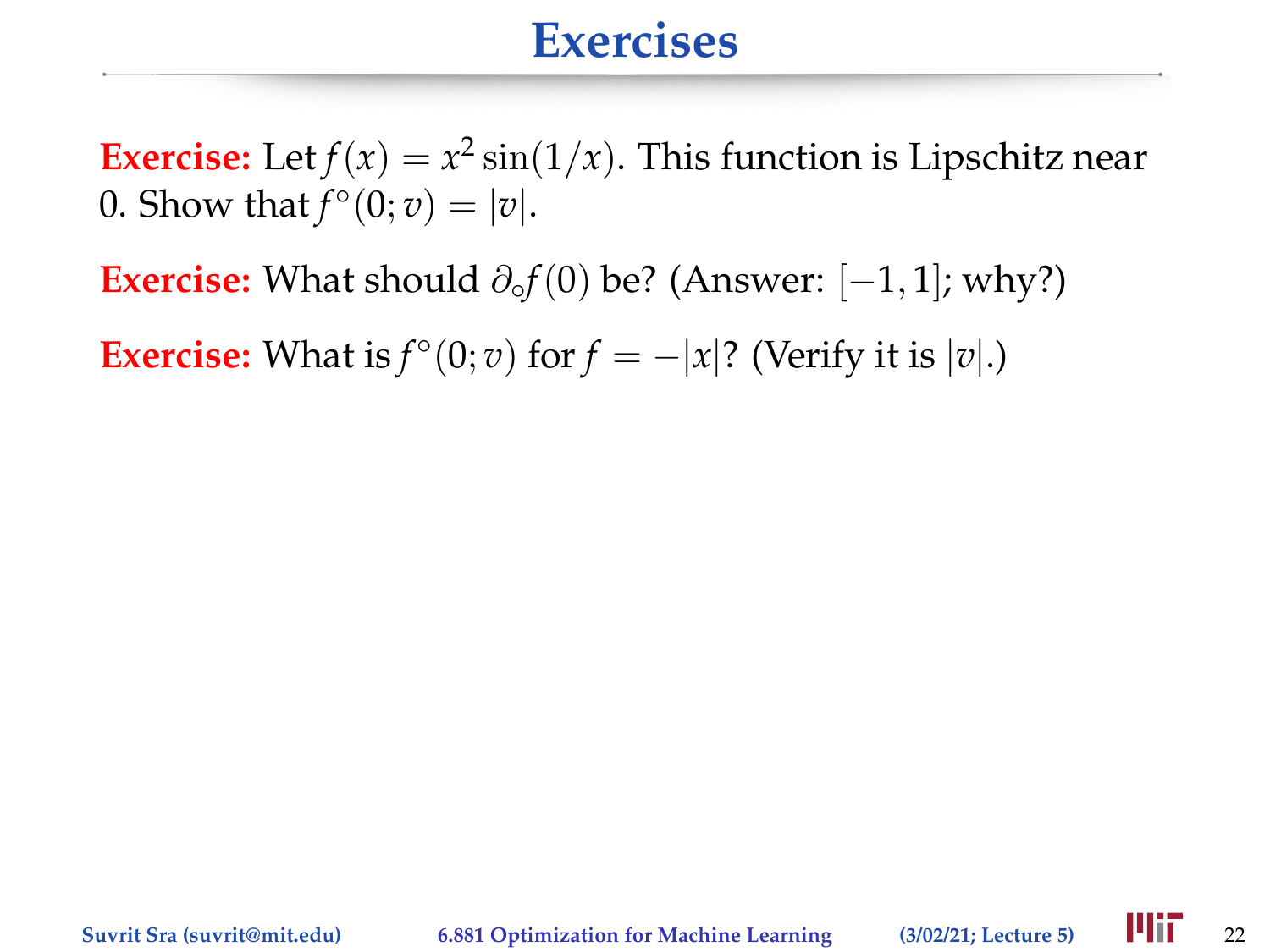# Exercises

**Exercise:** Let $f(x) = x^2 \sin(1/x)$. This function is Lipschitz near 0. Show that $f^\circ(0; v) = |v|$.

**Exercise:** What should $\partial_\circ f(0)$ be? (Answer: $[-1, 1]$; why?)

**Exercise:** What is $f^\circ(0; v)$ for $f = -|x|$? (Verify it is $|v|$.)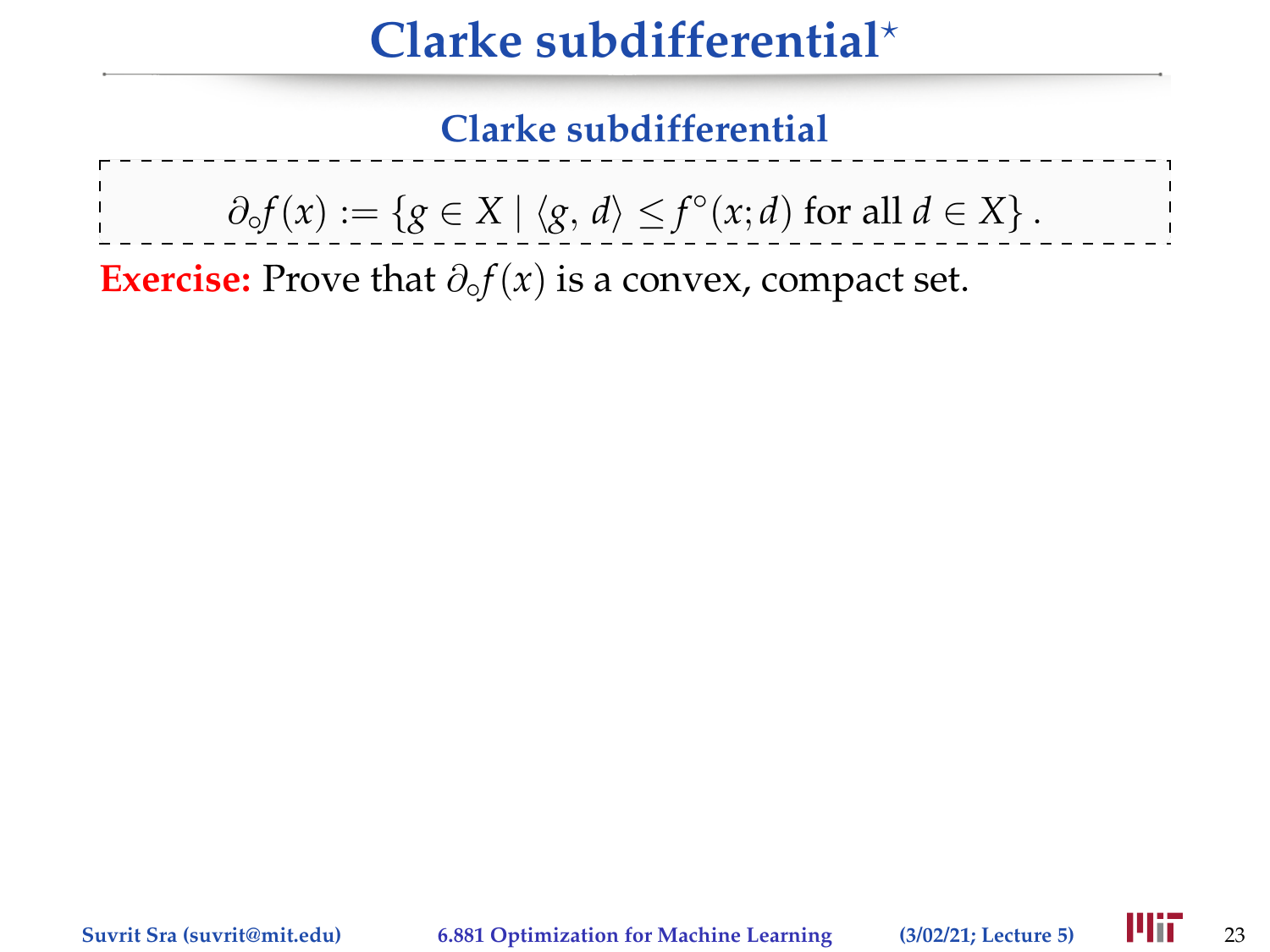# Clarke subdifferential*

## Clarke subdifferential

$$\partial_{\circ} f(x) := \{g \in X \mid \langle g, d \rangle \leq f^{\circ}(x; d) \text{ for all } d \in X\}.$$

**Exercise:** Prove that $\partial_{\circ} f(x)$ is a convex, compact set.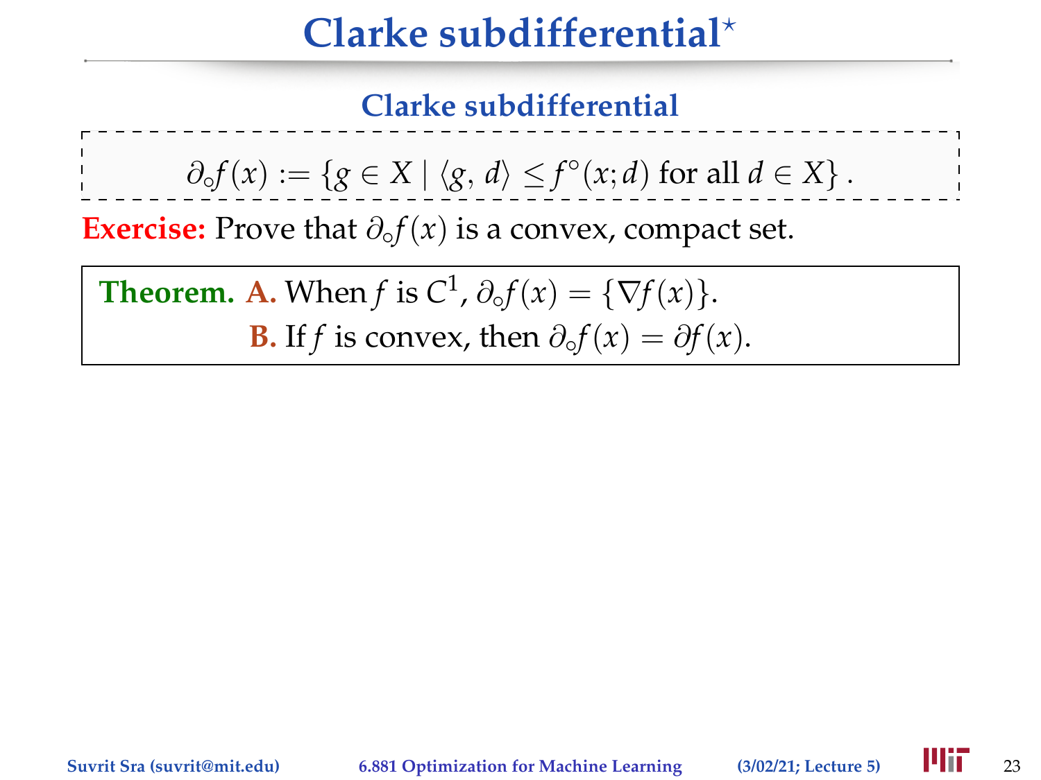# Clarke subdifferential*

## Clarke subdifferential

$$\partial_\circ f(x) := \{g \in X \mid \langle g, d\rangle \leq f^\circ(x; d) \text{ for all } d \in X\}.$$

**Exercise:** Prove that $\partial_\circ f(x)$ is a convex, compact set.

**Theorem.** **A.** When $f$ is $C^1$, $\partial_\circ f(x) = \{\nabla f(x)\}$.
**B.** If $f$ is convex, then $\partial_\circ f(x) = \partial f(x)$.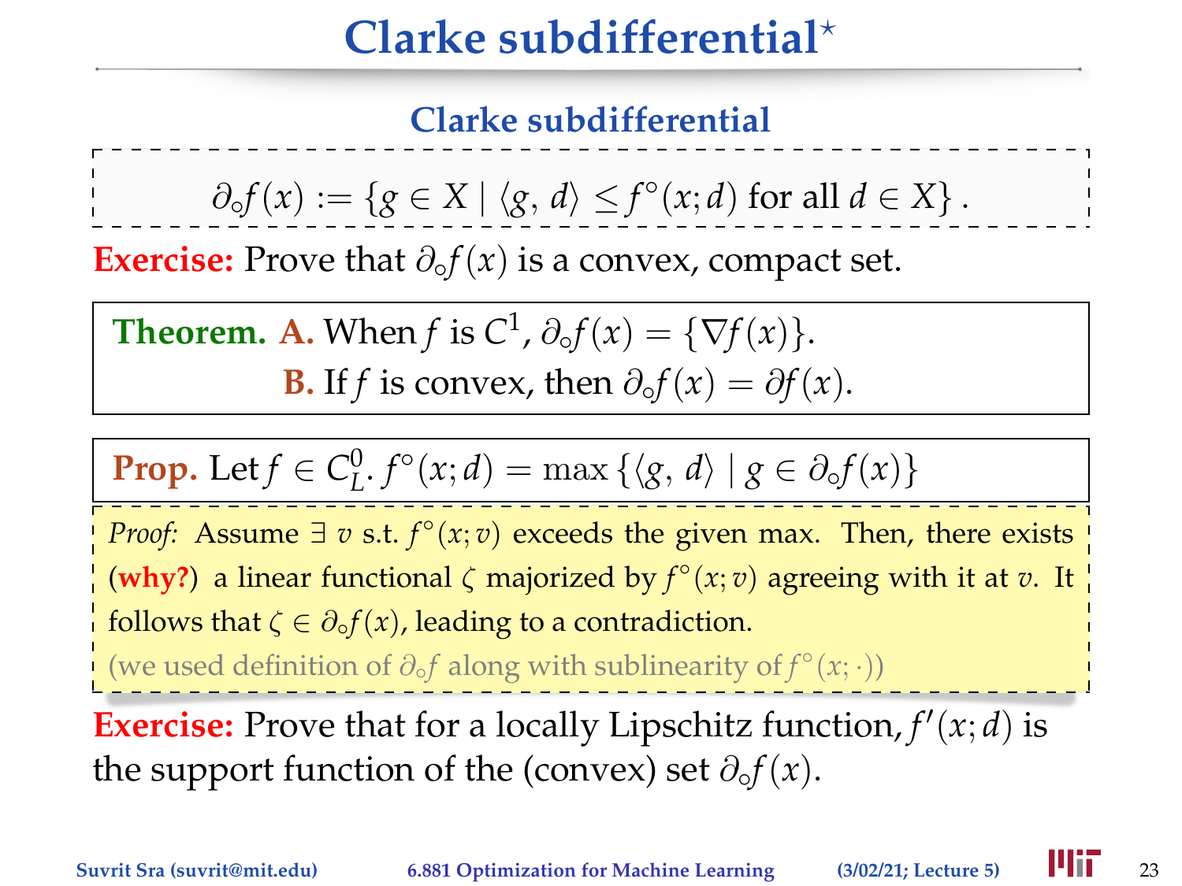# Clarke subdifferential*

## Clarke subdifferential

$$\partial_\circ f(x) := \{g \in X \mid \langle g, d \rangle \leq f^\circ(x; d) \text{ for all } d \in X\}.$$

**Exercise:** Prove that $\partial_\circ f(x)$ is a convex, compact set.

**Theorem. A.** When $f$ is $C^1$, $\partial_\circ f(x) = \{\nabla f(x)\}$.
**B.** If $f$ is convex, then $\partial_\circ f(x) = \partial f(x)$.

**Prop.** Let $f \in C_L^0$. $f^\circ(x; d) = \max\{\langle g, d \rangle \mid g \in \partial_\circ f(x)\}$

*Proof:* Assume $\exists\ v$ s.t. $f^\circ(x; v)$ exceeds the given max. Then, there exists (**why?**) a linear functional $\zeta$ majorized by $f^\circ(x; v)$ agreeing with it at $v$. It follows that $\zeta \in \partial_\circ f(x)$, leading to a contradiction.
(we used definition of $\partial_\circ f$ along with sublinearity of $f^\circ(x; \cdot)$)

**Exercise:** Prove that for a locally Lipschitz function, $f'(x; d)$ is the support function of the (convex) set $\partial_\circ f(x)$.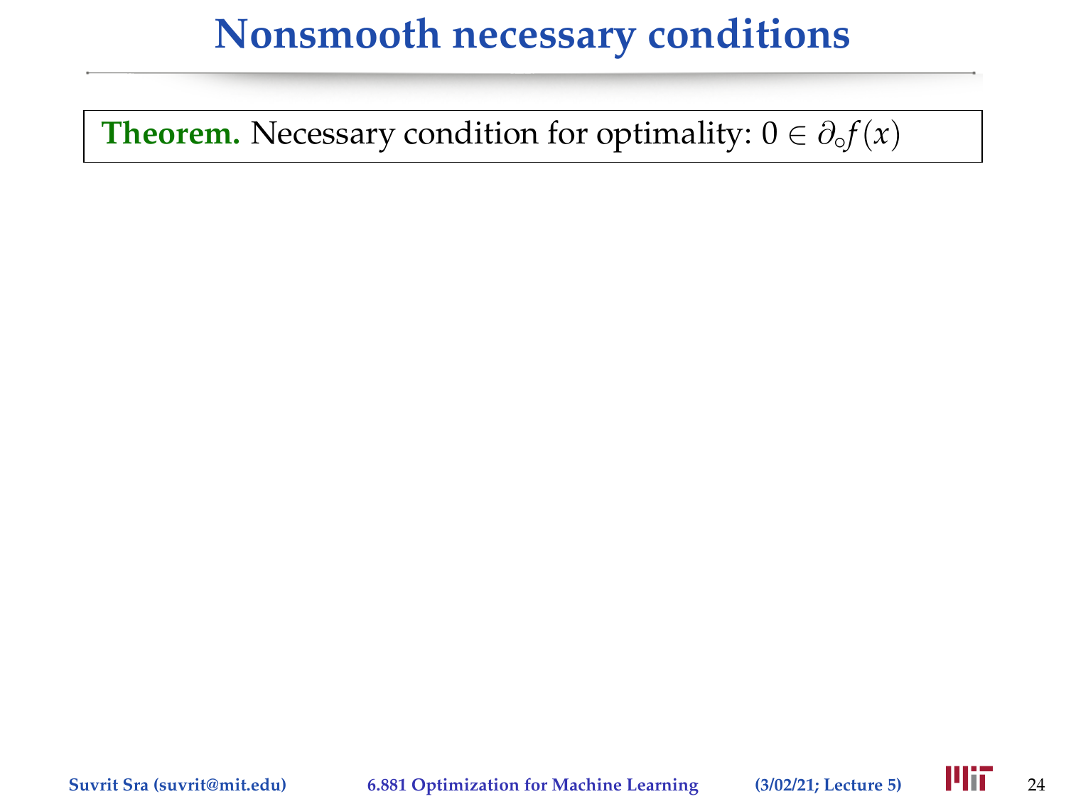# Nonsmooth necessary conditions

**Theorem.** Necessary condition for optimality: $0 \in \partial_\circ f(x)$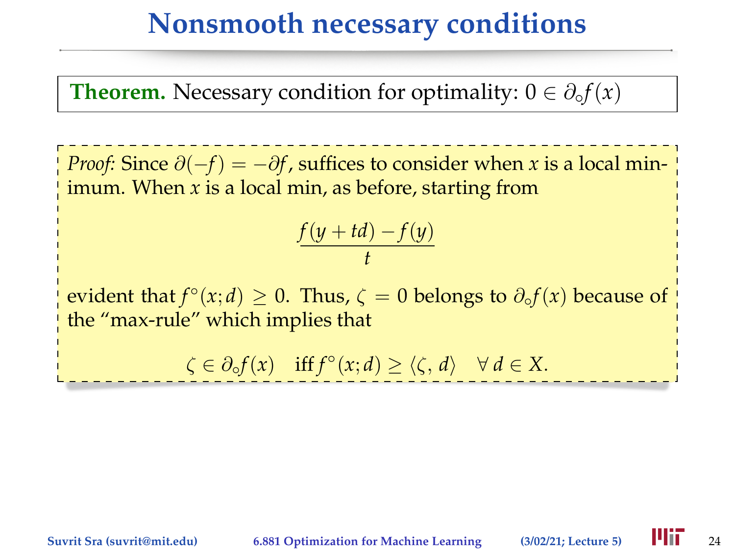# Nonsmooth necessary conditions

**Theorem.** Necessary condition for optimality: $0 \in \partial_\circ f(x)$

*Proof*: Since $\partial(-f) = -\partial f$, suffices to consider when $x$ is a local minimum. When $x$ is a local min, as before, starting from

$$\frac{f(y + td) - f(y)}{t}$$

evident that $f^\circ(x; d) \geq 0$. Thus, $\zeta = 0$ belongs to $\partial_\circ f(x)$ because of the "max-rule" which implies that

$$\zeta \in \partial_\circ f(x) \quad \text{iff } f^\circ(x; d) \geq \langle \zeta, d \rangle \quad \forall\, d \in X.$$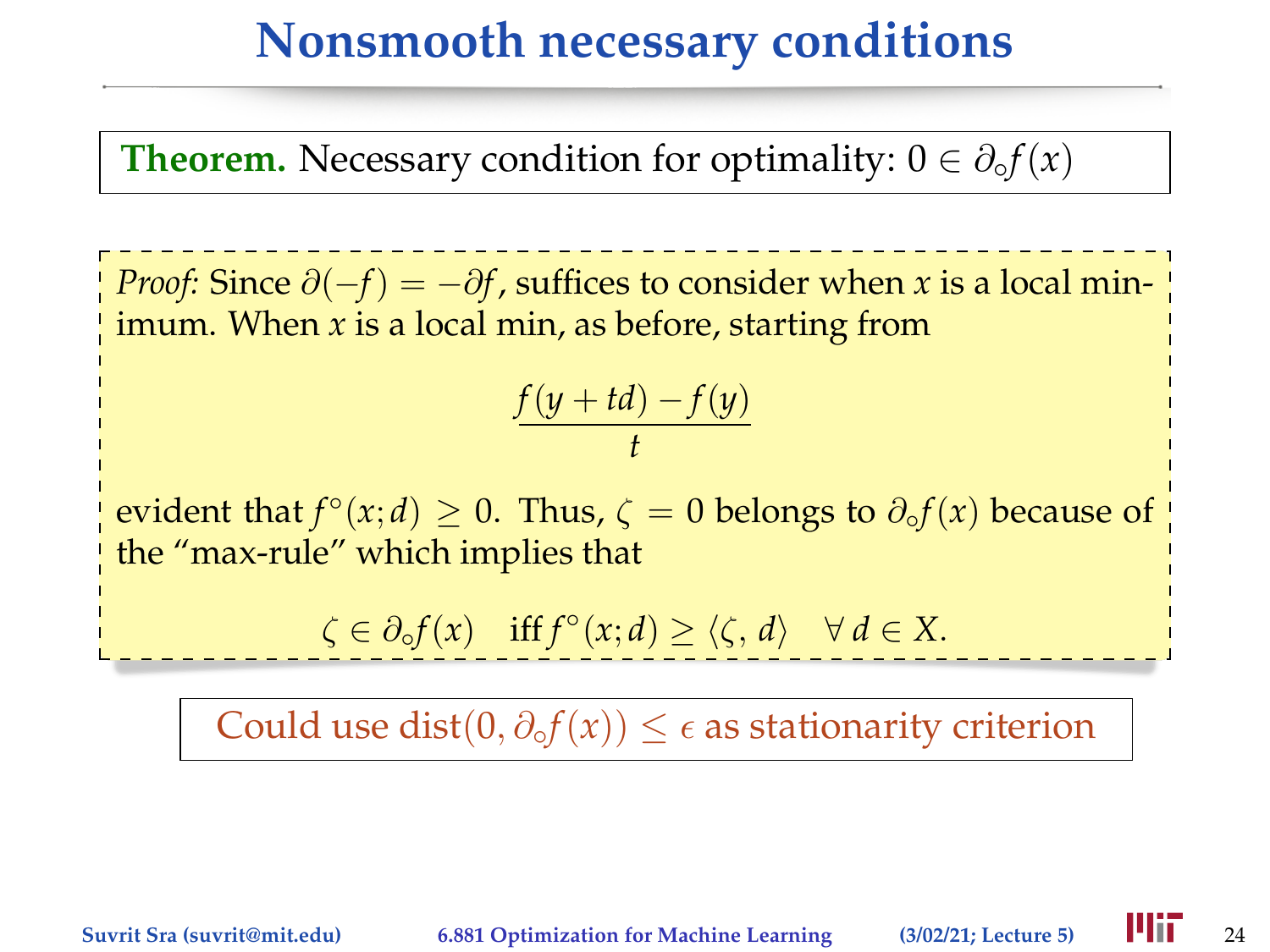# Nonsmooth necessary conditions

**Theorem.** Necessary condition for optimality: $0 \in \partial_\circ f(x)$

*Proof*: Since $\partial(-f) = -\partial f$, suffices to consider when $x$ is a local minimum. When $x$ is a local min, as before, starting from

$$\frac{f(y+td) - f(y)}{t}$$

evident that $f^\circ(x;d) \geq 0$. Thus, $\zeta = 0$ belongs to $\partial_\circ f(x)$ because of the "max-rule" which implies that

$$\zeta \in \partial_\circ f(x) \quad \text{iff } f^\circ(x;d) \geq \langle \zeta, d \rangle \quad \forall\, d \in X.$$

Could use $\text{dist}(0, \partial_\circ f(x)) \leq \epsilon$ as stationarity criterion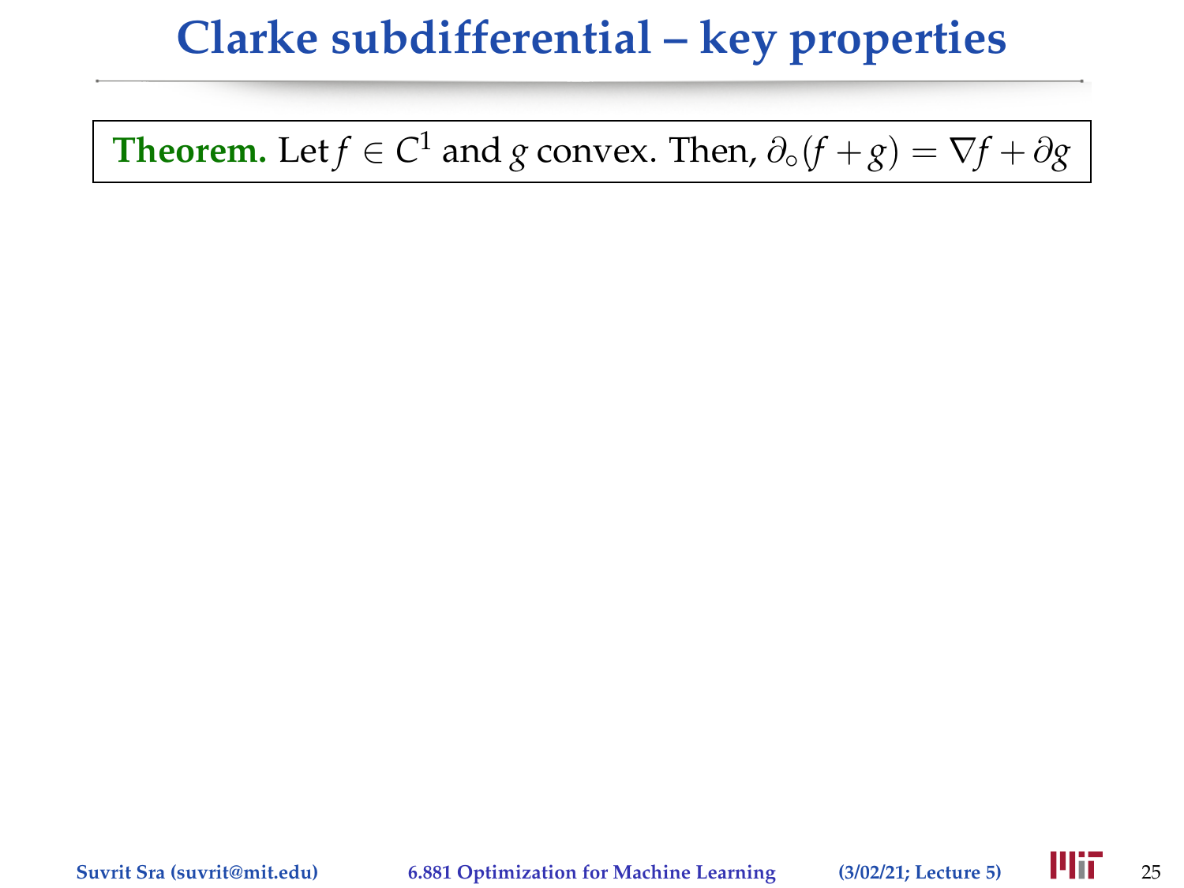# Clarke subdifferential – key properties

**Theorem.** Let $f \in C^1$ and $g$ convex. Then, $\partial_\circ(f + g) = \nabla f + \partial g$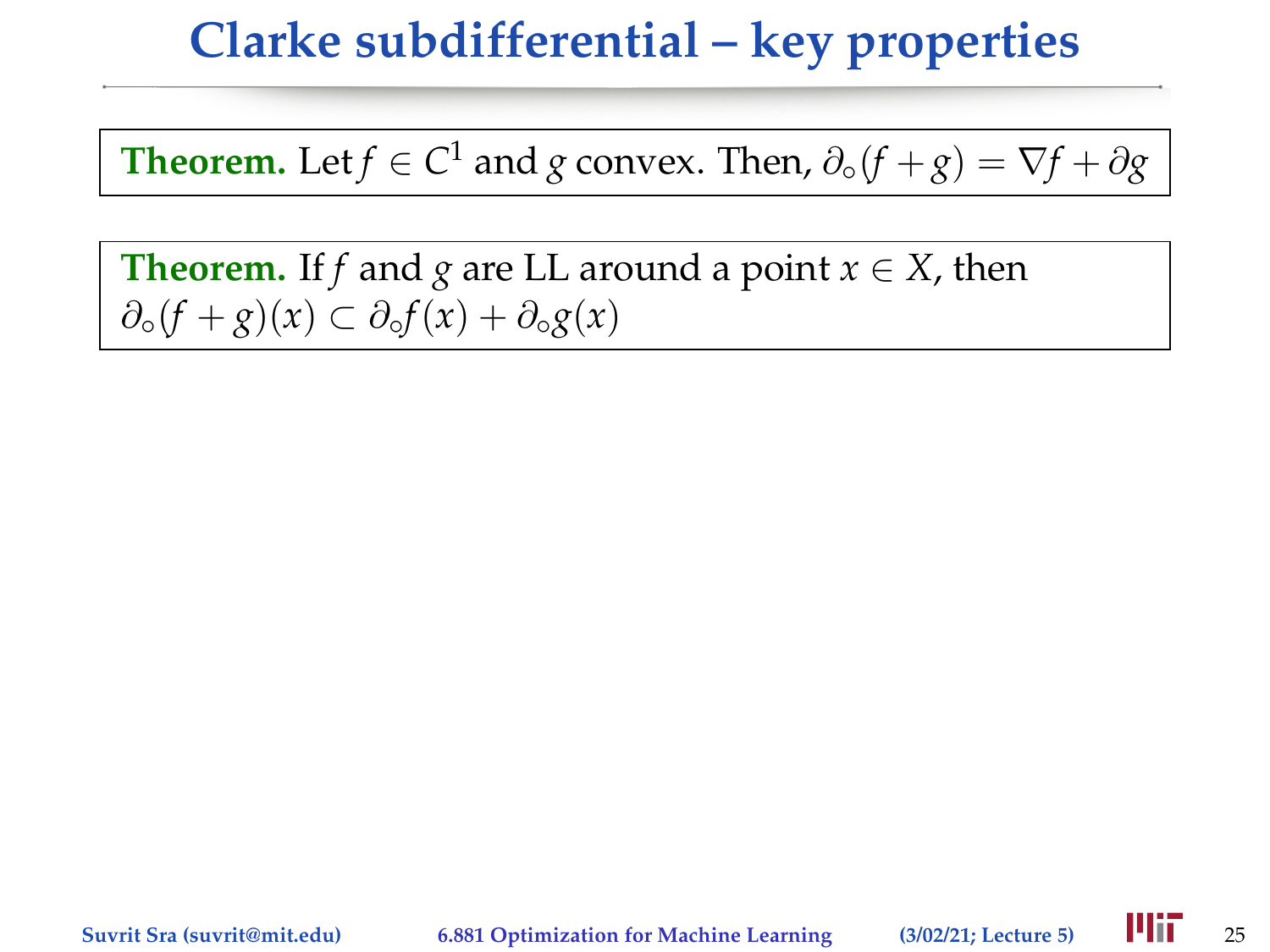# Clarke subdifferential – key properties

**Theorem.** Let $f \in C^1$ and $g$ convex. Then, $\partial_\circ(f+g) = \nabla f + \partial g$

**Theorem.** If $f$ and $g$ are LL around a point $x \in X$, then $\partial_\circ(f+g)(x) \subset \partial_\circ f(x) + \partial_\circ g(x)$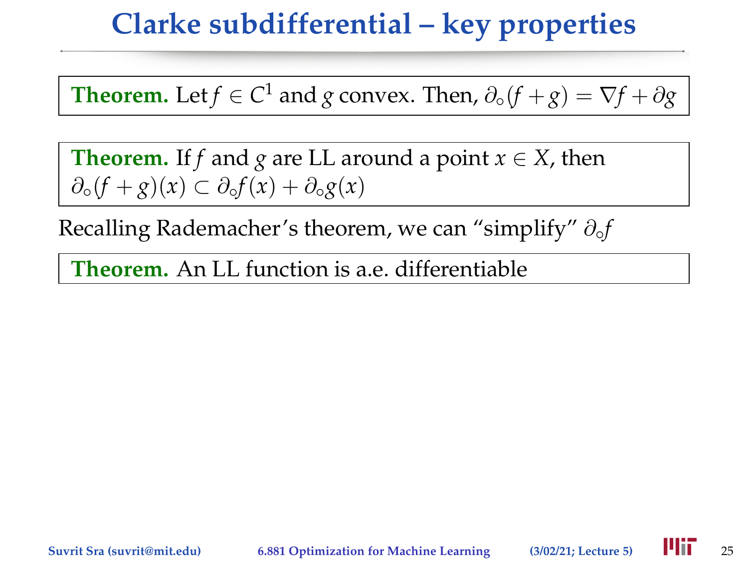# Clarke subdifferential – key properties

**Theorem.** Let $f \in C^1$ and $g$ convex. Then, $\partial_\circ(f+g) = \nabla f + \partial g$

**Theorem.** If $f$ and $g$ are LL around a point $x \in X$, then $\partial_\circ(f+g)(x) \subset \partial_\circ f(x) + \partial_\circ g(x)$

Recalling Rademacher's theorem, we can "simplify" $\partial_\circ f$

**Theorem.** An LL function is a.e. differentiable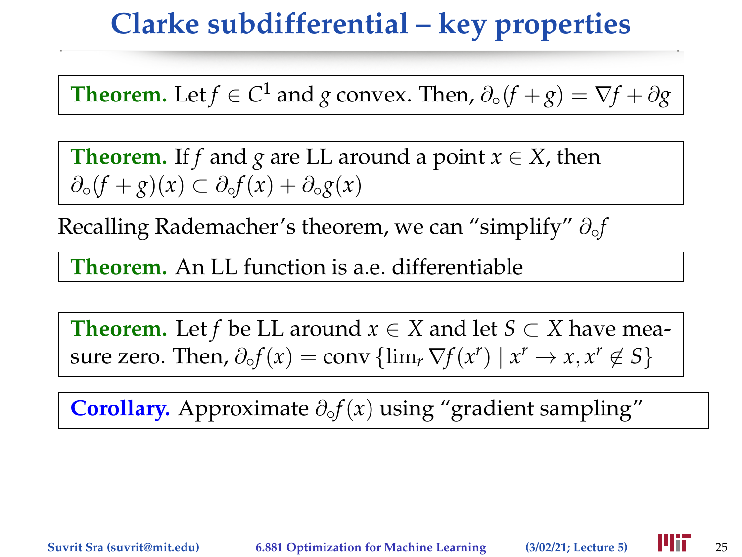# Clarke subdifferential – key properties

**Theorem.** Let $f \in C^1$ and $g$ convex. Then, $\partial_\circ(f+g) = \nabla f + \partial g$

**Theorem.** If $f$ and $g$ are LL around a point $x \in X$, then $\partial_\circ(f+g)(x) \subset \partial_\circ f(x) + \partial_\circ g(x)$

Recalling Rademacher's theorem, we can "simplify" $\partial_\circ f$

**Theorem.** An LL function is a.e. differentiable

**Theorem.** Let $f$ be LL around $x \in X$ and let $S \subset X$ have measure zero. Then, $\partial_\circ f(x) = \operatorname{conv}\{\lim_r \nabla f(x^r) \mid x^r \to x, x^r \notin S\}$

**Corollary.** Approximate $\partial_\circ f(x)$ using "gradient sampling"